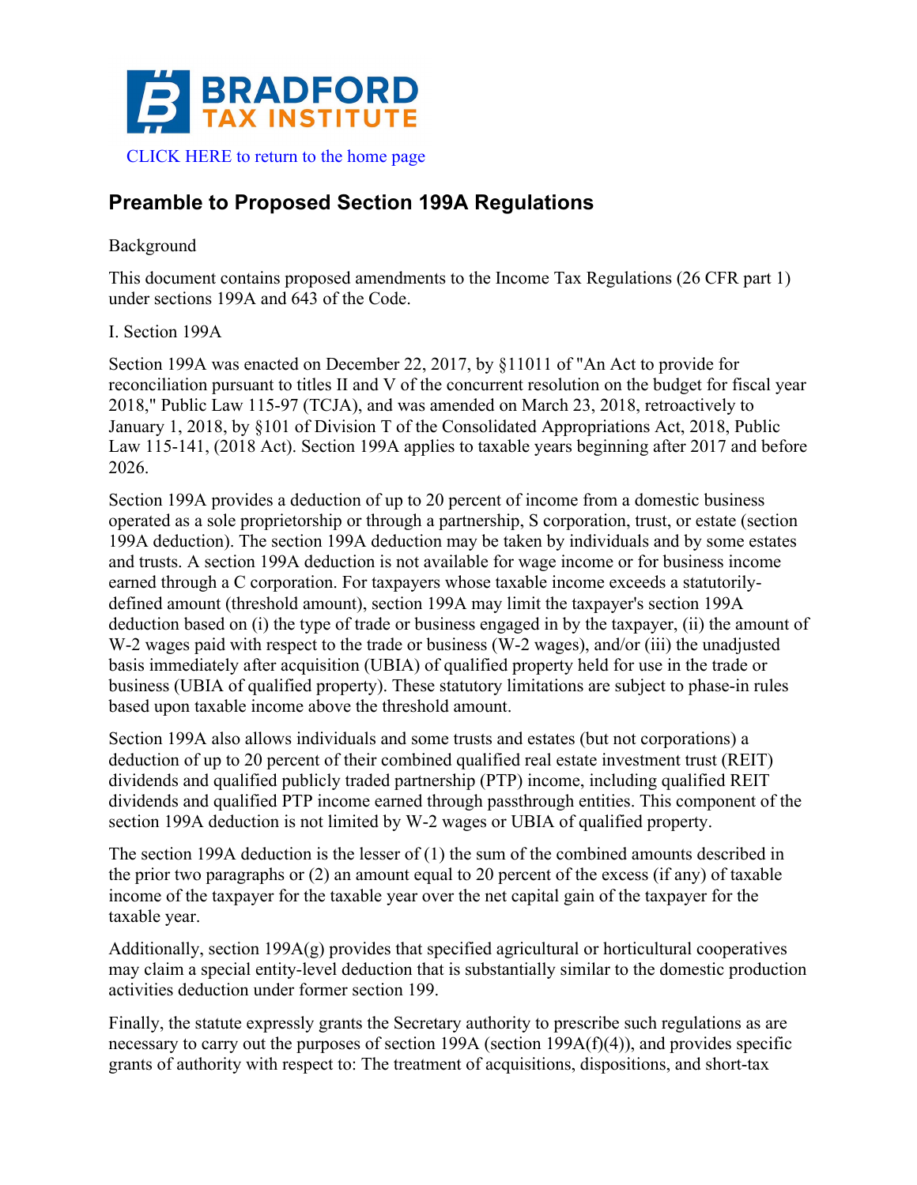CLICK HERE to return to the home page

## Preamble to Proposed Section 199A Regulations

Background

This document contains proposed amendments to the Income Tax Regulations (26 CFR part 1) under sections 199A and 643 of the Code.

I. Section 199A

Section 199A was enacted on December 22, 2017, by §11011 of "An Act to provide for reconciliation pursuant to titles II and V of the concurrent resolution on the budget for fiscal year 2018," Public Law 115-97 (TCJA), and was amended on March 23, 2018, retroactively to January 1, 2018, by §101 of Division T of the Consolidated Appropriations Act, 2018, Public Law 115-141, (2018 Act). Section 199A applies to taxable years beginning after 2017 and before 2026.

Section 199A provides a deduction of up to 20 percent of income from a domestic business operated as a sole proprietorship or through a partnership, S corporation, trust, or estate (section 199A deduction). The section 199A deduction may be taken by individuals and by some estates and trusts. A section 199A deduction is not available for wage income or for business income earned through a C corporation. For taxpayers whose taxable income exceeds a statutorily-defined amount (threshold amount), section 199A may limit the taxpayer's section 199A deduction based on (i) the type of trade or business engaged in by the taxpayer, (ii) the amount of W-2 wages paid with respect to the trade or business (W-2 wages), and/or (iii) the unadjusted basis immediately after acquisition (UBIA) of qualified property held for use in the trade or business (UBIA of qualified property). These statutory limitations are subject to phase-in rules based upon taxable income above the threshold amount.

Section 199A also allows individuals and some trusts and estates (but not corporations) a deduction of up to 20 percent of their combined qualified real estate investment trust (REIT) dividends and qualified publicly traded partnership (PTP) income, including qualified REIT dividends and qualified PTP income earned through passthrough entities. This component of the section 199A deduction is not limited by W-2 wages or UBIA of qualified property.

The section 199A deduction is the lesser of (1) the sum of the combined amounts described in the prior two paragraphs or (2) an amount equal to 20 percent of the excess (if any) of taxable income of the taxpayer for the taxable year over the net capital gain of the taxpayer for the taxable year.

Additionally, section 199A(g) provides that specified agricultural or horticultural cooperatives may claim a special entity-level deduction that is substantially similar to the domestic production activities deduction under former section 199.

Finally, the statute expressly grants the Secretary authority to prescribe such regulations as are necessary to carry out the purposes of section 199A (section 199A(f)(4)), and provides specific grants of authority with respect to: The treatment of acquisitions, dispositions, and short-tax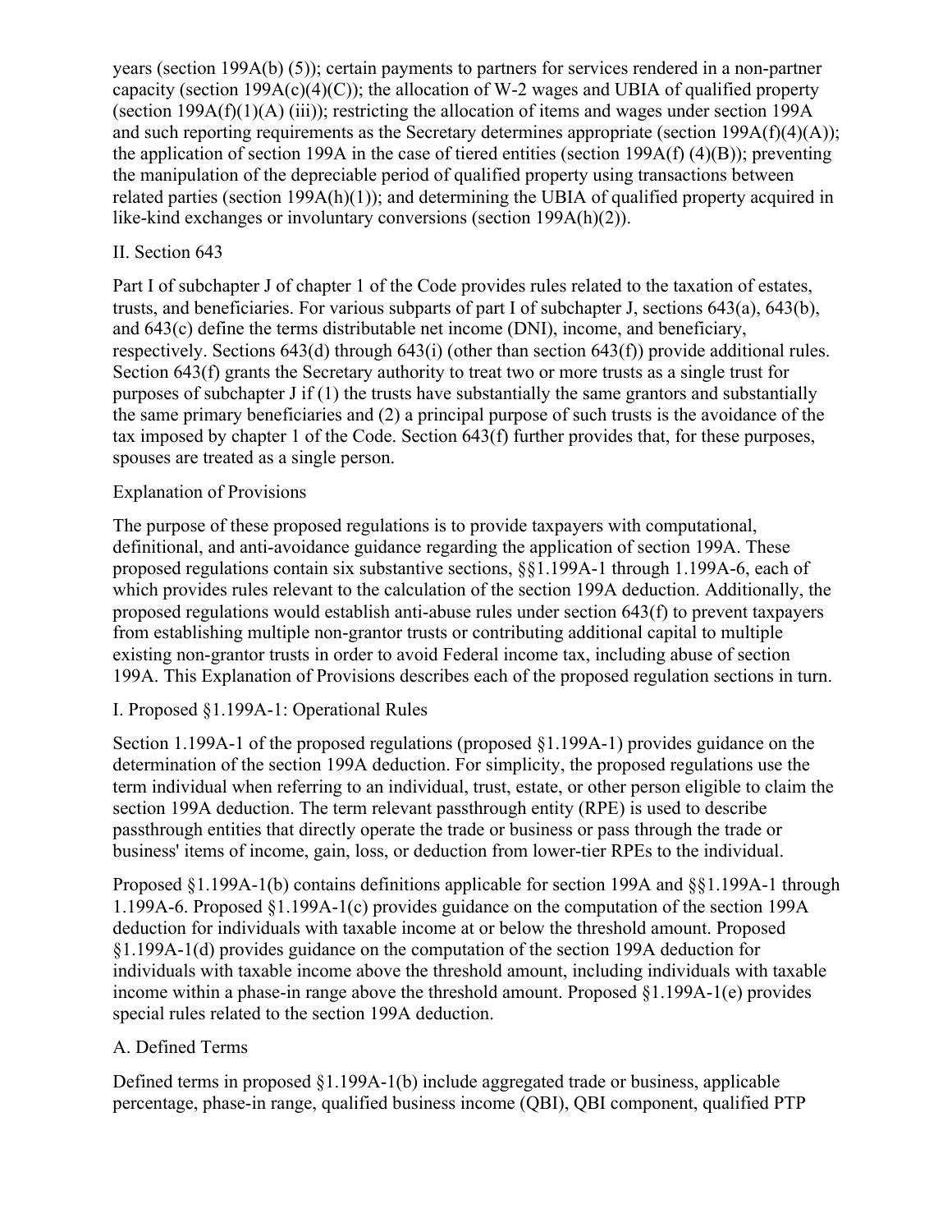years (section 199A(b) (5)); certain payments to partners for services rendered in a non-partner capacity (section 199A(c)(4)(C)); the allocation of W-2 wages and UBIA of qualified property (section 199A(f)(1)(A) (iii)); restricting the allocation of items and wages under section 199A and such reporting requirements as the Secretary determines appropriate (section 199A(f)(4)(A)); the application of section 199A in the case of tiered entities (section 199A(f) (4)(B)); preventing the manipulation of the depreciable period of qualified property using transactions between related parties (section 199A(h)(1)); and determining the UBIA of qualified property acquired in like-kind exchanges or involuntary conversions (section 199A(h)(2)).

II. Section 643

Part I of subchapter J of chapter 1 of the Code provides rules related to the taxation of estates, trusts, and beneficiaries. For various subparts of part I of subchapter J, sections 643(a), 643(b), and 643(c) define the terms distributable net income (DNI), income, and beneficiary, respectively. Sections 643(d) through 643(i) (other than section 643(f)) provide additional rules. Section 643(f) grants the Secretary authority to treat two or more trusts as a single trust for purposes of subchapter J if (1) the trusts have substantially the same grantors and substantially the same primary beneficiaries and (2) a principal purpose of such trusts is the avoidance of the tax imposed by chapter 1 of the Code. Section 643(f) further provides that, for these purposes, spouses are treated as a single person.

Explanation of Provisions

The purpose of these proposed regulations is to provide taxpayers with computational, definitional, and anti-avoidance guidance regarding the application of section 199A. These proposed regulations contain six substantive sections, §§1.199A-1 through 1.199A-6, each of which provides rules relevant to the calculation of the section 199A deduction. Additionally, the proposed regulations would establish anti-abuse rules under section 643(f) to prevent taxpayers from establishing multiple non-grantor trusts or contributing additional capital to multiple existing non-grantor trusts in order to avoid Federal income tax, including abuse of section 199A. This Explanation of Provisions describes each of the proposed regulation sections in turn.

I. Proposed §1.199A-1: Operational Rules

Section 1.199A-1 of the proposed regulations (proposed §1.199A-1) provides guidance on the determination of the section 199A deduction. For simplicity, the proposed regulations use the term individual when referring to an individual, trust, estate, or other person eligible to claim the section 199A deduction. The term relevant passthrough entity (RPE) is used to describe passthrough entities that directly operate the trade or business or pass through the trade or business' items of income, gain, loss, or deduction from lower-tier RPEs to the individual.

Proposed §1.199A-1(b) contains definitions applicable for section 199A and §§1.199A-1 through 1.199A-6. Proposed §1.199A-1(c) provides guidance on the computation of the section 199A deduction for individuals with taxable income at or below the threshold amount. Proposed §1.199A-1(d) provides guidance on the computation of the section 199A deduction for individuals with taxable income above the threshold amount, including individuals with taxable income within a phase-in range above the threshold amount. Proposed §1.199A-1(e) provides special rules related to the section 199A deduction.

A. Defined Terms

Defined terms in proposed §1.199A-1(b) include aggregated trade or business, applicable percentage, phase-in range, qualified business income (QBI), QBI component, qualified PTP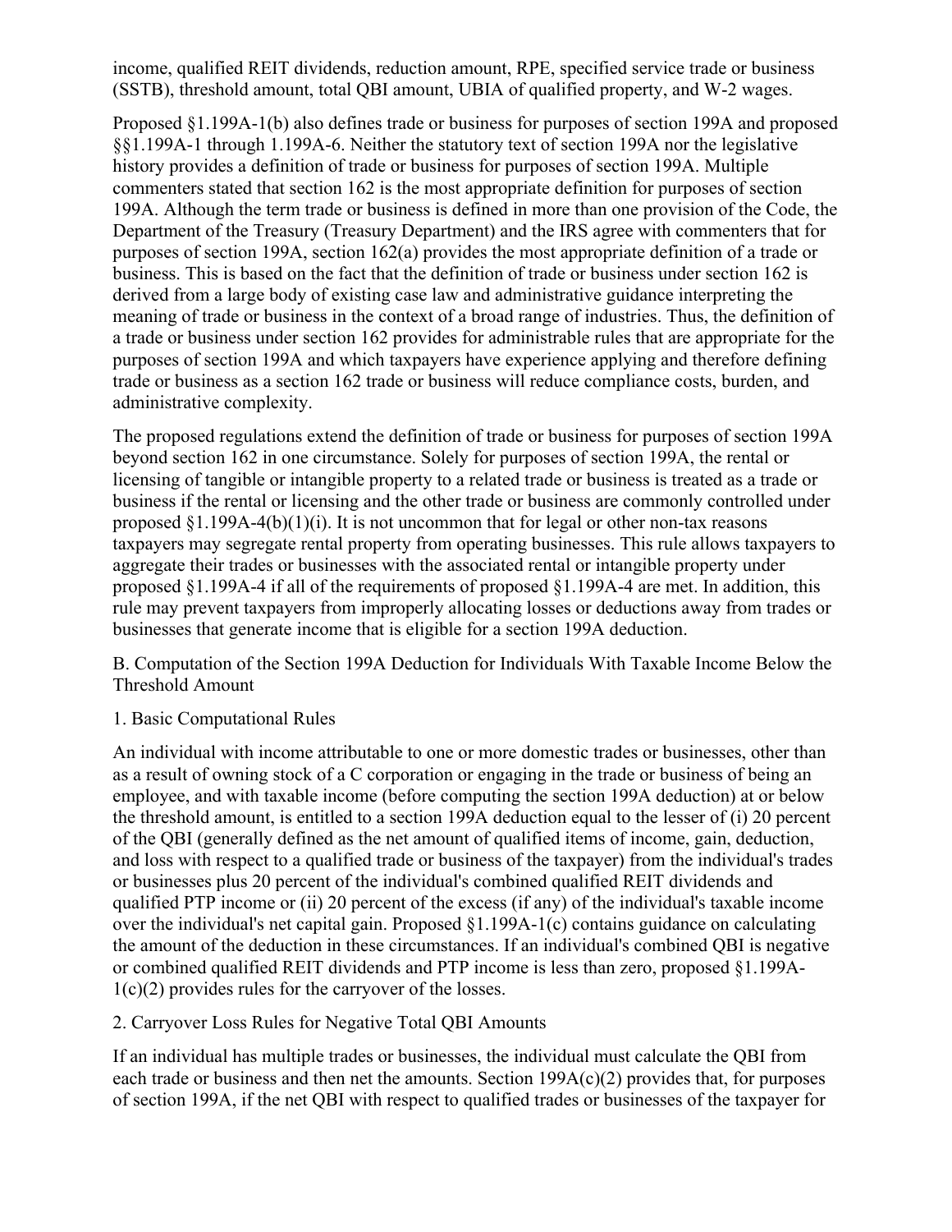income, qualified REIT dividends, reduction amount, RPE, specified service trade or business (SSTB), threshold amount, total QBI amount, UBIA of qualified property, and W-2 wages.

Proposed §1.199A-1(b) also defines trade or business for purposes of section 199A and proposed §§1.199A-1 through 1.199A-6. Neither the statutory text of section 199A nor the legislative history provides a definition of trade or business for purposes of section 199A. Multiple commenters stated that section 162 is the most appropriate definition for purposes of section 199A. Although the term trade or business is defined in more than one provision of the Code, the Department of the Treasury (Treasury Department) and the IRS agree with commenters that for purposes of section 199A, section 162(a) provides the most appropriate definition of a trade or business. This is based on the fact that the definition of trade or business under section 162 is derived from a large body of existing case law and administrative guidance interpreting the meaning of trade or business in the context of a broad range of industries. Thus, the definition of a trade or business under section 162 provides for administrable rules that are appropriate for the purposes of section 199A and which taxpayers have experience applying and therefore defining trade or business as a section 162 trade or business will reduce compliance costs, burden, and administrative complexity.

The proposed regulations extend the definition of trade or business for purposes of section 199A beyond section 162 in one circumstance. Solely for purposes of section 199A, the rental or licensing of tangible or intangible property to a related trade or business is treated as a trade or business if the rental or licensing and the other trade or business are commonly controlled under proposed §1.199A-4(b)(1)(i). It is not uncommon that for legal or other non-tax reasons taxpayers may segregate rental property from operating businesses. This rule allows taxpayers to aggregate their trades or businesses with the associated rental or intangible property under proposed §1.199A-4 if all of the requirements of proposed §1.199A-4 are met. In addition, this rule may prevent taxpayers from improperly allocating losses or deductions away from trades or businesses that generate income that is eligible for a section 199A deduction.

B. Computation of the Section 199A Deduction for Individuals With Taxable Income Below the Threshold Amount

1. Basic Computational Rules

An individual with income attributable to one or more domestic trades or businesses, other than as a result of owning stock of a C corporation or engaging in the trade or business of being an employee, and with taxable income (before computing the section 199A deduction) at or below the threshold amount, is entitled to a section 199A deduction equal to the lesser of (i) 20 percent of the QBI (generally defined as the net amount of qualified items of income, gain, deduction, and loss with respect to a qualified trade or business of the taxpayer) from the individual's trades or businesses plus 20 percent of the individual's combined qualified REIT dividends and qualified PTP income or (ii) 20 percent of the excess (if any) of the individual's taxable income over the individual's net capital gain. Proposed §1.199A-1(c) contains guidance on calculating the amount of the deduction in these circumstances. If an individual's combined QBI is negative or combined qualified REIT dividends and PTP income is less than zero, proposed §1.199A-1(c)(2) provides rules for the carryover of the losses.

2. Carryover Loss Rules for Negative Total QBI Amounts

If an individual has multiple trades or businesses, the individual must calculate the QBI from each trade or business and then net the amounts. Section 199A(c)(2) provides that, for purposes of section 199A, if the net QBI with respect to qualified trades or businesses of the taxpayer for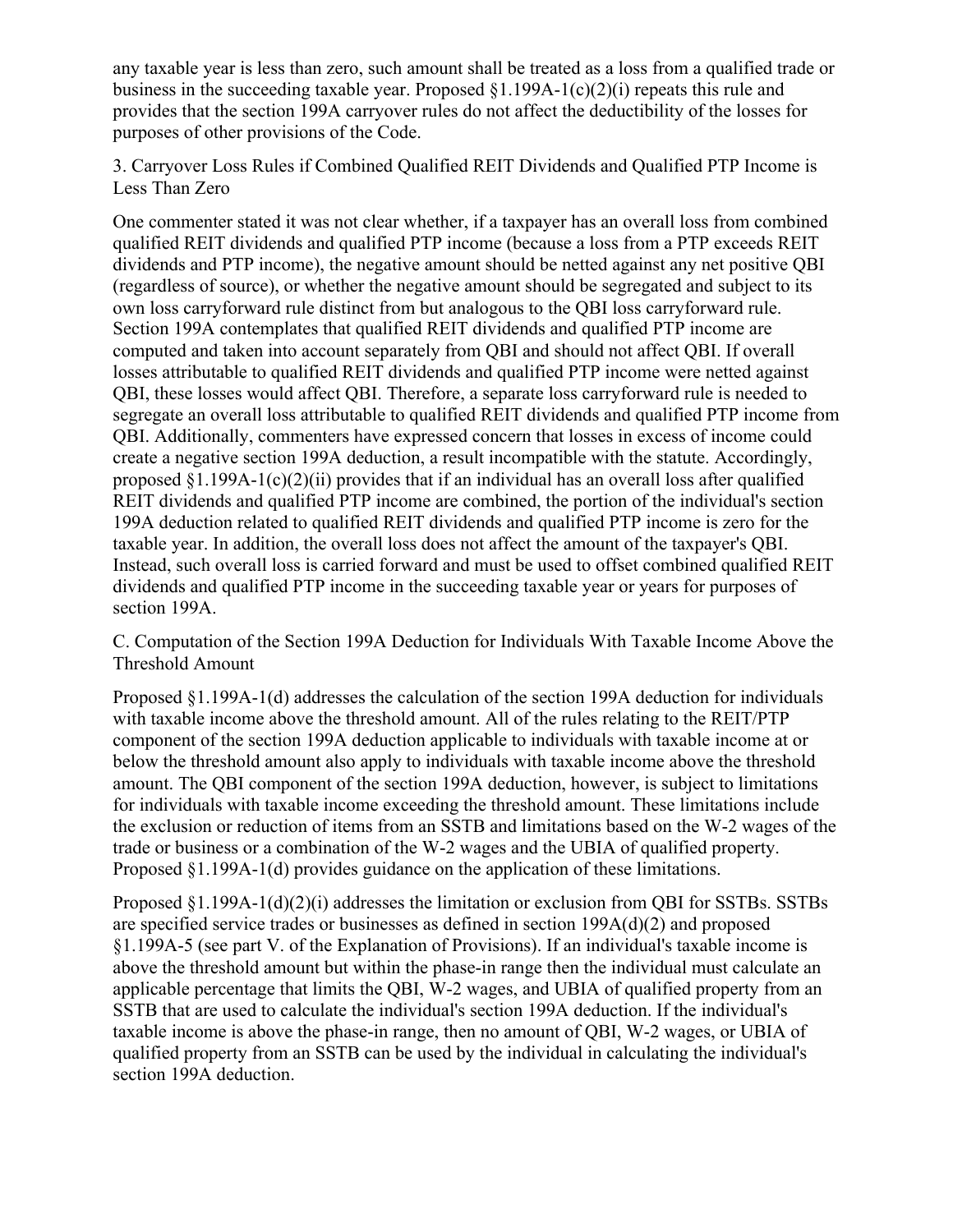any taxable year is less than zero, such amount shall be treated as a loss from a qualified trade or business in the succeeding taxable year. Proposed §1.199A-1(c)(2)(i) repeats this rule and provides that the section 199A carryover rules do not affect the deductibility of the losses for purposes of other provisions of the Code.

### 3. Carryover Loss Rules if Combined Qualified REIT Dividends and Qualified PTP Income is Less Than Zero

One commenter stated it was not clear whether, if a taxpayer has an overall loss from combined qualified REIT dividends and qualified PTP income (because a loss from a PTP exceeds REIT dividends and PTP income), the negative amount should be netted against any net positive QBI (regardless of source), or whether the negative amount should be segregated and subject to its own loss carryforward rule distinct from but analogous to the QBI loss carryforward rule. Section 199A contemplates that qualified REIT dividends and qualified PTP income are computed and taken into account separately from QBI and should not affect QBI. If overall losses attributable to qualified REIT dividends and qualified PTP income were netted against QBI, these losses would affect QBI. Therefore, a separate loss carryforward rule is needed to segregate an overall loss attributable to qualified REIT dividends and qualified PTP income from QBI. Additionally, commenters have expressed concern that losses in excess of income could create a negative section 199A deduction, a result incompatible with the statute. Accordingly, proposed §1.199A-1(c)(2)(ii) provides that if an individual has an overall loss after qualified REIT dividends and qualified PTP income are combined, the portion of the individual's section 199A deduction related to qualified REIT dividends and qualified PTP income is zero for the taxable year. In addition, the overall loss does not affect the amount of the taxpayer's QBI. Instead, such overall loss is carried forward and must be used to offset combined qualified REIT dividends and qualified PTP income in the succeeding taxable year or years for purposes of section 199A.

## C. Computation of the Section 199A Deduction for Individuals With Taxable Income Above the Threshold Amount

Proposed §1.199A-1(d) addresses the calculation of the section 199A deduction for individuals with taxable income above the threshold amount. All of the rules relating to the REIT/PTP component of the section 199A deduction applicable to individuals with taxable income at or below the threshold amount also apply to individuals with taxable income above the threshold amount. The QBI component of the section 199A deduction, however, is subject to limitations for individuals with taxable income exceeding the threshold amount. These limitations include the exclusion or reduction of items from an SSTB and limitations based on the W-2 wages of the trade or business or a combination of the W-2 wages and the UBIA of qualified property. Proposed §1.199A-1(d) provides guidance on the application of these limitations.

Proposed §1.199A-1(d)(2)(i) addresses the limitation or exclusion from QBI for SSTBs. SSTBs are specified service trades or businesses as defined in section 199A(d)(2) and proposed §1.199A-5 (see part V. of the Explanation of Provisions). If an individual's taxable income is above the threshold amount but within the phase-in range then the individual must calculate an applicable percentage that limits the QBI, W-2 wages, and UBIA of qualified property from an SSTB that are used to calculate the individual's section 199A deduction. If the individual's taxable income is above the phase-in range, then no amount of QBI, W-2 wages, or UBIA of qualified property from an SSTB can be used by the individual in calculating the individual's section 199A deduction.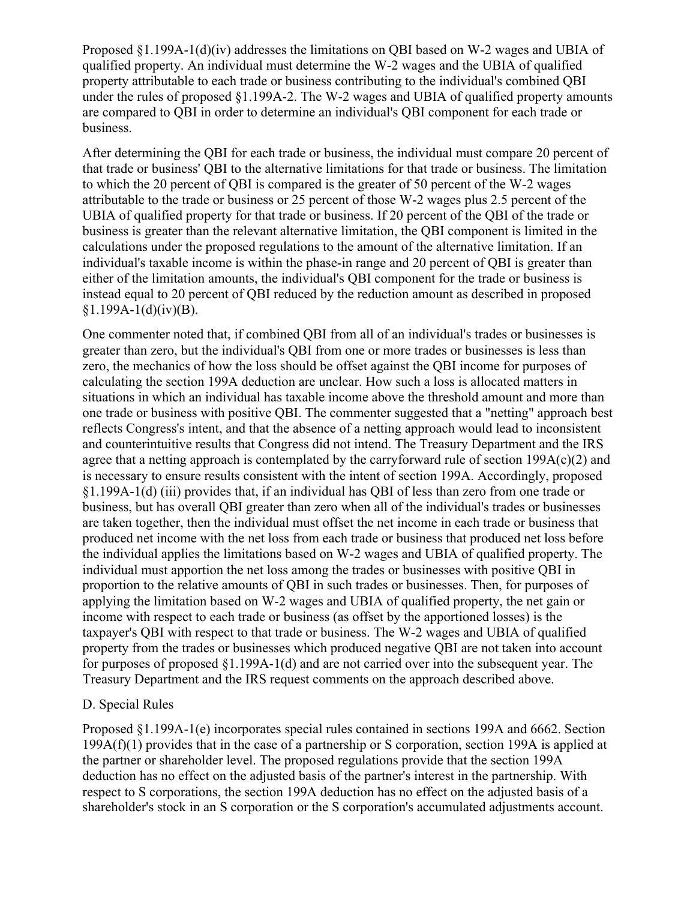Proposed §1.199A-1(d)(iv) addresses the limitations on QBI based on W-2 wages and UBIA of qualified property. An individual must determine the W-2 wages and the UBIA of qualified property attributable to each trade or business contributing to the individual's combined QBI under the rules of proposed §1.199A-2. The W-2 wages and UBIA of qualified property amounts are compared to QBI in order to determine an individual's QBI component for each trade or business.

After determining the QBI for each trade or business, the individual must compare 20 percent of that trade or business' QBI to the alternative limitations for that trade or business. The limitation to which the 20 percent of QBI is compared is the greater of 50 percent of the W-2 wages attributable to the trade or business or 25 percent of those W-2 wages plus 2.5 percent of the UBIA of qualified property for that trade or business. If 20 percent of the QBI of the trade or business is greater than the relevant alternative limitation, the QBI component is limited in the calculations under the proposed regulations to the amount of the alternative limitation. If an individual's taxable income is within the phase-in range and 20 percent of QBI is greater than either of the limitation amounts, the individual's QBI component for the trade or business is instead equal to 20 percent of QBI reduced by the reduction amount as described in proposed §1.199A-1(d)(iv)(B).

One commenter noted that, if combined QBI from all of an individual's trades or businesses is greater than zero, but the individual's QBI from one or more trades or businesses is less than zero, the mechanics of how the loss should be offset against the QBI income for purposes of calculating the section 199A deduction are unclear. How such a loss is allocated matters in situations in which an individual has taxable income above the threshold amount and more than one trade or business with positive QBI. The commenter suggested that a "netting" approach best reflects Congress's intent, and that the absence of a netting approach would lead to inconsistent and counterintuitive results that Congress did not intend. The Treasury Department and the IRS agree that a netting approach is contemplated by the carryforward rule of section 199A(c)(2) and is necessary to ensure results consistent with the intent of section 199A. Accordingly, proposed §1.199A-1(d) (iii) provides that, if an individual has QBI of less than zero from one trade or business, but has overall QBI greater than zero when all of the individual's trades or businesses are taken together, then the individual must offset the net income in each trade or business that produced net income with the net loss from each trade or business that produced net loss before the individual applies the limitations based on W-2 wages and UBIA of qualified property. The individual must apportion the net loss among the trades or businesses with positive QBI in proportion to the relative amounts of QBI in such trades or businesses. Then, for purposes of applying the limitation based on W-2 wages and UBIA of qualified property, the net gain or income with respect to each trade or business (as offset by the apportioned losses) is the taxpayer's QBI with respect to that trade or business. The W-2 wages and UBIA of qualified property from the trades or businesses which produced negative QBI are not taken into account for purposes of proposed §1.199A-1(d) and are not carried over into the subsequent year. The Treasury Department and the IRS request comments on the approach described above.

D. Special Rules

Proposed §1.199A-1(e) incorporates special rules contained in sections 199A and 6662. Section 199A(f)(1) provides that in the case of a partnership or S corporation, section 199A is applied at the partner or shareholder level. The proposed regulations provide that the section 199A deduction has no effect on the adjusted basis of the partner's interest in the partnership. With respect to S corporations, the section 199A deduction has no effect on the adjusted basis of a shareholder's stock in an S corporation or the S corporation's accumulated adjustments account.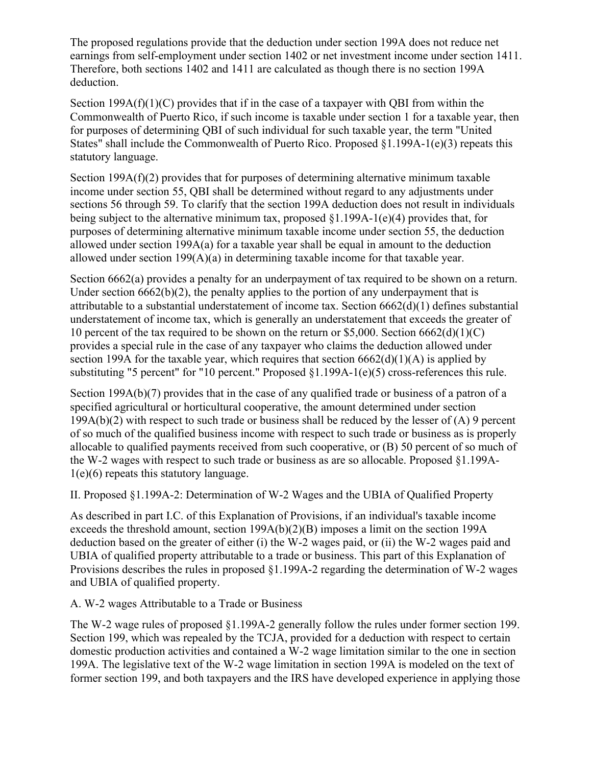The proposed regulations provide that the deduction under section 199A does not reduce net earnings from self-employment under section 1402 or net investment income under section 1411. Therefore, both sections 1402 and 1411 are calculated as though there is no section 199A deduction.

Section 199A(f)(1)(C) provides that if in the case of a taxpayer with QBI from within the Commonwealth of Puerto Rico, if such income is taxable under section 1 for a taxable year, then for purposes of determining QBI of such individual for such taxable year, the term "United States" shall include the Commonwealth of Puerto Rico. Proposed §1.199A-1(e)(3) repeats this statutory language.

Section 199A(f)(2) provides that for purposes of determining alternative minimum taxable income under section 55, QBI shall be determined without regard to any adjustments under sections 56 through 59. To clarify that the section 199A deduction does not result in individuals being subject to the alternative minimum tax, proposed §1.199A-1(e)(4) provides that, for purposes of determining alternative minimum taxable income under section 55, the deduction allowed under section 199A(a) for a taxable year shall be equal in amount to the deduction allowed under section 199(A)(a) in determining taxable income for that taxable year.

Section 6662(a) provides a penalty for an underpayment of tax required to be shown on a return. Under section 6662(b)(2), the penalty applies to the portion of any underpayment that is attributable to a substantial understatement of income tax. Section 6662(d)(1) defines substantial understatement of income tax, which is generally an understatement that exceeds the greater of 10 percent of the tax required to be shown on the return or $5,000. Section 6662(d)(1)(C) provides a special rule in the case of any taxpayer who claims the deduction allowed under section 199A for the taxable year, which requires that section 6662(d)(1)(A) is applied by substituting "5 percent" for "10 percent." Proposed §1.199A-1(e)(5) cross-references this rule.

Section 199A(b)(7) provides that in the case of any qualified trade or business of a patron of a specified agricultural or horticultural cooperative, the amount determined under section 199A(b)(2) with respect to such trade or business shall be reduced by the lesser of (A) 9 percent of so much of the qualified business income with respect to such trade or business as is properly allocable to qualified payments received from such cooperative, or (B) 50 percent of so much of the W-2 wages with respect to such trade or business as are so allocable. Proposed §1.199A-1(e)(6) repeats this statutory language.

## II. Proposed §1.199A-2: Determination of W-2 Wages and the UBIA of Qualified Property

As described in part I.C. of this Explanation of Provisions, if an individual's taxable income exceeds the threshold amount, section 199A(b)(2)(B) imposes a limit on the section 199A deduction based on the greater of either (i) the W-2 wages paid, or (ii) the W-2 wages paid and UBIA of qualified property attributable to a trade or business. This part of this Explanation of Provisions describes the rules in proposed §1.199A-2 regarding the determination of W-2 wages and UBIA of qualified property.

### A. W-2 wages Attributable to a Trade or Business

The W-2 wage rules of proposed §1.199A-2 generally follow the rules under former section 199. Section 199, which was repealed by the TCJA, provided for a deduction with respect to certain domestic production activities and contained a W-2 wage limitation similar to the one in section 199A. The legislative text of the W-2 wage limitation in section 199A is modeled on the text of former section 199, and both taxpayers and the IRS have developed experience in applying those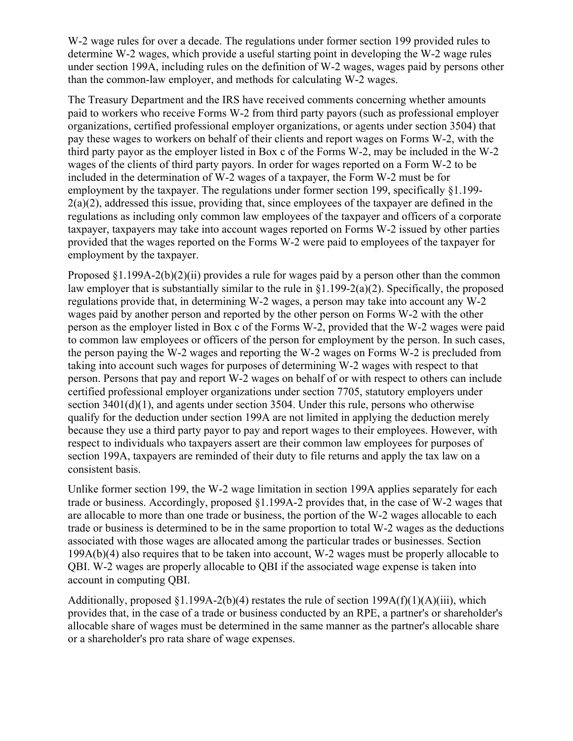W-2 wage rules for over a decade. The regulations under former section 199 provided rules to determine W-2 wages, which provide a useful starting point in developing the W-2 wage rules under section 199A, including rules on the definition of W-2 wages, wages paid by persons other than the common-law employer, and methods for calculating W-2 wages.

The Treasury Department and the IRS have received comments concerning whether amounts paid to workers who receive Forms W-2 from third party payors (such as professional employer organizations, certified professional employer organizations, or agents under section 3504) that pay these wages to workers on behalf of their clients and report wages on Forms W-2, with the third party payor as the employer listed in Box c of the Forms W-2, may be included in the W-2 wages of the clients of third party payors. In order for wages reported on a Form W-2 to be included in the determination of W-2 wages of a taxpayer, the Form W-2 must be for employment by the taxpayer. The regulations under former section 199, specifically §1.199-2(a)(2), addressed this issue, providing that, since employees of the taxpayer are defined in the regulations as including only common law employees of the taxpayer and officers of a corporate taxpayer, taxpayers may take into account wages reported on Forms W-2 issued by other parties provided that the wages reported on the Forms W-2 were paid to employees of the taxpayer for employment by the taxpayer.

Proposed §1.199A-2(b)(2)(ii) provides a rule for wages paid by a person other than the common law employer that is substantially similar to the rule in §1.199-2(a)(2). Specifically, the proposed regulations provide that, in determining W-2 wages, a person may take into account any W-2 wages paid by another person and reported by the other person on Forms W-2 with the other person as the employer listed in Box c of the Forms W-2, provided that the W-2 wages were paid to common law employees or officers of the person for employment by the person. In such cases, the person paying the W-2 wages and reporting the W-2 wages on Forms W-2 is precluded from taking into account such wages for purposes of determining W-2 wages with respect to that person. Persons that pay and report W-2 wages on behalf of or with respect to others can include certified professional employer organizations under section 7705, statutory employers under section 3401(d)(1), and agents under section 3504. Under this rule, persons who otherwise qualify for the deduction under section 199A are not limited in applying the deduction merely because they use a third party payor to pay and report wages to their employees. However, with respect to individuals who taxpayers assert are their common law employees for purposes of section 199A, taxpayers are reminded of their duty to file returns and apply the tax law on a consistent basis.

Unlike former section 199, the W-2 wage limitation in section 199A applies separately for each trade or business. Accordingly, proposed §1.199A-2 provides that, in the case of W-2 wages that are allocable to more than one trade or business, the portion of the W-2 wages allocable to each trade or business is determined to be in the same proportion to total W-2 wages as the deductions associated with those wages are allocated among the particular trades or businesses. Section 199A(b)(4) also requires that to be taken into account, W-2 wages must be properly allocable to QBI. W-2 wages are properly allocable to QBI if the associated wage expense is taken into account in computing QBI.

Additionally, proposed §1.199A-2(b)(4) restates the rule of section 199A(f)(1)(A)(iii), which provides that, in the case of a trade or business conducted by an RPE, a partner's or shareholder's allocable share of wages must be determined in the same manner as the partner's allocable share or a shareholder's pro rata share of wage expenses.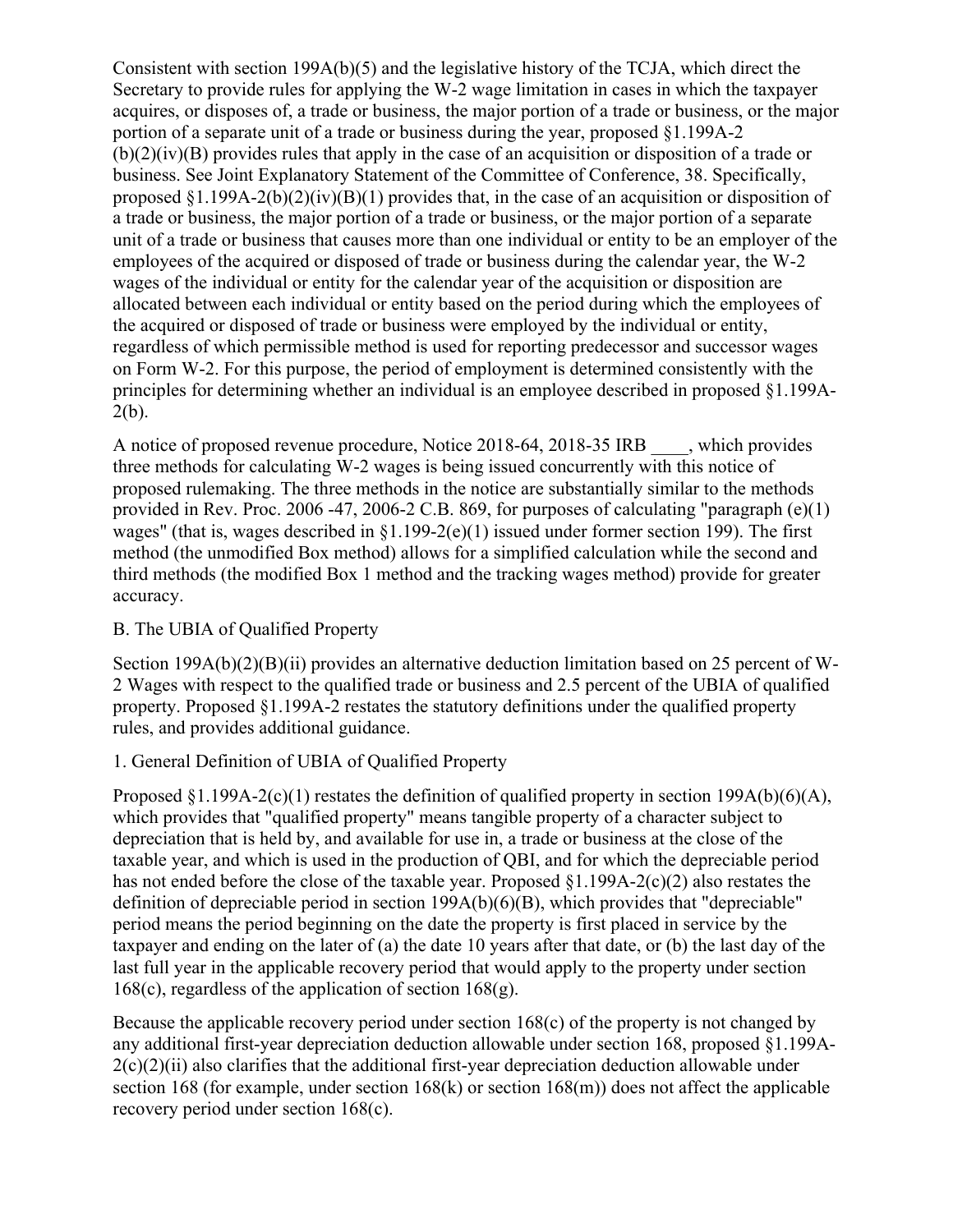Consistent with section 199A(b)(5) and the legislative history of the TCJA, which direct the Secretary to provide rules for applying the W-2 wage limitation in cases in which the taxpayer acquires, or disposes of, a trade or business, the major portion of a trade or business, or the major portion of a separate unit of a trade or business during the year, proposed §1.199A-2 (b)(2)(iv)(B) provides rules that apply in the case of an acquisition or disposition of a trade or business. See Joint Explanatory Statement of the Committee of Conference, 38. Specifically, proposed §1.199A-2(b)(2)(iv)(B)(1) provides that, in the case of an acquisition or disposition of a trade or business, the major portion of a trade or business, or the major portion of a separate unit of a trade or business that causes more than one individual or entity to be an employer of the employees of the acquired or disposed of trade or business during the calendar year, the W-2 wages of the individual or entity for the calendar year of the acquisition or disposition are allocated between each individual or entity based on the period during which the employees of the acquired or disposed of trade or business were employed by the individual or entity, regardless of which permissible method is used for reporting predecessor and successor wages on Form W-2. For this purpose, the period of employment is determined consistently with the principles for determining whether an individual is an employee described in proposed §1.199A-2(b).

A notice of proposed revenue procedure, Notice 2018-64, 2018-35 IRB ____, which provides three methods for calculating W-2 wages is being issued concurrently with this notice of proposed rulemaking. The three methods in the notice are substantially similar to the methods provided in Rev. Proc. 2006 -47, 2006-2 C.B. 869, for purposes of calculating "paragraph (e)(1) wages" (that is, wages described in §1.199-2(e)(1) issued under former section 199). The first method (the unmodified Box method) allows for a simplified calculation while the second and third methods (the modified Box 1 method and the tracking wages method) provide for greater accuracy.

B. The UBIA of Qualified Property

Section 199A(b)(2)(B)(ii) provides an alternative deduction limitation based on 25 percent of W-2 Wages with respect to the qualified trade or business and 2.5 percent of the UBIA of qualified property. Proposed §1.199A-2 restates the statutory definitions under the qualified property rules, and provides additional guidance.

1. General Definition of UBIA of Qualified Property

Proposed §1.199A-2(c)(1) restates the definition of qualified property in section 199A(b)(6)(A), which provides that "qualified property" means tangible property of a character subject to depreciation that is held by, and available for use in, a trade or business at the close of the taxable year, and which is used in the production of QBI, and for which the depreciable period has not ended before the close of the taxable year. Proposed §1.199A-2(c)(2) also restates the definition of depreciable period in section 199A(b)(6)(B), which provides that "depreciable" period means the period beginning on the date the property is first placed in service by the taxpayer and ending on the later of (a) the date 10 years after that date, or (b) the last day of the last full year in the applicable recovery period that would apply to the property under section 168(c), regardless of the application of section 168(g).

Because the applicable recovery period under section 168(c) of the property is not changed by any additional first-year depreciation deduction allowable under section 168, proposed §1.199A-2(c)(2)(ii) also clarifies that the additional first-year depreciation deduction allowable under section 168 (for example, under section 168(k) or section 168(m)) does not affect the applicable recovery period under section 168(c).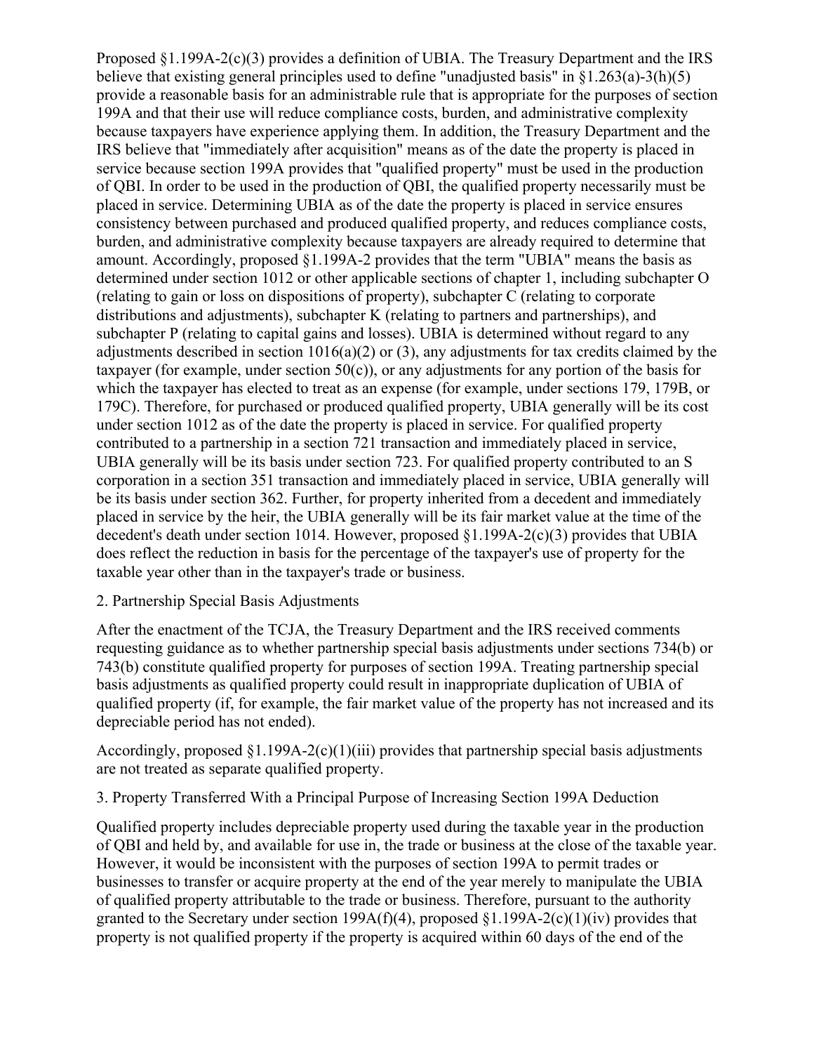Proposed §1.199A-2(c)(3) provides a definition of UBIA. The Treasury Department and the IRS believe that existing general principles used to define "unadjusted basis" in §1.263(a)-3(h)(5) provide a reasonable basis for an administrable rule that is appropriate for the purposes of section 199A and that their use will reduce compliance costs, burden, and administrative complexity because taxpayers have experience applying them. In addition, the Treasury Department and the IRS believe that "immediately after acquisition" means as of the date the property is placed in service because section 199A provides that "qualified property" must be used in the production of QBI. In order to be used in the production of QBI, the qualified property necessarily must be placed in service. Determining UBIA as of the date the property is placed in service ensures consistency between purchased and produced qualified property, and reduces compliance costs, burden, and administrative complexity because taxpayers are already required to determine that amount. Accordingly, proposed §1.199A-2 provides that the term "UBIA" means the basis as determined under section 1012 or other applicable sections of chapter 1, including subchapter O (relating to gain or loss on dispositions of property), subchapter C (relating to corporate distributions and adjustments), subchapter K (relating to partners and partnerships), and subchapter P (relating to capital gains and losses). UBIA is determined without regard to any adjustments described in section 1016(a)(2) or (3), any adjustments for tax credits claimed by the taxpayer (for example, under section 50(c)), or any adjustments for any portion of the basis for which the taxpayer has elected to treat as an expense (for example, under sections 179, 179B, or 179C). Therefore, for purchased or produced qualified property, UBIA generally will be its cost under section 1012 as of the date the property is placed in service. For qualified property contributed to a partnership in a section 721 transaction and immediately placed in service, UBIA generally will be its basis under section 723. For qualified property contributed to an S corporation in a section 351 transaction and immediately placed in service, UBIA generally will be its basis under section 362. Further, for property inherited from a decedent and immediately placed in service by the heir, the UBIA generally will be its fair market value at the time of the decedent's death under section 1014. However, proposed §1.199A-2(c)(3) provides that UBIA does reflect the reduction in basis for the percentage of the taxpayer's use of property for the taxable year other than in the taxpayer's trade or business.

2. Partnership Special Basis Adjustments

After the enactment of the TCJA, the Treasury Department and the IRS received comments requesting guidance as to whether partnership special basis adjustments under sections 734(b) or 743(b) constitute qualified property for purposes of section 199A. Treating partnership special basis adjustments as qualified property could result in inappropriate duplication of UBIA of qualified property (if, for example, the fair market value of the property has not increased and its depreciable period has not ended).

Accordingly, proposed §1.199A-2(c)(1)(iii) provides that partnership special basis adjustments are not treated as separate qualified property.

3. Property Transferred With a Principal Purpose of Increasing Section 199A Deduction

Qualified property includes depreciable property used during the taxable year in the production of QBI and held by, and available for use in, the trade or business at the close of the taxable year. However, it would be inconsistent with the purposes of section 199A to permit trades or businesses to transfer or acquire property at the end of the year merely to manipulate the UBIA of qualified property attributable to the trade or business. Therefore, pursuant to the authority granted to the Secretary under section 199A(f)(4), proposed §1.199A-2(c)(1)(iv) provides that property is not qualified property if the property is acquired within 60 days of the end of the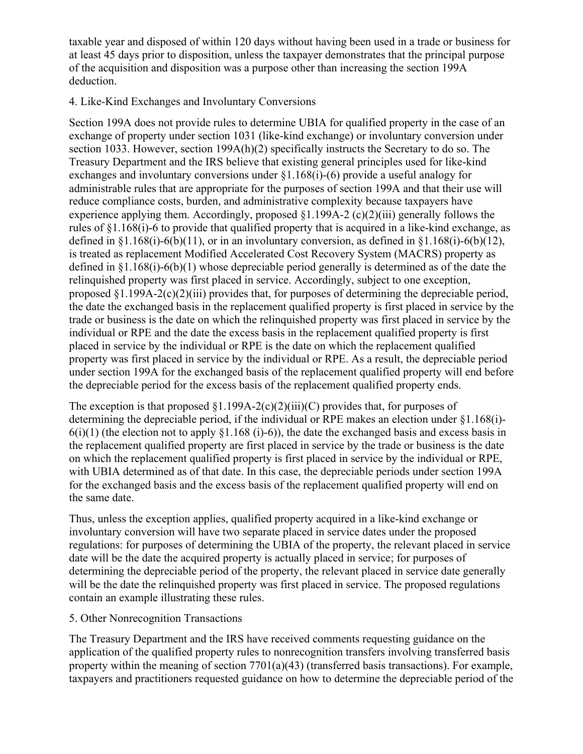taxable year and disposed of within 120 days without having been used in a trade or business for at least 45 days prior to disposition, unless the taxpayer demonstrates that the principal purpose of the acquisition and disposition was a purpose other than increasing the section 199A deduction.

4. Like-Kind Exchanges and Involuntary Conversions

Section 199A does not provide rules to determine UBIA for qualified property in the case of an exchange of property under section 1031 (like-kind exchange) or involuntary conversion under section 1033. However, section 199A(h)(2) specifically instructs the Secretary to do so. The Treasury Department and the IRS believe that existing general principles used for like-kind exchanges and involuntary conversions under §1.168(i)-(6) provide a useful analogy for administrable rules that are appropriate for the purposes of section 199A and that their use will reduce compliance costs, burden, and administrative complexity because taxpayers have experience applying them. Accordingly, proposed §1.199A-2 (c)(2)(iii) generally follows the rules of §1.168(i)-6 to provide that qualified property that is acquired in a like-kind exchange, as defined in §1.168(i)-6(b)(11), or in an involuntary conversion, as defined in §1.168(i)-6(b)(12), is treated as replacement Modified Accelerated Cost Recovery System (MACRS) property as defined in §1.168(i)-6(b)(1) whose depreciable period generally is determined as of the date the relinquished property was first placed in service. Accordingly, subject to one exception, proposed §1.199A-2(c)(2)(iii) provides that, for purposes of determining the depreciable period, the date the exchanged basis in the replacement qualified property is first placed in service by the trade or business is the date on which the relinquished property was first placed in service by the individual or RPE and the date the excess basis in the replacement qualified property is first placed in service by the individual or RPE is the date on which the replacement qualified property was first placed in service by the individual or RPE. As a result, the depreciable period under section 199A for the exchanged basis of the replacement qualified property will end before the depreciable period for the excess basis of the replacement qualified property ends.

The exception is that proposed §1.199A-2(c)(2)(iii)(C) provides that, for purposes of determining the depreciable period, if the individual or RPE makes an election under §1.168(i)-6(i)(1) (the election not to apply §1.168 (i)-6)), the date the exchanged basis and excess basis in the replacement qualified property are first placed in service by the trade or business is the date on which the replacement qualified property is first placed in service by the individual or RPE, with UBIA determined as of that date. In this case, the depreciable periods under section 199A for the exchanged basis and the excess basis of the replacement qualified property will end on the same date.

Thus, unless the exception applies, qualified property acquired in a like-kind exchange or involuntary conversion will have two separate placed in service dates under the proposed regulations: for purposes of determining the UBIA of the property, the relevant placed in service date will be the date the acquired property is actually placed in service; for purposes of determining the depreciable period of the property, the relevant placed in service date generally will be the date the relinquished property was first placed in service. The proposed regulations contain an example illustrating these rules.

5. Other Nonrecognition Transactions

The Treasury Department and the IRS have received comments requesting guidance on the application of the qualified property rules to nonrecognition transfers involving transferred basis property within the meaning of section 7701(a)(43) (transferred basis transactions). For example, taxpayers and practitioners requested guidance on how to determine the depreciable period of the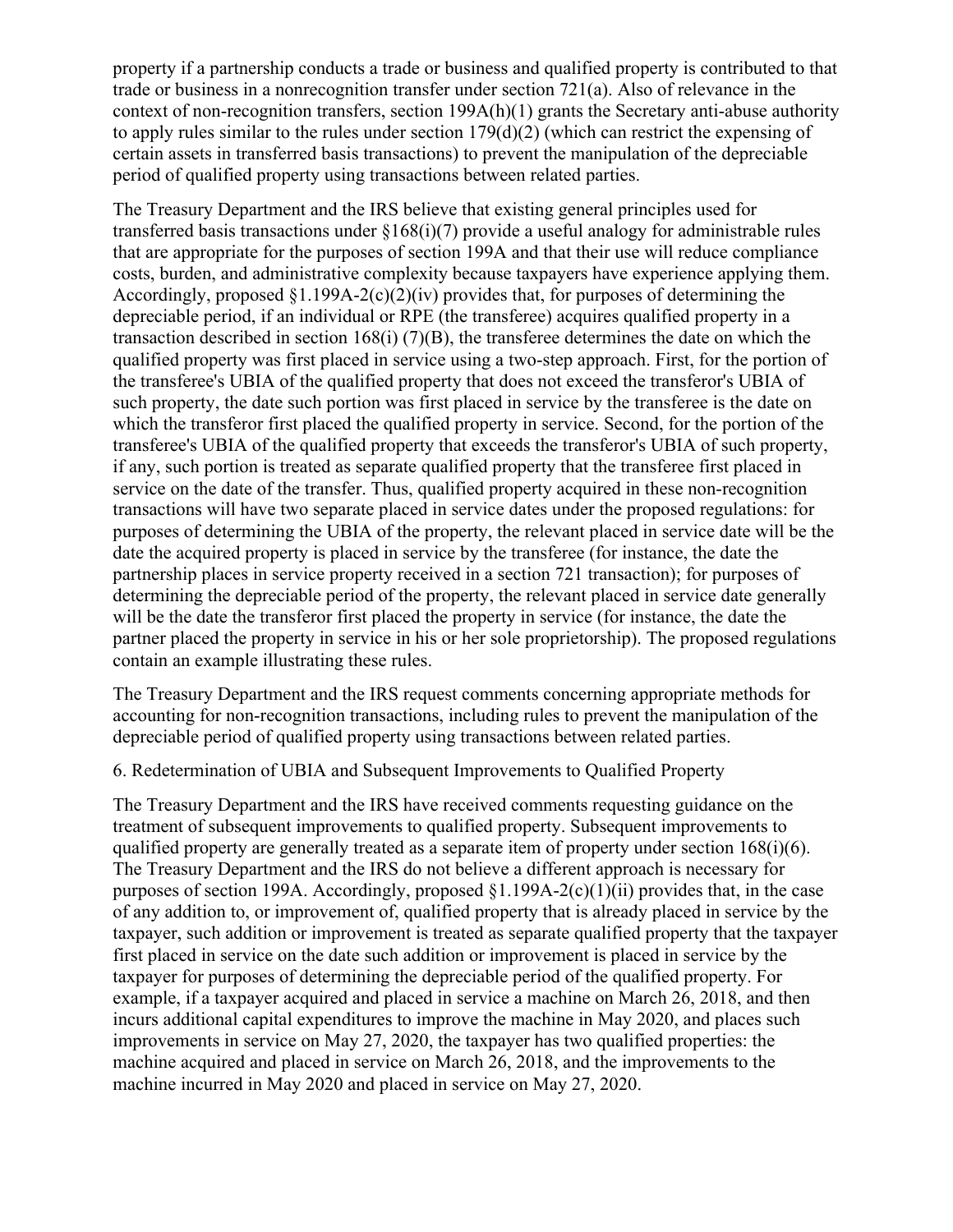property if a partnership conducts a trade or business and qualified property is contributed to that trade or business in a nonrecognition transfer under section 721(a). Also of relevance in the context of non-recognition transfers, section 199A(h)(1) grants the Secretary anti-abuse authority to apply rules similar to the rules under section 179(d)(2) (which can restrict the expensing of certain assets in transferred basis transactions) to prevent the manipulation of the depreciable period of qualified property using transactions between related parties.

The Treasury Department and the IRS believe that existing general principles used for transferred basis transactions under §168(i)(7) provide a useful analogy for administrable rules that are appropriate for the purposes of section 199A and that their use will reduce compliance costs, burden, and administrative complexity because taxpayers have experience applying them. Accordingly, proposed §1.199A-2(c)(2)(iv) provides that, for purposes of determining the depreciable period, if an individual or RPE (the transferee) acquires qualified property in a transaction described in section 168(i) (7)(B), the transferee determines the date on which the qualified property was first placed in service using a two-step approach. First, for the portion of the transferee's UBIA of the qualified property that does not exceed the transferor's UBIA of such property, the date such portion was first placed in service by the transferee is the date on which the transferor first placed the qualified property in service. Second, for the portion of the transferee's UBIA of the qualified property that exceeds the transferor's UBIA of such property, if any, such portion is treated as separate qualified property that the transferee first placed in service on the date of the transfer. Thus, qualified property acquired in these non-recognition transactions will have two separate placed in service dates under the proposed regulations: for purposes of determining the UBIA of the property, the relevant placed in service date will be the date the acquired property is placed in service by the transferee (for instance, the date the partnership places in service property received in a section 721 transaction); for purposes of determining the depreciable period of the property, the relevant placed in service date generally will be the date the transferor first placed the property in service (for instance, the date the partner placed the property in service in his or her sole proprietorship). The proposed regulations contain an example illustrating these rules.

The Treasury Department and the IRS request comments concerning appropriate methods for accounting for non-recognition transactions, including rules to prevent the manipulation of the depreciable period of qualified property using transactions between related parties.

6. Redetermination of UBIA and Subsequent Improvements to Qualified Property

The Treasury Department and the IRS have received comments requesting guidance on the treatment of subsequent improvements to qualified property. Subsequent improvements to qualified property are generally treated as a separate item of property under section 168(i)(6). The Treasury Department and the IRS do not believe a different approach is necessary for purposes of section 199A. Accordingly, proposed §1.199A-2(c)(1)(ii) provides that, in the case of any addition to, or improvement of, qualified property that is already placed in service by the taxpayer, such addition or improvement is treated as separate qualified property that the taxpayer first placed in service on the date such addition or improvement is placed in service by the taxpayer for purposes of determining the depreciable period of the qualified property. For example, if a taxpayer acquired and placed in service a machine on March 26, 2018, and then incurs additional capital expenditures to improve the machine in May 2020, and places such improvements in service on May 27, 2020, the taxpayer has two qualified properties: the machine acquired and placed in service on March 26, 2018, and the improvements to the machine incurred in May 2020 and placed in service on May 27, 2020.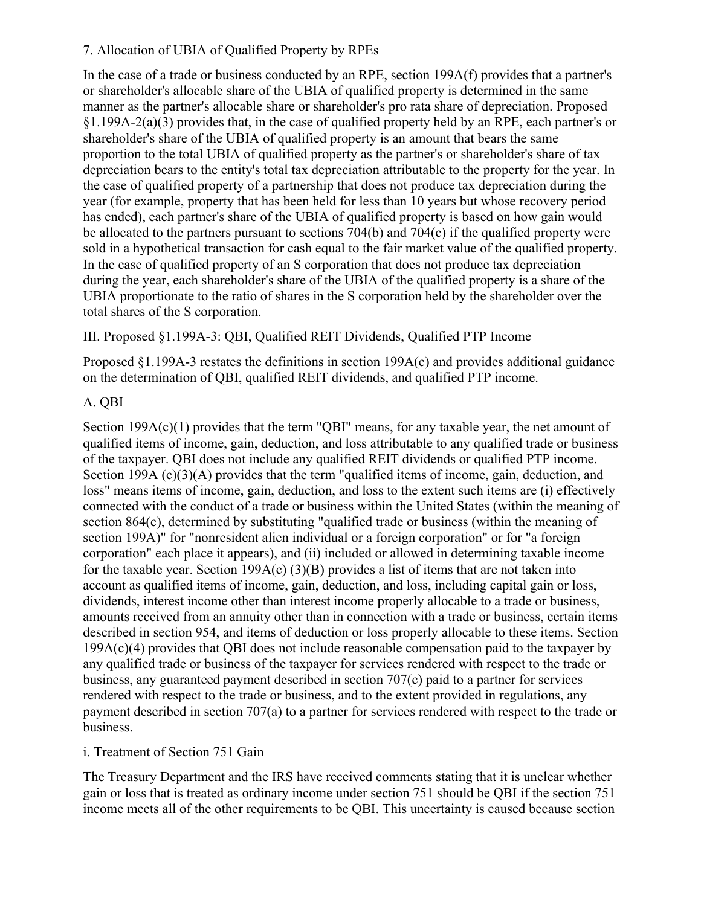## 7. Allocation of UBIA of Qualified Property by RPEs

In the case of a trade or business conducted by an RPE, section 199A(f) provides that a partner's or shareholder's allocable share of the UBIA of qualified property is determined in the same manner as the partner's allocable share or shareholder's pro rata share of depreciation. Proposed §1.199A-2(a)(3) provides that, in the case of qualified property held by an RPE, each partner's or shareholder's share of the UBIA of qualified property is an amount that bears the same proportion to the total UBIA of qualified property as the partner's or shareholder's share of tax depreciation bears to the entity's total tax depreciation attributable to the property for the year. In the case of qualified property of a partnership that does not produce tax depreciation during the year (for example, property that has been held for less than 10 years but whose recovery period has ended), each partner's share of the UBIA of qualified property is based on how gain would be allocated to the partners pursuant to sections 704(b) and 704(c) if the qualified property were sold in a hypothetical transaction for cash equal to the fair market value of the qualified property. In the case of qualified property of an S corporation that does not produce tax depreciation during the year, each shareholder's share of the UBIA of the qualified property is a share of the UBIA proportionate to the ratio of shares in the S corporation held by the shareholder over the total shares of the S corporation.

# III. Proposed §1.199A-3: QBI, Qualified REIT Dividends, Qualified PTP Income

Proposed §1.199A-3 restates the definitions in section 199A(c) and provides additional guidance on the determination of QBI, qualified REIT dividends, and qualified PTP income.

## A. QBI

Section 199A(c)(1) provides that the term "QBI" means, for any taxable year, the net amount of qualified items of income, gain, deduction, and loss attributable to any qualified trade or business of the taxpayer. QBI does not include any qualified REIT dividends or qualified PTP income. Section 199A (c)(3)(A) provides that the term "qualified items of income, gain, deduction, and loss" means items of income, gain, deduction, and loss to the extent such items are (i) effectively connected with the conduct of a trade or business within the United States (within the meaning of section 864(c), determined by substituting "qualified trade or business (within the meaning of section 199A)" for "nonresident alien individual or a foreign corporation" or for "a foreign corporation" each place it appears), and (ii) included or allowed in determining taxable income for the taxable year. Section 199A(c) (3)(B) provides a list of items that are not taken into account as qualified items of income, gain, deduction, and loss, including capital gain or loss, dividends, interest income other than interest income properly allocable to a trade or business, amounts received from an annuity other than in connection with a trade or business, certain items described in section 954, and items of deduction or loss properly allocable to these items. Section 199A(c)(4) provides that QBI does not include reasonable compensation paid to the taxpayer by any qualified trade or business of the taxpayer for services rendered with respect to the trade or business, any guaranteed payment described in section 707(c) paid to a partner for services rendered with respect to the trade or business, and to the extent provided in regulations, any payment described in section 707(a) to a partner for services rendered with respect to the trade or business.

### i. Treatment of Section 751 Gain

The Treasury Department and the IRS have received comments stating that it is unclear whether gain or loss that is treated as ordinary income under section 751 should be QBI if the section 751 income meets all of the other requirements to be QBI. This uncertainty is caused because section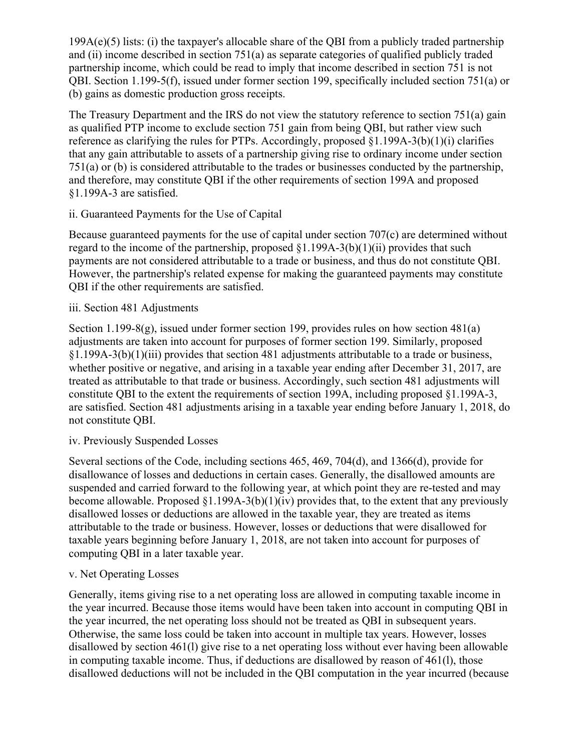199A(e)(5) lists: (i) the taxpayer's allocable share of the QBI from a publicly traded partnership and (ii) income described in section 751(a) as separate categories of qualified publicly traded partnership income, which could be read to imply that income described in section 751 is not QBI. Section 1.199-5(f), issued under former section 199, specifically included section 751(a) or (b) gains as domestic production gross receipts.

The Treasury Department and the IRS do not view the statutory reference to section 751(a) gain as qualified PTP income to exclude section 751 gain from being QBI, but rather view such reference as clarifying the rules for PTPs. Accordingly, proposed §1.199A-3(b)(1)(i) clarifies that any gain attributable to assets of a partnership giving rise to ordinary income under section 751(a) or (b) is considered attributable to the trades or businesses conducted by the partnership, and therefore, may constitute QBI if the other requirements of section 199A and proposed §1.199A-3 are satisfied.

ii. Guaranteed Payments for the Use of Capital

Because guaranteed payments for the use of capital under section 707(c) are determined without regard to the income of the partnership, proposed §1.199A-3(b)(1)(ii) provides that such payments are not considered attributable to a trade or business, and thus do not constitute QBI. However, the partnership's related expense for making the guaranteed payments may constitute QBI if the other requirements are satisfied.

iii. Section 481 Adjustments

Section 1.199-8(g), issued under former section 199, provides rules on how section 481(a) adjustments are taken into account for purposes of former section 199. Similarly, proposed §1.199A-3(b)(1)(iii) provides that section 481 adjustments attributable to a trade or business, whether positive or negative, and arising in a taxable year ending after December 31, 2017, are treated as attributable to that trade or business. Accordingly, such section 481 adjustments will constitute QBI to the extent the requirements of section 199A, including proposed §1.199A-3, are satisfied. Section 481 adjustments arising in a taxable year ending before January 1, 2018, do not constitute QBI.

iv. Previously Suspended Losses

Several sections of the Code, including sections 465, 469, 704(d), and 1366(d), provide for disallowance of losses and deductions in certain cases. Generally, the disallowed amounts are suspended and carried forward to the following year, at which point they are re-tested and may become allowable. Proposed §1.199A-3(b)(1)(iv) provides that, to the extent that any previously disallowed losses or deductions are allowed in the taxable year, they are treated as items attributable to the trade or business. However, losses or deductions that were disallowed for taxable years beginning before January 1, 2018, are not taken into account for purposes of computing QBI in a later taxable year.

v. Net Operating Losses

Generally, items giving rise to a net operating loss are allowed in computing taxable income in the year incurred. Because those items would have been taken into account in computing QBI in the year incurred, the net operating loss should not be treated as QBI in subsequent years. Otherwise, the same loss could be taken into account in multiple tax years. However, losses disallowed by section 461(l) give rise to a net operating loss without ever having been allowable in computing taxable income. Thus, if deductions are disallowed by reason of 461(l), those disallowed deductions will not be included in the QBI computation in the year incurred (because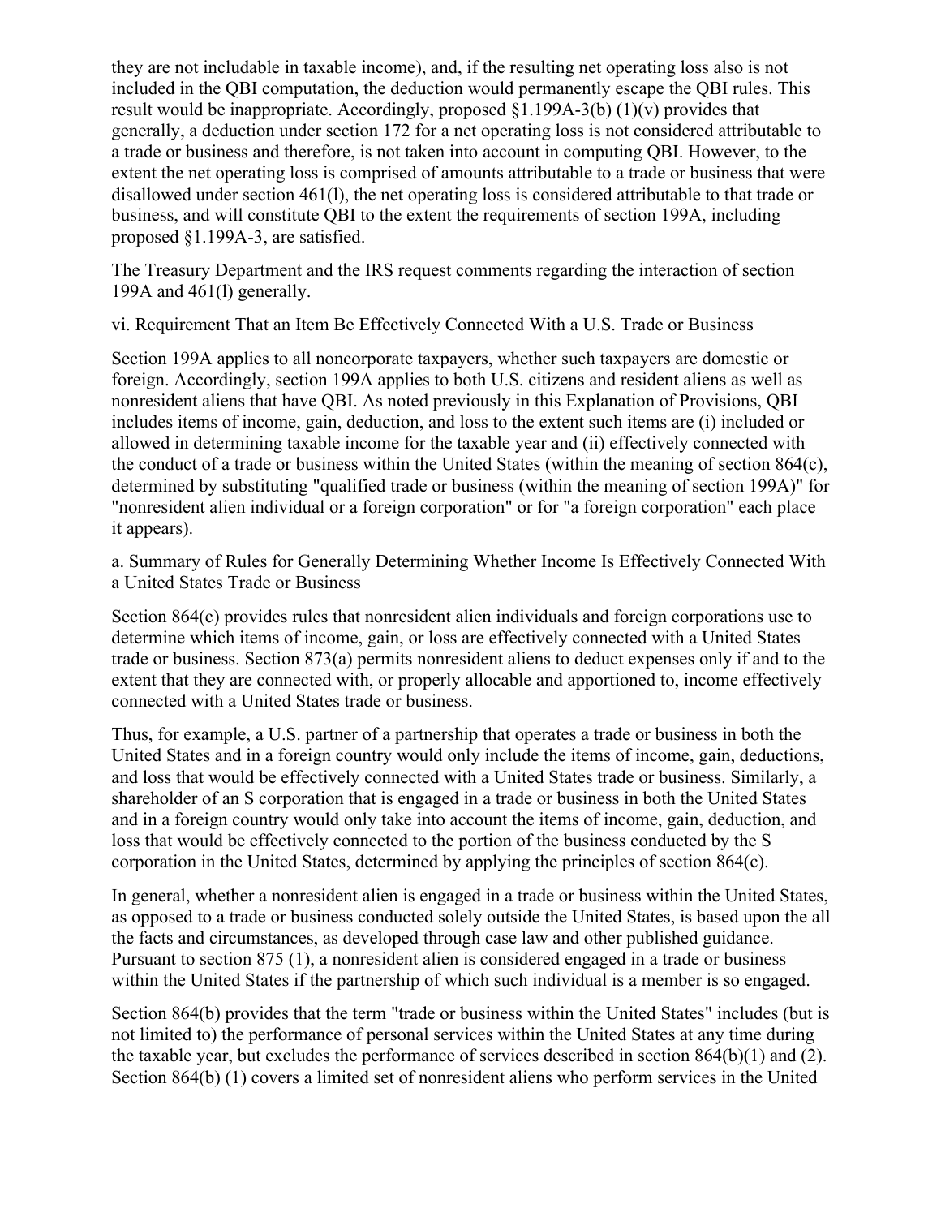they are not includable in taxable income), and, if the resulting net operating loss also is not included in the QBI computation, the deduction would permanently escape the QBI rules. This result would be inappropriate. Accordingly, proposed §1.199A-3(b) (1)(v) provides that generally, a deduction under section 172 for a net operating loss is not considered attributable to a trade or business and therefore, is not taken into account in computing QBI. However, to the extent the net operating loss is comprised of amounts attributable to a trade or business that were disallowed under section 461(l), the net operating loss is considered attributable to that trade or business, and will constitute QBI to the extent the requirements of section 199A, including proposed §1.199A-3, are satisfied.

The Treasury Department and the IRS request comments regarding the interaction of section 199A and 461(l) generally.

vi. Requirement That an Item Be Effectively Connected With a U.S. Trade or Business

Section 199A applies to all noncorporate taxpayers, whether such taxpayers are domestic or foreign. Accordingly, section 199A applies to both U.S. citizens and resident aliens as well as nonresident aliens that have QBI. As noted previously in this Explanation of Provisions, QBI includes items of income, gain, deduction, and loss to the extent such items are (i) included or allowed in determining taxable income for the taxable year and (ii) effectively connected with the conduct of a trade or business within the United States (within the meaning of section 864(c), determined by substituting "qualified trade or business (within the meaning of section 199A)" for "nonresident alien individual or a foreign corporation" or for "a foreign corporation" each place it appears).

a. Summary of Rules for Generally Determining Whether Income Is Effectively Connected With a United States Trade or Business

Section 864(c) provides rules that nonresident alien individuals and foreign corporations use to determine which items of income, gain, or loss are effectively connected with a United States trade or business. Section 873(a) permits nonresident aliens to deduct expenses only if and to the extent that they are connected with, or properly allocable and apportioned to, income effectively connected with a United States trade or business.

Thus, for example, a U.S. partner of a partnership that operates a trade or business in both the United States and in a foreign country would only include the items of income, gain, deductions, and loss that would be effectively connected with a United States trade or business. Similarly, a shareholder of an S corporation that is engaged in a trade or business in both the United States and in a foreign country would only take into account the items of income, gain, deduction, and loss that would be effectively connected to the portion of the business conducted by the S corporation in the United States, determined by applying the principles of section 864(c).

In general, whether a nonresident alien is engaged in a trade or business within the United States, as opposed to a trade or business conducted solely outside the United States, is based upon the all the facts and circumstances, as developed through case law and other published guidance. Pursuant to section 875 (1), a nonresident alien is considered engaged in a trade or business within the United States if the partnership of which such individual is a member is so engaged.

Section 864(b) provides that the term "trade or business within the United States" includes (but is not limited to) the performance of personal services within the United States at any time during the taxable year, but excludes the performance of services described in section 864(b)(1) and (2). Section 864(b) (1) covers a limited set of nonresident aliens who perform services in the United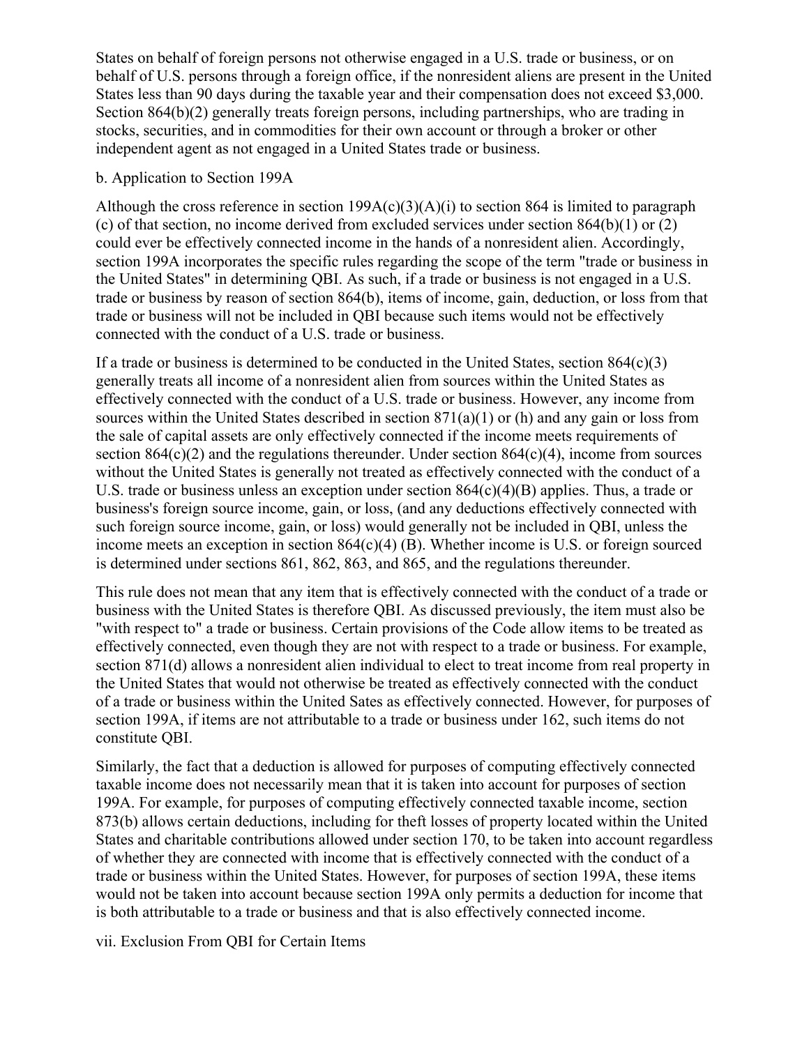States on behalf of foreign persons not otherwise engaged in a U.S. trade or business, or on behalf of U.S. persons through a foreign office, if the nonresident aliens are present in the United States less than 90 days during the taxable year and their compensation does not exceed $3,000. Section 864(b)(2) generally treats foreign persons, including partnerships, who are trading in stocks, securities, and in commodities for their own account or through a broker or other independent agent as not engaged in a United States trade or business.

b. Application to Section 199A

Although the cross reference in section 199A(c)(3)(A)(i) to section 864 is limited to paragraph (c) of that section, no income derived from excluded services under section 864(b)(1) or (2) could ever be effectively connected income in the hands of a nonresident alien. Accordingly, section 199A incorporates the specific rules regarding the scope of the term "trade or business in the United States" in determining QBI. As such, if a trade or business is not engaged in a U.S. trade or business by reason of section 864(b), items of income, gain, deduction, or loss from that trade or business will not be included in QBI because such items would not be effectively connected with the conduct of a U.S. trade or business.

If a trade or business is determined to be conducted in the United States, section 864(c)(3) generally treats all income of a nonresident alien from sources within the United States as effectively connected with the conduct of a U.S. trade or business. However, any income from sources within the United States described in section 871(a)(1) or (h) and any gain or loss from the sale of capital assets are only effectively connected if the income meets requirements of section 864(c)(2) and the regulations thereunder. Under section 864(c)(4), income from sources without the United States is generally not treated as effectively connected with the conduct of a U.S. trade or business unless an exception under section 864(c)(4)(B) applies. Thus, a trade or business's foreign source income, gain, or loss, (and any deductions effectively connected with such foreign source income, gain, or loss) would generally not be included in QBI, unless the income meets an exception in section 864(c)(4) (B). Whether income is U.S. or foreign sourced is determined under sections 861, 862, 863, and 865, and the regulations thereunder.

This rule does not mean that any item that is effectively connected with the conduct of a trade or business with the United States is therefore QBI. As discussed previously, the item must also be "with respect to" a trade or business. Certain provisions of the Code allow items to be treated as effectively connected, even though they are not with respect to a trade or business. For example, section 871(d) allows a nonresident alien individual to elect to treat income from real property in the United States that would not otherwise be treated as effectively connected with the conduct of a trade or business within the United Sates as effectively connected. However, for purposes of section 199A, if items are not attributable to a trade or business under 162, such items do not constitute QBI.

Similarly, the fact that a deduction is allowed for purposes of computing effectively connected taxable income does not necessarily mean that it is taken into account for purposes of section 199A. For example, for purposes of computing effectively connected taxable income, section 873(b) allows certain deductions, including for theft losses of property located within the United States and charitable contributions allowed under section 170, to be taken into account regardless of whether they are connected with income that is effectively connected with the conduct of a trade or business within the United States. However, for purposes of section 199A, these items would not be taken into account because section 199A only permits a deduction for income that is both attributable to a trade or business and that is also effectively connected income.

vii. Exclusion From QBI for Certain Items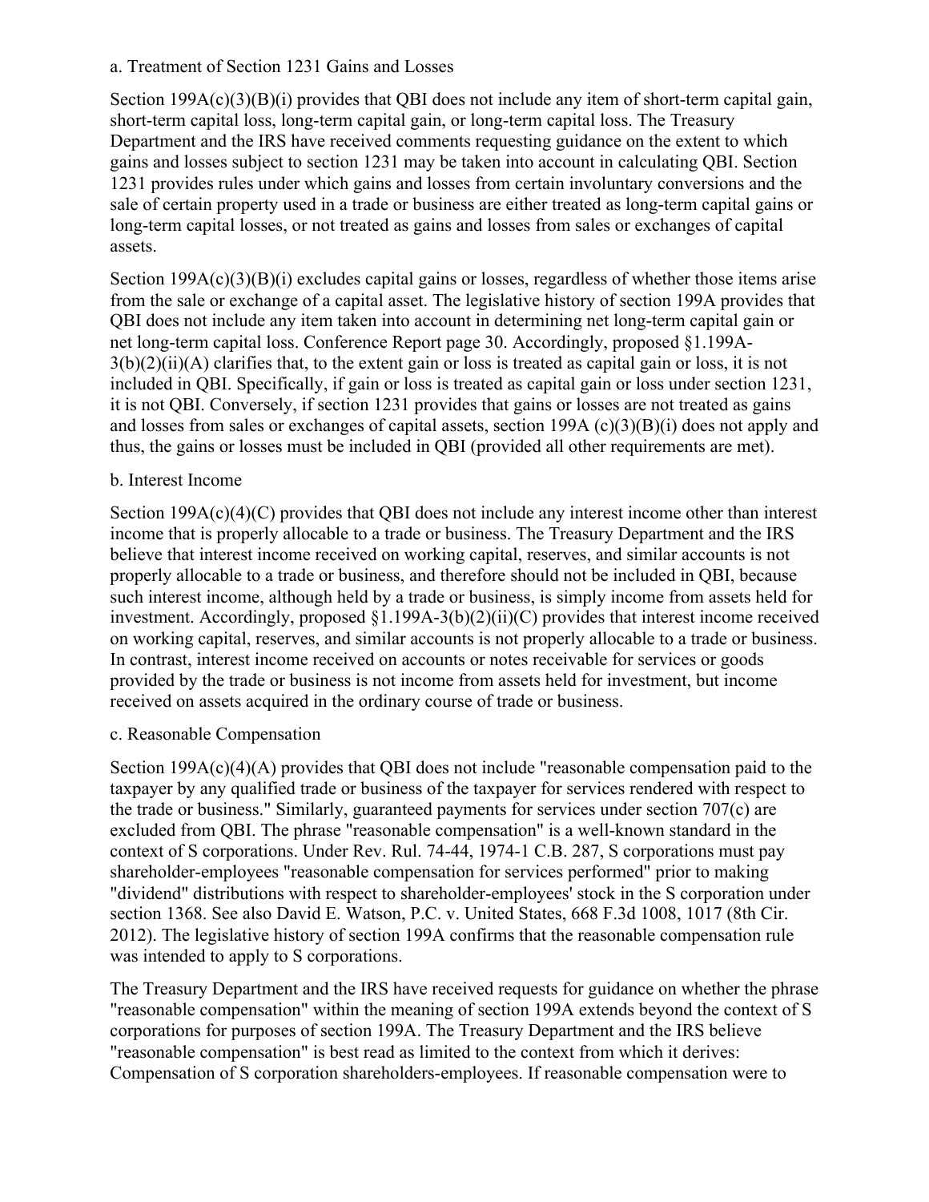a. Treatment of Section 1231 Gains and Losses

Section 199A(c)(3)(B)(i) provides that QBI does not include any item of short-term capital gain, short-term capital loss, long-term capital gain, or long-term capital loss. The Treasury Department and the IRS have received comments requesting guidance on the extent to which gains and losses subject to section 1231 may be taken into account in calculating QBI. Section 1231 provides rules under which gains and losses from certain involuntary conversions and the sale of certain property used in a trade or business are either treated as long-term capital gains or long-term capital losses, or not treated as gains and losses from sales or exchanges of capital assets.

Section 199A(c)(3)(B)(i) excludes capital gains or losses, regardless of whether those items arise from the sale or exchange of a capital asset. The legislative history of section 199A provides that QBI does not include any item taken into account in determining net long-term capital gain or net long-term capital loss. Conference Report page 30. Accordingly, proposed §1.199A-3(b)(2)(ii)(A) clarifies that, to the extent gain or loss is treated as capital gain or loss, it is not included in QBI. Specifically, if gain or loss is treated as capital gain or loss under section 1231, it is not QBI. Conversely, if section 1231 provides that gains or losses are not treated as gains and losses from sales or exchanges of capital assets, section 199A (c)(3)(B)(i) does not apply and thus, the gains or losses must be included in QBI (provided all other requirements are met).

b. Interest Income

Section 199A(c)(4)(C) provides that QBI does not include any interest income other than interest income that is properly allocable to a trade or business. The Treasury Department and the IRS believe that interest income received on working capital, reserves, and similar accounts is not properly allocable to a trade or business, and therefore should not be included in QBI, because such interest income, although held by a trade or business, is simply income from assets held for investment. Accordingly, proposed §1.199A-3(b)(2)(ii)(C) provides that interest income received on working capital, reserves, and similar accounts is not properly allocable to a trade or business. In contrast, interest income received on accounts or notes receivable for services or goods provided by the trade or business is not income from assets held for investment, but income received on assets acquired in the ordinary course of trade or business.

c. Reasonable Compensation

Section 199A(c)(4)(A) provides that QBI does not include "reasonable compensation paid to the taxpayer by any qualified trade or business of the taxpayer for services rendered with respect to the trade or business." Similarly, guaranteed payments for services under section 707(c) are excluded from QBI. The phrase "reasonable compensation" is a well-known standard in the context of S corporations. Under Rev. Rul. 74-44, 1974-1 C.B. 287, S corporations must pay shareholder-employees "reasonable compensation for services performed" prior to making "dividend" distributions with respect to shareholder-employees' stock in the S corporation under section 1368. See also David E. Watson, P.C. v. United States, 668 F.3d 1008, 1017 (8th Cir. 2012). The legislative history of section 199A confirms that the reasonable compensation rule was intended to apply to S corporations.

The Treasury Department and the IRS have received requests for guidance on whether the phrase "reasonable compensation" within the meaning of section 199A extends beyond the context of S corporations for purposes of section 199A. The Treasury Department and the IRS believe "reasonable compensation" is best read as limited to the context from which it derives: Compensation of S corporation shareholders-employees. If reasonable compensation were to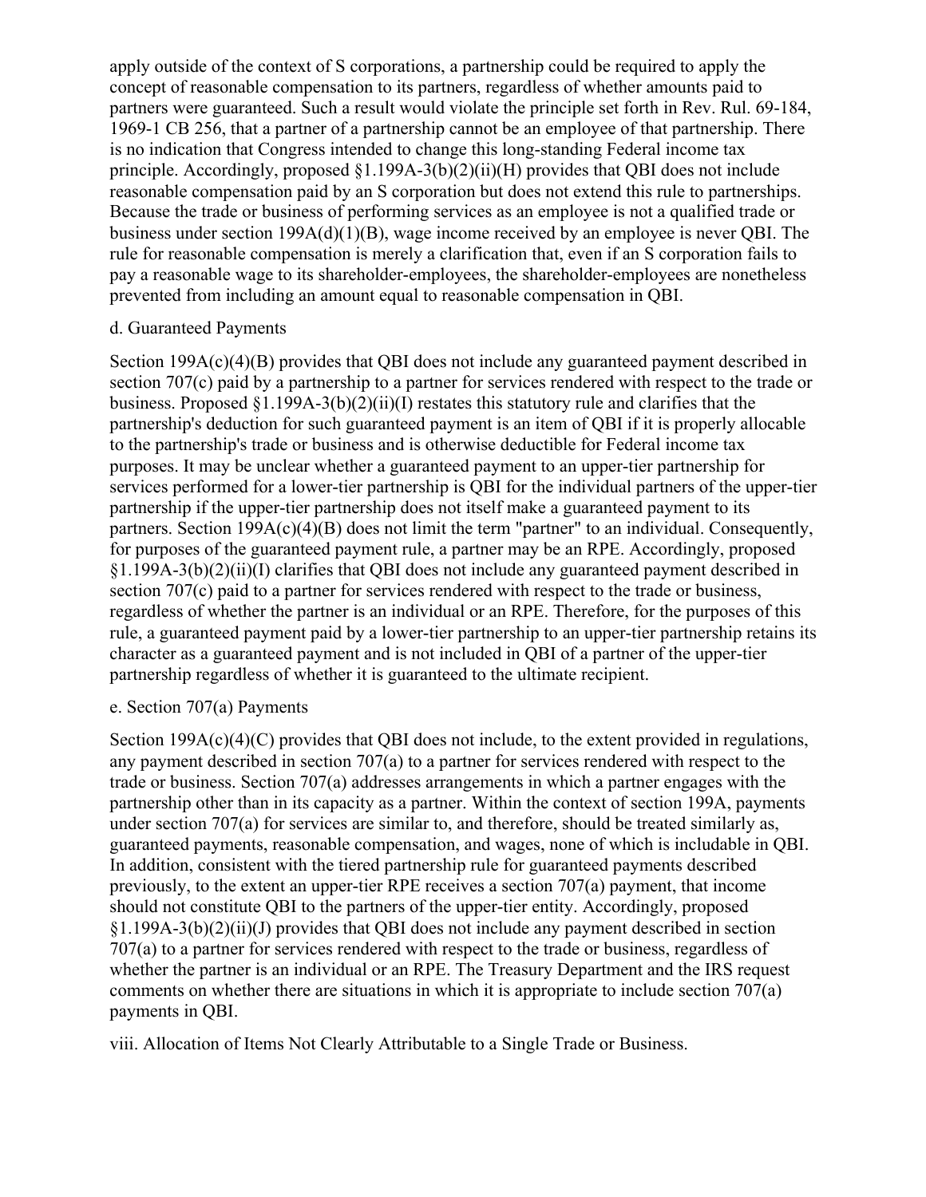apply outside of the context of S corporations, a partnership could be required to apply the concept of reasonable compensation to its partners, regardless of whether amounts paid to partners were guaranteed. Such a result would violate the principle set forth in Rev. Rul. 69-184, 1969-1 CB 256, that a partner of a partnership cannot be an employee of that partnership. There is no indication that Congress intended to change this long-standing Federal income tax principle. Accordingly, proposed §1.199A-3(b)(2)(ii)(H) provides that QBI does not include reasonable compensation paid by an S corporation but does not extend this rule to partnerships. Because the trade or business of performing services as an employee is not a qualified trade or business under section 199A(d)(1)(B), wage income received by an employee is never QBI. The rule for reasonable compensation is merely a clarification that, even if an S corporation fails to pay a reasonable wage to its shareholder-employees, the shareholder-employees are nonetheless prevented from including an amount equal to reasonable compensation in QBI.

d. Guaranteed Payments

Section 199A(c)(4)(B) provides that QBI does not include any guaranteed payment described in section 707(c) paid by a partnership to a partner for services rendered with respect to the trade or business. Proposed §1.199A-3(b)(2)(ii)(I) restates this statutory rule and clarifies that the partnership's deduction for such guaranteed payment is an item of QBI if it is properly allocable to the partnership's trade or business and is otherwise deductible for Federal income tax purposes. It may be unclear whether a guaranteed payment to an upper-tier partnership for services performed for a lower-tier partnership is QBI for the individual partners of the upper-tier partnership if the upper-tier partnership does not itself make a guaranteed payment to its partners. Section 199A(c)(4)(B) does not limit the term "partner" to an individual. Consequently, for purposes of the guaranteed payment rule, a partner may be an RPE. Accordingly, proposed §1.199A-3(b)(2)(ii)(I) clarifies that QBI does not include any guaranteed payment described in section 707(c) paid to a partner for services rendered with respect to the trade or business, regardless of whether the partner is an individual or an RPE. Therefore, for the purposes of this rule, a guaranteed payment paid by a lower-tier partnership to an upper-tier partnership retains its character as a guaranteed payment and is not included in QBI of a partner of the upper-tier partnership regardless of whether it is guaranteed to the ultimate recipient.

e. Section 707(a) Payments

Section 199A(c)(4)(C) provides that QBI does not include, to the extent provided in regulations, any payment described in section 707(a) to a partner for services rendered with respect to the trade or business. Section 707(a) addresses arrangements in which a partner engages with the partnership other than in its capacity as a partner. Within the context of section 199A, payments under section 707(a) for services are similar to, and therefore, should be treated similarly as, guaranteed payments, reasonable compensation, and wages, none of which is includable in QBI. In addition, consistent with the tiered partnership rule for guaranteed payments described previously, to the extent an upper-tier RPE receives a section 707(a) payment, that income should not constitute QBI to the partners of the upper-tier entity. Accordingly, proposed §1.199A-3(b)(2)(ii)(J) provides that QBI does not include any payment described in section 707(a) to a partner for services rendered with respect to the trade or business, regardless of whether the partner is an individual or an RPE. The Treasury Department and the IRS request comments on whether there are situations in which it is appropriate to include section 707(a) payments in QBI.

viii. Allocation of Items Not Clearly Attributable to a Single Trade or Business.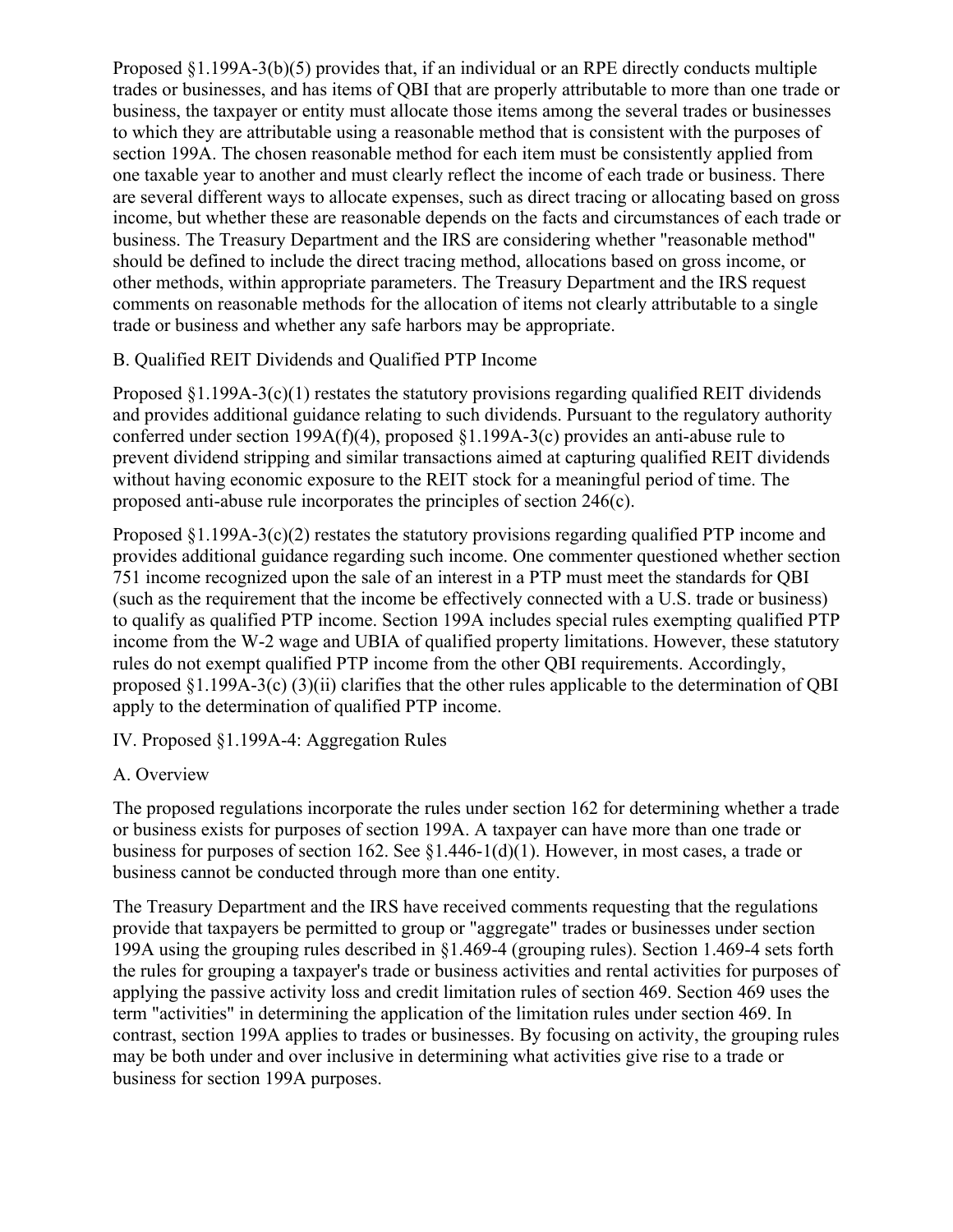Proposed §1.199A-3(b)(5) provides that, if an individual or an RPE directly conducts multiple trades or businesses, and has items of QBI that are properly attributable to more than one trade or business, the taxpayer or entity must allocate those items among the several trades or businesses to which they are attributable using a reasonable method that is consistent with the purposes of section 199A. The chosen reasonable method for each item must be consistently applied from one taxable year to another and must clearly reflect the income of each trade or business. There are several different ways to allocate expenses, such as direct tracing or allocating based on gross income, but whether these are reasonable depends on the facts and circumstances of each trade or business. The Treasury Department and the IRS are considering whether "reasonable method" should be defined to include the direct tracing method, allocations based on gross income, or other methods, within appropriate parameters. The Treasury Department and the IRS request comments on reasonable methods for the allocation of items not clearly attributable to a single trade or business and whether any safe harbors may be appropriate.

### B. Qualified REIT Dividends and Qualified PTP Income

Proposed §1.199A-3(c)(1) restates the statutory provisions regarding qualified REIT dividends and provides additional guidance relating to such dividends. Pursuant to the regulatory authority conferred under section 199A(f)(4), proposed §1.199A-3(c) provides an anti-abuse rule to prevent dividend stripping and similar transactions aimed at capturing qualified REIT dividends without having economic exposure to the REIT stock for a meaningful period of time. The proposed anti-abuse rule incorporates the principles of section 246(c).

Proposed §1.199A-3(c)(2) restates the statutory provisions regarding qualified PTP income and provides additional guidance regarding such income. One commenter questioned whether section 751 income recognized upon the sale of an interest in a PTP must meet the standards for QBI (such as the requirement that the income be effectively connected with a U.S. trade or business) to qualify as qualified PTP income. Section 199A includes special rules exempting qualified PTP income from the W-2 wage and UBIA of qualified property limitations. However, these statutory rules do not exempt qualified PTP income from the other QBI requirements. Accordingly, proposed §1.199A-3(c) (3)(ii) clarifies that the other rules applicable to the determination of QBI apply to the determination of qualified PTP income.

## IV. Proposed §1.199A-4: Aggregation Rules

### A. Overview

The proposed regulations incorporate the rules under section 162 for determining whether a trade or business exists for purposes of section 199A. A taxpayer can have more than one trade or business for purposes of section 162. See §1.446-1(d)(1). However, in most cases, a trade or business cannot be conducted through more than one entity.

The Treasury Department and the IRS have received comments requesting that the regulations provide that taxpayers be permitted to group or "aggregate" trades or businesses under section 199A using the grouping rules described in §1.469-4 (grouping rules). Section 1.469-4 sets forth the rules for grouping a taxpayer's trade or business activities and rental activities for purposes of applying the passive activity loss and credit limitation rules of section 469. Section 469 uses the term "activities" in determining the application of the limitation rules under section 469. In contrast, section 199A applies to trades or businesses. By focusing on activity, the grouping rules may be both under and over inclusive in determining what activities give rise to a trade or business for section 199A purposes.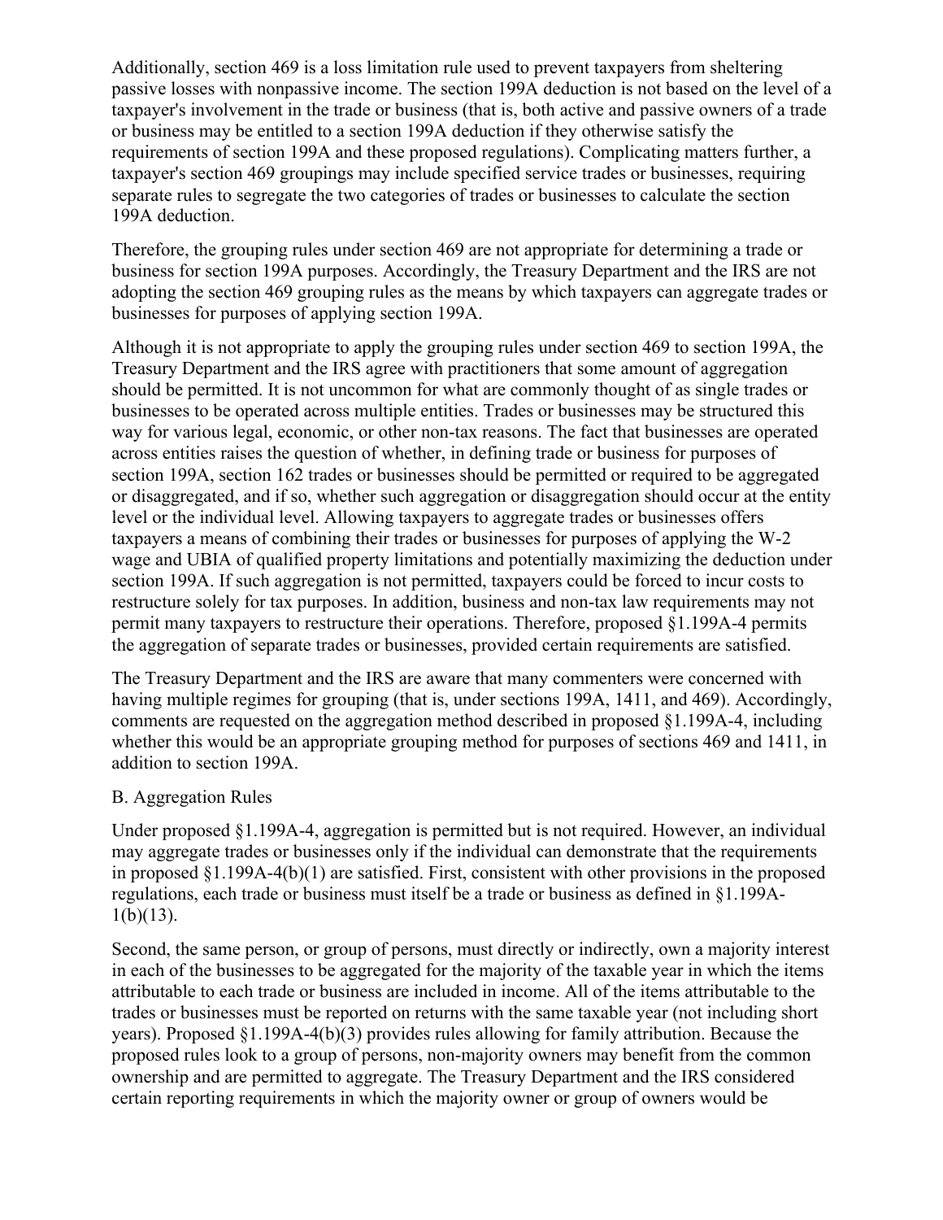Additionally, section 469 is a loss limitation rule used to prevent taxpayers from sheltering passive losses with nonpassive income. The section 199A deduction is not based on the level of a taxpayer's involvement in the trade or business (that is, both active and passive owners of a trade or business may be entitled to a section 199A deduction if they otherwise satisfy the requirements of section 199A and these proposed regulations). Complicating matters further, a taxpayer's section 469 groupings may include specified service trades or businesses, requiring separate rules to segregate the two categories of trades or businesses to calculate the section 199A deduction.

Therefore, the grouping rules under section 469 are not appropriate for determining a trade or business for section 199A purposes. Accordingly, the Treasury Department and the IRS are not adopting the section 469 grouping rules as the means by which taxpayers can aggregate trades or businesses for purposes of applying section 199A.

Although it is not appropriate to apply the grouping rules under section 469 to section 199A, the Treasury Department and the IRS agree with practitioners that some amount of aggregation should be permitted. It is not uncommon for what are commonly thought of as single trades or businesses to be operated across multiple entities. Trades or businesses may be structured this way for various legal, economic, or other non-tax reasons. The fact that businesses are operated across entities raises the question of whether, in defining trade or business for purposes of section 199A, section 162 trades or businesses should be permitted or required to be aggregated or disaggregated, and if so, whether such aggregation or disaggregation should occur at the entity level or the individual level. Allowing taxpayers to aggregate trades or businesses offers taxpayers a means of combining their trades or businesses for purposes of applying the W-2 wage and UBIA of qualified property limitations and potentially maximizing the deduction under section 199A. If such aggregation is not permitted, taxpayers could be forced to incur costs to restructure solely for tax purposes. In addition, business and non-tax law requirements may not permit many taxpayers to restructure their operations. Therefore, proposed §1.199A-4 permits the aggregation of separate trades or businesses, provided certain requirements are satisfied.

The Treasury Department and the IRS are aware that many commenters were concerned with having multiple regimes for grouping (that is, under sections 199A, 1411, and 469). Accordingly, comments are requested on the aggregation method described in proposed §1.199A-4, including whether this would be an appropriate grouping method for purposes of sections 469 and 1411, in addition to section 199A.

B. Aggregation Rules

Under proposed §1.199A-4, aggregation is permitted but is not required. However, an individual may aggregate trades or businesses only if the individual can demonstrate that the requirements in proposed §1.199A-4(b)(1) are satisfied. First, consistent with other provisions in the proposed regulations, each trade or business must itself be a trade or business as defined in §1.199A-1(b)(13).

Second, the same person, or group of persons, must directly or indirectly, own a majority interest in each of the businesses to be aggregated for the majority of the taxable year in which the items attributable to each trade or business are included in income. All of the items attributable to the trades or businesses must be reported on returns with the same taxable year (not including short years). Proposed §1.199A-4(b)(3) provides rules allowing for family attribution. Because the proposed rules look to a group of persons, non-majority owners may benefit from the common ownership and are permitted to aggregate. The Treasury Department and the IRS considered certain reporting requirements in which the majority owner or group of owners would be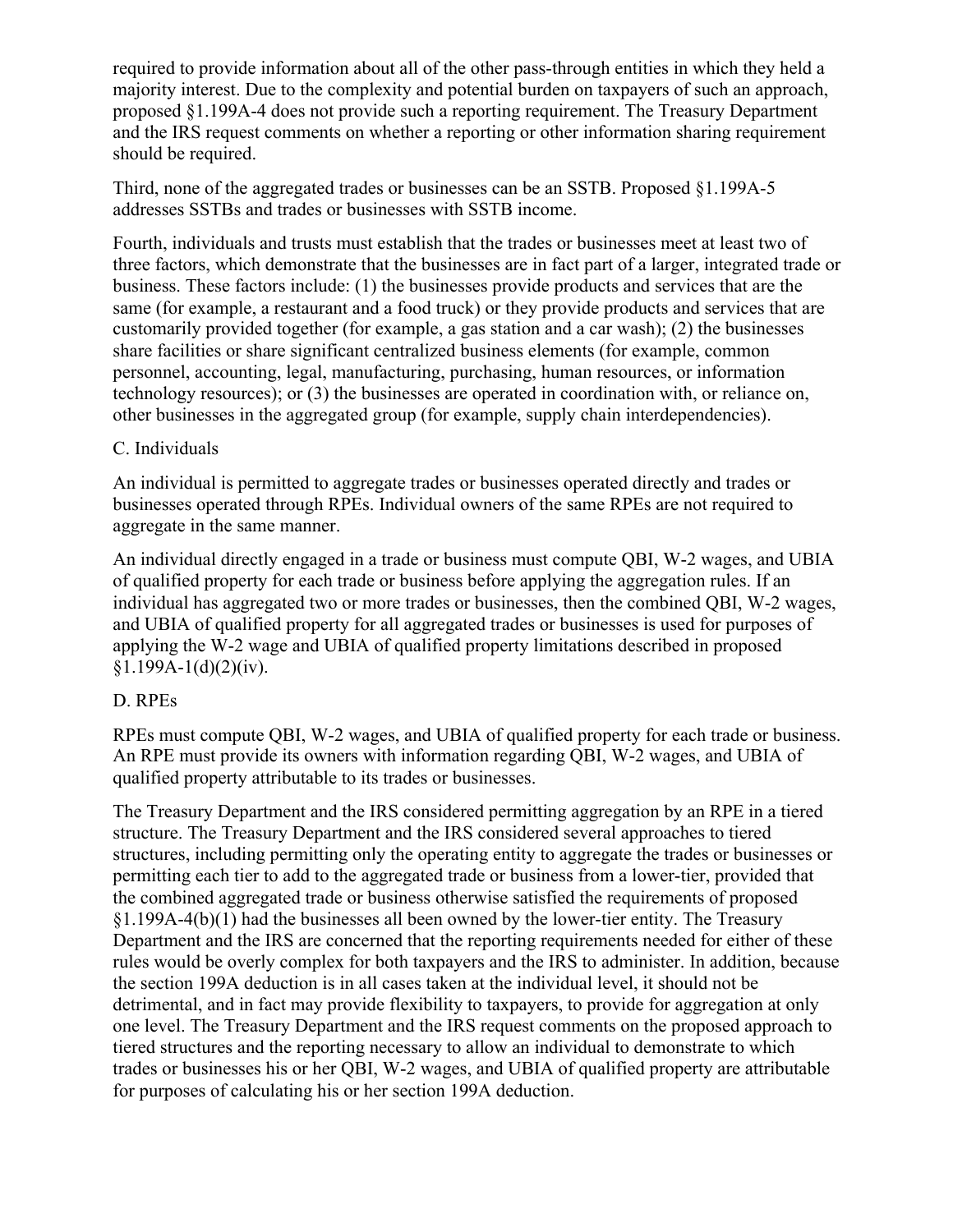required to provide information about all of the other pass-through entities in which they held a majority interest. Due to the complexity and potential burden on taxpayers of such an approach, proposed §1.199A-4 does not provide such a reporting requirement. The Treasury Department and the IRS request comments on whether a reporting or other information sharing requirement should be required.

Third, none of the aggregated trades or businesses can be an SSTB. Proposed §1.199A-5 addresses SSTBs and trades or businesses with SSTB income.

Fourth, individuals and trusts must establish that the trades or businesses meet at least two of three factors, which demonstrate that the businesses are in fact part of a larger, integrated trade or business. These factors include: (1) the businesses provide products and services that are the same (for example, a restaurant and a food truck) or they provide products and services that are customarily provided together (for example, a gas station and a car wash); (2) the businesses share facilities or share significant centralized business elements (for example, common personnel, accounting, legal, manufacturing, purchasing, human resources, or information technology resources); or (3) the businesses are operated in coordination with, or reliance on, other businesses in the aggregated group (for example, supply chain interdependencies).

C. Individuals

An individual is permitted to aggregate trades or businesses operated directly and trades or businesses operated through RPEs. Individual owners of the same RPEs are not required to aggregate in the same manner.

An individual directly engaged in a trade or business must compute QBI, W-2 wages, and UBIA of qualified property for each trade or business before applying the aggregation rules. If an individual has aggregated two or more trades or businesses, then the combined QBI, W-2 wages, and UBIA of qualified property for all aggregated trades or businesses is used for purposes of applying the W-2 wage and UBIA of qualified property limitations described in proposed §1.199A-1(d)(2)(iv).

D. RPEs

RPEs must compute QBI, W-2 wages, and UBIA of qualified property for each trade or business. An RPE must provide its owners with information regarding QBI, W-2 wages, and UBIA of qualified property attributable to its trades or businesses.

The Treasury Department and the IRS considered permitting aggregation by an RPE in a tiered structure. The Treasury Department and the IRS considered several approaches to tiered structures, including permitting only the operating entity to aggregate the trades or businesses or permitting each tier to add to the aggregated trade or business from a lower-tier, provided that the combined aggregated trade or business otherwise satisfied the requirements of proposed §1.199A-4(b)(1) had the businesses all been owned by the lower-tier entity. The Treasury Department and the IRS are concerned that the reporting requirements needed for either of these rules would be overly complex for both taxpayers and the IRS to administer. In addition, because the section 199A deduction is in all cases taken at the individual level, it should not be detrimental, and in fact may provide flexibility to taxpayers, to provide for aggregation at only one level. The Treasury Department and the IRS request comments on the proposed approach to tiered structures and the reporting necessary to allow an individual to demonstrate to which trades or businesses his or her QBI, W-2 wages, and UBIA of qualified property are attributable for purposes of calculating his or her section 199A deduction.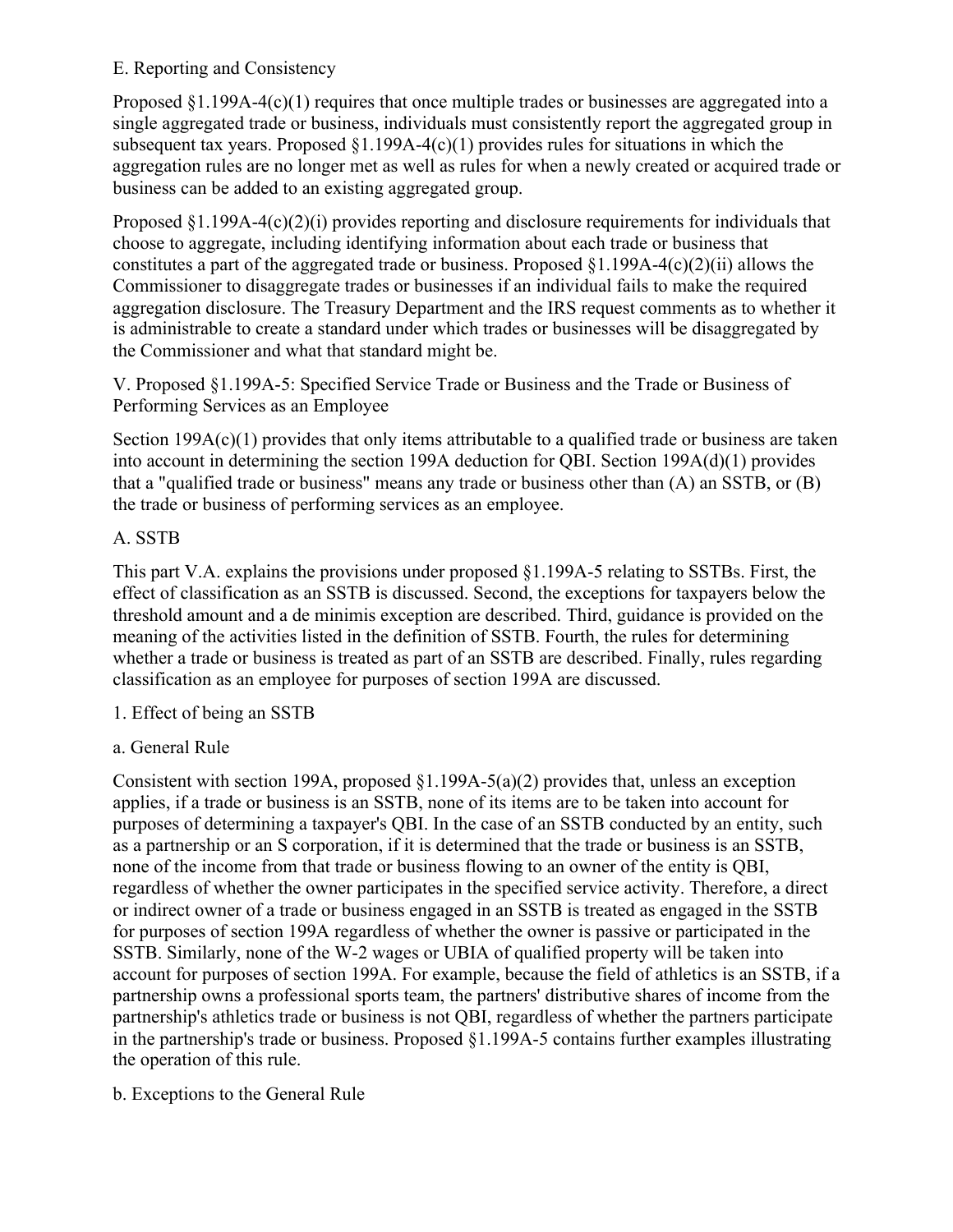### E. Reporting and Consistency

Proposed §1.199A-4(c)(1) requires that once multiple trades or businesses are aggregated into a single aggregated trade or business, individuals must consistently report the aggregated group in subsequent tax years. Proposed §1.199A-4(c)(1) provides rules for situations in which the aggregation rules are no longer met as well as rules for when a newly created or acquired trade or business can be added to an existing aggregated group.

Proposed §1.199A-4(c)(2)(i) provides reporting and disclosure requirements for individuals that choose to aggregate, including identifying information about each trade or business that constitutes a part of the aggregated trade or business. Proposed §1.199A-4(c)(2)(ii) allows the Commissioner to disaggregate trades or businesses if an individual fails to make the required aggregation disclosure. The Treasury Department and the IRS request comments as to whether it is administrable to create a standard under which trades or businesses will be disaggregated by the Commissioner and what that standard might be.

## V. Proposed §1.199A-5: Specified Service Trade or Business and the Trade or Business of Performing Services as an Employee

Section 199A(c)(1) provides that only items attributable to a qualified trade or business are taken into account in determining the section 199A deduction for QBI. Section 199A(d)(1) provides that a "qualified trade or business" means any trade or business other than (A) an SSTB, or (B) the trade or business of performing services as an employee.

### A. SSTB

This part V.A. explains the provisions under proposed §1.199A-5 relating to SSTBs. First, the effect of classification as an SSTB is discussed. Second, the exceptions for taxpayers below the threshold amount and a de minimis exception are described. Third, guidance is provided on the meaning of the activities listed in the definition of SSTB. Fourth, the rules for determining whether a trade or business is treated as part of an SSTB are described. Finally, rules regarding classification as an employee for purposes of section 199A are discussed.

#### 1. Effect of being an SSTB

##### a. General Rule

Consistent with section 199A, proposed §1.199A-5(a)(2) provides that, unless an exception applies, if a trade or business is an SSTB, none of its items are to be taken into account for purposes of determining a taxpayer's QBI. In the case of an SSTB conducted by an entity, such as a partnership or an S corporation, if it is determined that the trade or business is an SSTB, none of the income from that trade or business flowing to an owner of the entity is QBI, regardless of whether the owner participates in the specified service activity. Therefore, a direct or indirect owner of a trade or business engaged in an SSTB is treated as engaged in the SSTB for purposes of section 199A regardless of whether the owner is passive or participated in the SSTB. Similarly, none of the W-2 wages or UBIA of qualified property will be taken into account for purposes of section 199A. For example, because the field of athletics is an SSTB, if a partnership owns a professional sports team, the partners' distributive shares of income from the partnership's athletics trade or business is not QBI, regardless of whether the partners participate in the partnership's trade or business. Proposed §1.199A-5 contains further examples illustrating the operation of this rule.

##### b. Exceptions to the General Rule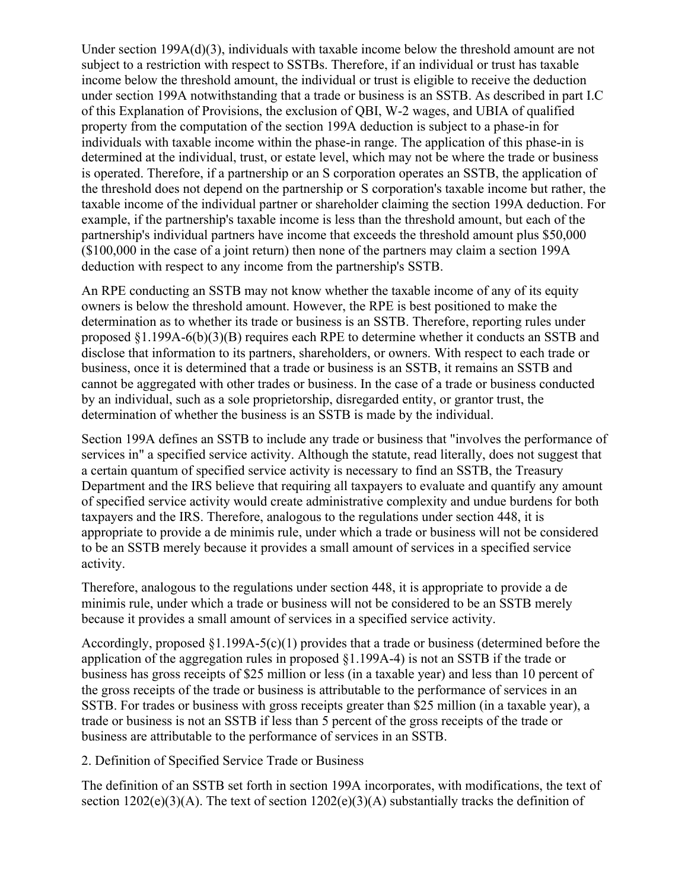Under section 199A(d)(3), individuals with taxable income below the threshold amount are not subject to a restriction with respect to SSTBs. Therefore, if an individual or trust has taxable income below the threshold amount, the individual or trust is eligible to receive the deduction under section 199A notwithstanding that a trade or business is an SSTB. As described in part I.C of this Explanation of Provisions, the exclusion of QBI, W-2 wages, and UBIA of qualified property from the computation of the section 199A deduction is subject to a phase-in for individuals with taxable income within the phase-in range. The application of this phase-in is determined at the individual, trust, or estate level, which may not be where the trade or business is operated. Therefore, if a partnership or an S corporation operates an SSTB, the application of the threshold does not depend on the partnership or S corporation's taxable income but rather, the taxable income of the individual partner or shareholder claiming the section 199A deduction. For example, if the partnership's taxable income is less than the threshold amount, but each of the partnership's individual partners have income that exceeds the threshold amount plus $50,000 ($100,000 in the case of a joint return) then none of the partners may claim a section 199A deduction with respect to any income from the partnership's SSTB.

An RPE conducting an SSTB may not know whether the taxable income of any of its equity owners is below the threshold amount. However, the RPE is best positioned to make the determination as to whether its trade or business is an SSTB. Therefore, reporting rules under proposed §1.199A-6(b)(3)(B) requires each RPE to determine whether it conducts an SSTB and disclose that information to its partners, shareholders, or owners. With respect to each trade or business, once it is determined that a trade or business is an SSTB, it remains an SSTB and cannot be aggregated with other trades or business. In the case of a trade or business conducted by an individual, such as a sole proprietorship, disregarded entity, or grantor trust, the determination of whether the business is an SSTB is made by the individual.

Section 199A defines an SSTB to include any trade or business that "involves the performance of services in" a specified service activity. Although the statute, read literally, does not suggest that a certain quantum of specified service activity is necessary to find an SSTB, the Treasury Department and the IRS believe that requiring all taxpayers to evaluate and quantify any amount of specified service activity would create administrative complexity and undue burdens for both taxpayers and the IRS. Therefore, analogous to the regulations under section 448, it is appropriate to provide a de minimis rule, under which a trade or business will not be considered to be an SSTB merely because it provides a small amount of services in a specified service activity.

Therefore, analogous to the regulations under section 448, it is appropriate to provide a de minimis rule, under which a trade or business will not be considered to be an SSTB merely because it provides a small amount of services in a specified service activity.

Accordingly, proposed §1.199A-5(c)(1) provides that a trade or business (determined before the application of the aggregation rules in proposed §1.199A-4) is not an SSTB if the trade or business has gross receipts of $25 million or less (in a taxable year) and less than 10 percent of the gross receipts of the trade or business is attributable to the performance of services in an SSTB. For trades or business with gross receipts greater than $25 million (in a taxable year), a trade or business is not an SSTB if less than 5 percent of the gross receipts of the trade or business are attributable to the performance of services in an SSTB.

2. Definition of Specified Service Trade or Business

The definition of an SSTB set forth in section 199A incorporates, with modifications, the text of section 1202(e)(3)(A). The text of section 1202(e)(3)(A) substantially tracks the definition of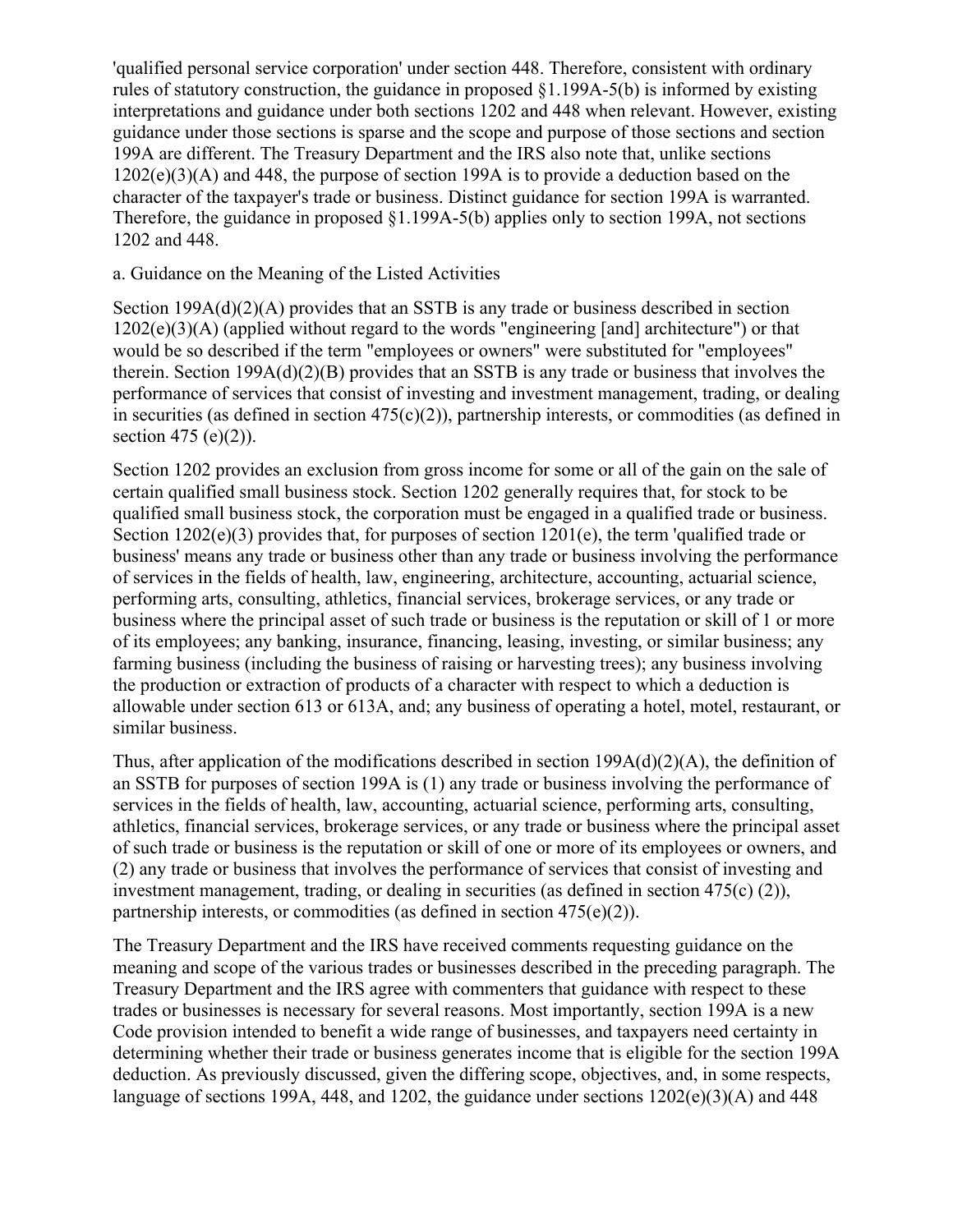'qualified personal service corporation' under section 448. Therefore, consistent with ordinary rules of statutory construction, the guidance in proposed §1.199A-5(b) is informed by existing interpretations and guidance under both sections 1202 and 448 when relevant. However, existing guidance under those sections is sparse and the scope and purpose of those sections and section 199A are different. The Treasury Department and the IRS also note that, unlike sections 1202(e)(3)(A) and 448, the purpose of section 199A is to provide a deduction based on the character of the taxpayer's trade or business. Distinct guidance for section 199A is warranted. Therefore, the guidance in proposed §1.199A-5(b) applies only to section 199A, not sections 1202 and 448.

a. Guidance on the Meaning of the Listed Activities

Section 199A(d)(2)(A) provides that an SSTB is any trade or business described in section 1202(e)(3)(A) (applied without regard to the words "engineering [and] architecture") or that would be so described if the term "employees or owners" were substituted for "employees" therein. Section 199A(d)(2)(B) provides that an SSTB is any trade or business that involves the performance of services that consist of investing and investment management, trading, or dealing in securities (as defined in section 475(c)(2)), partnership interests, or commodities (as defined in section 475 (e)(2)).

Section 1202 provides an exclusion from gross income for some or all of the gain on the sale of certain qualified small business stock. Section 1202 generally requires that, for stock to be qualified small business stock, the corporation must be engaged in a qualified trade or business. Section 1202(e)(3) provides that, for purposes of section 1201(e), the term 'qualified trade or business' means any trade or business other than any trade or business involving the performance of services in the fields of health, law, engineering, architecture, accounting, actuarial science, performing arts, consulting, athletics, financial services, brokerage services, or any trade or business where the principal asset of such trade or business is the reputation or skill of 1 or more of its employees; any banking, insurance, financing, leasing, investing, or similar business; any farming business (including the business of raising or harvesting trees); any business involving the production or extraction of products of a character with respect to which a deduction is allowable under section 613 or 613A, and; any business of operating a hotel, motel, restaurant, or similar business.

Thus, after application of the modifications described in section 199A(d)(2)(A), the definition of an SSTB for purposes of section 199A is (1) any trade or business involving the performance of services in the fields of health, law, accounting, actuarial science, performing arts, consulting, athletics, financial services, brokerage services, or any trade or business where the principal asset of such trade or business is the reputation or skill of one or more of its employees or owners, and (2) any trade or business that involves the performance of services that consist of investing and investment management, trading, or dealing in securities (as defined in section 475(c) (2)), partnership interests, or commodities (as defined in section 475(e)(2)).

The Treasury Department and the IRS have received comments requesting guidance on the meaning and scope of the various trades or businesses described in the preceding paragraph. The Treasury Department and the IRS agree with commenters that guidance with respect to these trades or businesses is necessary for several reasons. Most importantly, section 199A is a new Code provision intended to benefit a wide range of businesses, and taxpayers need certainty in determining whether their trade or business generates income that is eligible for the section 199A deduction. As previously discussed, given the differing scope, objectives, and, in some respects, language of sections 199A, 448, and 1202, the guidance under sections 1202(e)(3)(A) and 448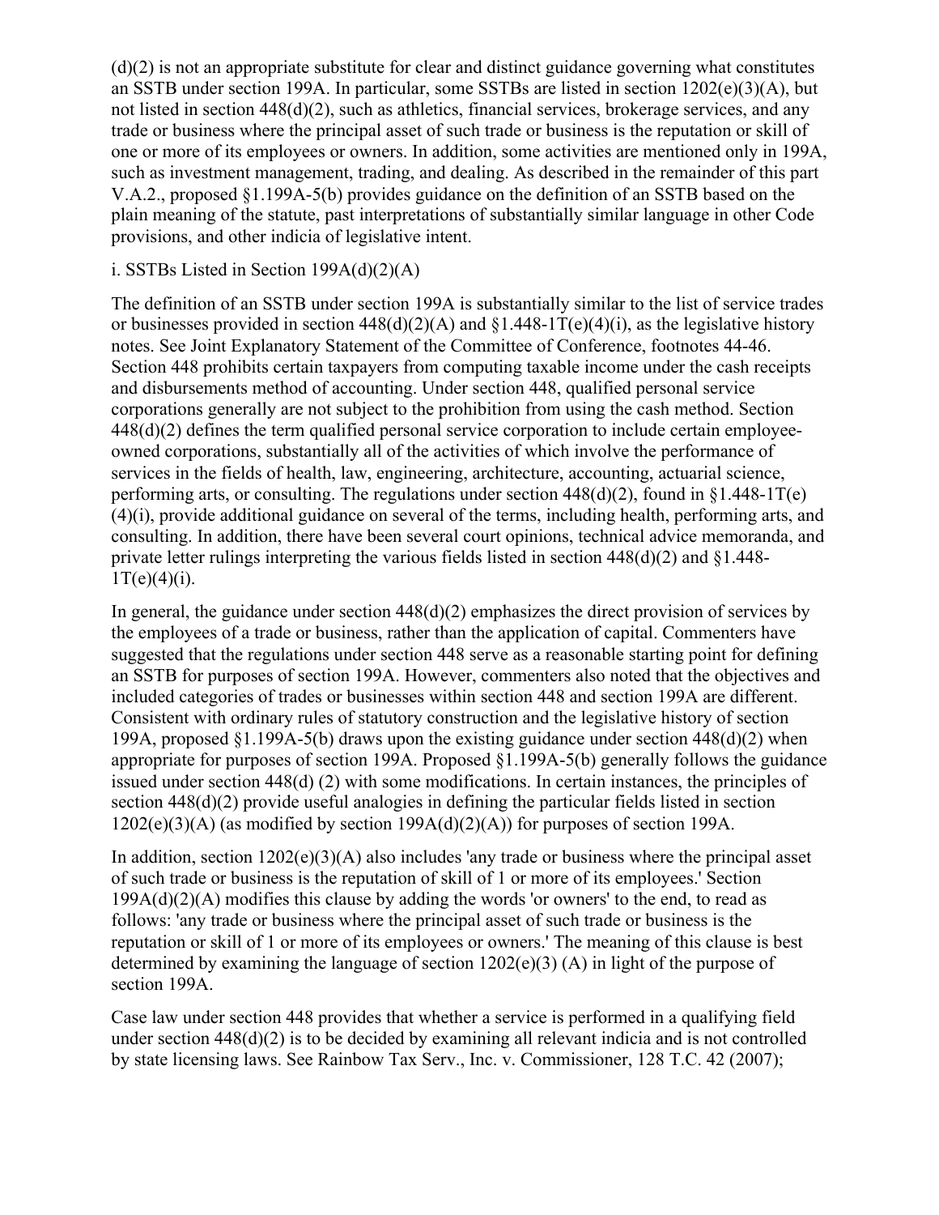(d)(2) is not an appropriate substitute for clear and distinct guidance governing what constitutes an SSTB under section 199A. In particular, some SSTBs are listed in section 1202(e)(3)(A), but not listed in section 448(d)(2), such as athletics, financial services, brokerage services, and any trade or business where the principal asset of such trade or business is the reputation or skill of one or more of its employees or owners. In addition, some activities are mentioned only in 199A, such as investment management, trading, and dealing. As described in the remainder of this part V.A.2., proposed §1.199A-5(b) provides guidance on the definition of an SSTB based on the plain meaning of the statute, past interpretations of substantially similar language in other Code provisions, and other indicia of legislative intent.

i. SSTBs Listed in Section 199A(d)(2)(A)

The definition of an SSTB under section 199A is substantially similar to the list of service trades or businesses provided in section 448(d)(2)(A) and §1.448-1T(e)(4)(i), as the legislative history notes. See Joint Explanatory Statement of the Committee of Conference, footnotes 44-46. Section 448 prohibits certain taxpayers from computing taxable income under the cash receipts and disbursements method of accounting. Under section 448, qualified personal service corporations generally are not subject to the prohibition from using the cash method. Section 448(d)(2) defines the term qualified personal service corporation to include certain employee-owned corporations, substantially all of the activities of which involve the performance of services in the fields of health, law, engineering, architecture, accounting, actuarial science, performing arts, or consulting. The regulations under section 448(d)(2), found in §1.448-1T(e)(4)(i), provide additional guidance on several of the terms, including health, performing arts, and consulting. In addition, there have been several court opinions, technical advice memoranda, and private letter rulings interpreting the various fields listed in section 448(d)(2) and §1.448-1T(e)(4)(i).

In general, the guidance under section 448(d)(2) emphasizes the direct provision of services by the employees of a trade or business, rather than the application of capital. Commenters have suggested that the regulations under section 448 serve as a reasonable starting point for defining an SSTB for purposes of section 199A. However, commenters also noted that the objectives and included categories of trades or businesses within section 448 and section 199A are different. Consistent with ordinary rules of statutory construction and the legislative history of section 199A, proposed §1.199A-5(b) draws upon the existing guidance under section 448(d)(2) when appropriate for purposes of section 199A. Proposed §1.199A-5(b) generally follows the guidance issued under section 448(d) (2) with some modifications. In certain instances, the principles of section 448(d)(2) provide useful analogies in defining the particular fields listed in section 1202(e)(3)(A) (as modified by section 199A(d)(2)(A)) for purposes of section 199A.

In addition, section 1202(e)(3)(A) also includes 'any trade or business where the principal asset of such trade or business is the reputation of skill of 1 or more of its employees.' Section 199A(d)(2)(A) modifies this clause by adding the words 'or owners' to the end, to read as follows: 'any trade or business where the principal asset of such trade or business is the reputation or skill of 1 or more of its employees or owners.' The meaning of this clause is best determined by examining the language of section 1202(e)(3) (A) in light of the purpose of section 199A.

Case law under section 448 provides that whether a service is performed in a qualifying field under section 448(d)(2) is to be decided by examining all relevant indicia and is not controlled by state licensing laws. See Rainbow Tax Serv., Inc. v. Commissioner, 128 T.C. 42 (2007);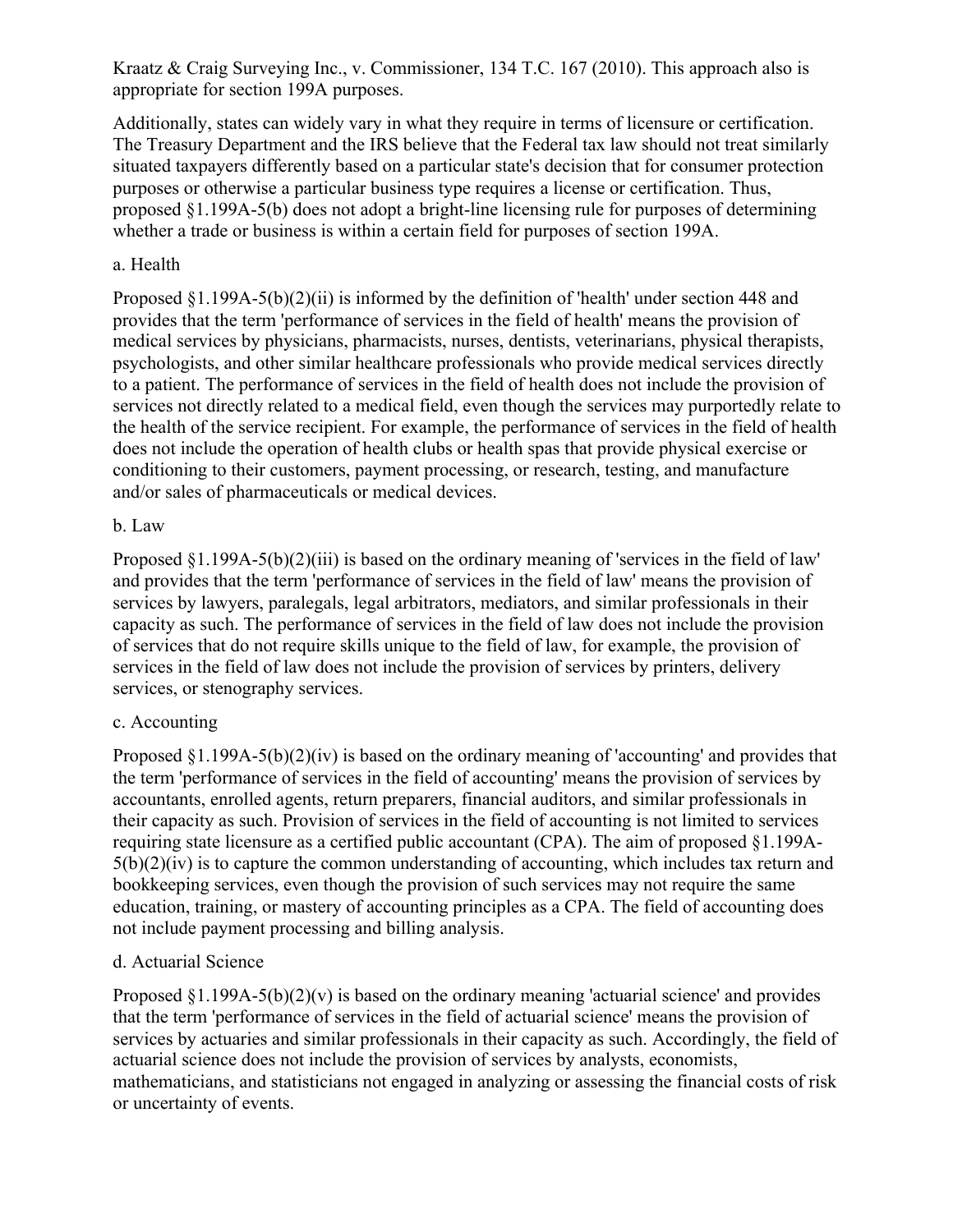Kraatz & Craig Surveying Inc., v. Commissioner, 134 T.C. 167 (2010). This approach also is appropriate for section 199A purposes.

Additionally, states can widely vary in what they require in terms of licensure or certification. The Treasury Department and the IRS believe that the Federal tax law should not treat similarly situated taxpayers differently based on a particular state's decision that for consumer protection purposes or otherwise a particular business type requires a license or certification. Thus, proposed §1.199A-5(b) does not adopt a bright-line licensing rule for purposes of determining whether a trade or business is within a certain field for purposes of section 199A.

a. Health

Proposed §1.199A-5(b)(2)(ii) is informed by the definition of 'health' under section 448 and provides that the term 'performance of services in the field of health' means the provision of medical services by physicians, pharmacists, nurses, dentists, veterinarians, physical therapists, psychologists, and other similar healthcare professionals who provide medical services directly to a patient. The performance of services in the field of health does not include the provision of services not directly related to a medical field, even though the services may purportedly relate to the health of the service recipient. For example, the performance of services in the field of health does not include the operation of health clubs or health spas that provide physical exercise or conditioning to their customers, payment processing, or research, testing, and manufacture and/or sales of pharmaceuticals or medical devices.

b. Law

Proposed §1.199A-5(b)(2)(iii) is based on the ordinary meaning of 'services in the field of law' and provides that the term 'performance of services in the field of law' means the provision of services by lawyers, paralegals, legal arbitrators, mediators, and similar professionals in their capacity as such. The performance of services in the field of law does not include the provision of services that do not require skills unique to the field of law, for example, the provision of services in the field of law does not include the provision of services by printers, delivery services, or stenography services.

c. Accounting

Proposed §1.199A-5(b)(2)(iv) is based on the ordinary meaning of 'accounting' and provides that the term 'performance of services in the field of accounting' means the provision of services by accountants, enrolled agents, return preparers, financial auditors, and similar professionals in their capacity as such. Provision of services in the field of accounting is not limited to services requiring state licensure as a certified public accountant (CPA). The aim of proposed §1.199A-5(b)(2)(iv) is to capture the common understanding of accounting, which includes tax return and bookkeeping services, even though the provision of such services may not require the same education, training, or mastery of accounting principles as a CPA. The field of accounting does not include payment processing and billing analysis.

d. Actuarial Science

Proposed §1.199A-5(b)(2)(v) is based on the ordinary meaning 'actuarial science' and provides that the term 'performance of services in the field of actuarial science' means the provision of services by actuaries and similar professionals in their capacity as such. Accordingly, the field of actuarial science does not include the provision of services by analysts, economists, mathematicians, and statisticians not engaged in analyzing or assessing the financial costs of risk or uncertainty of events.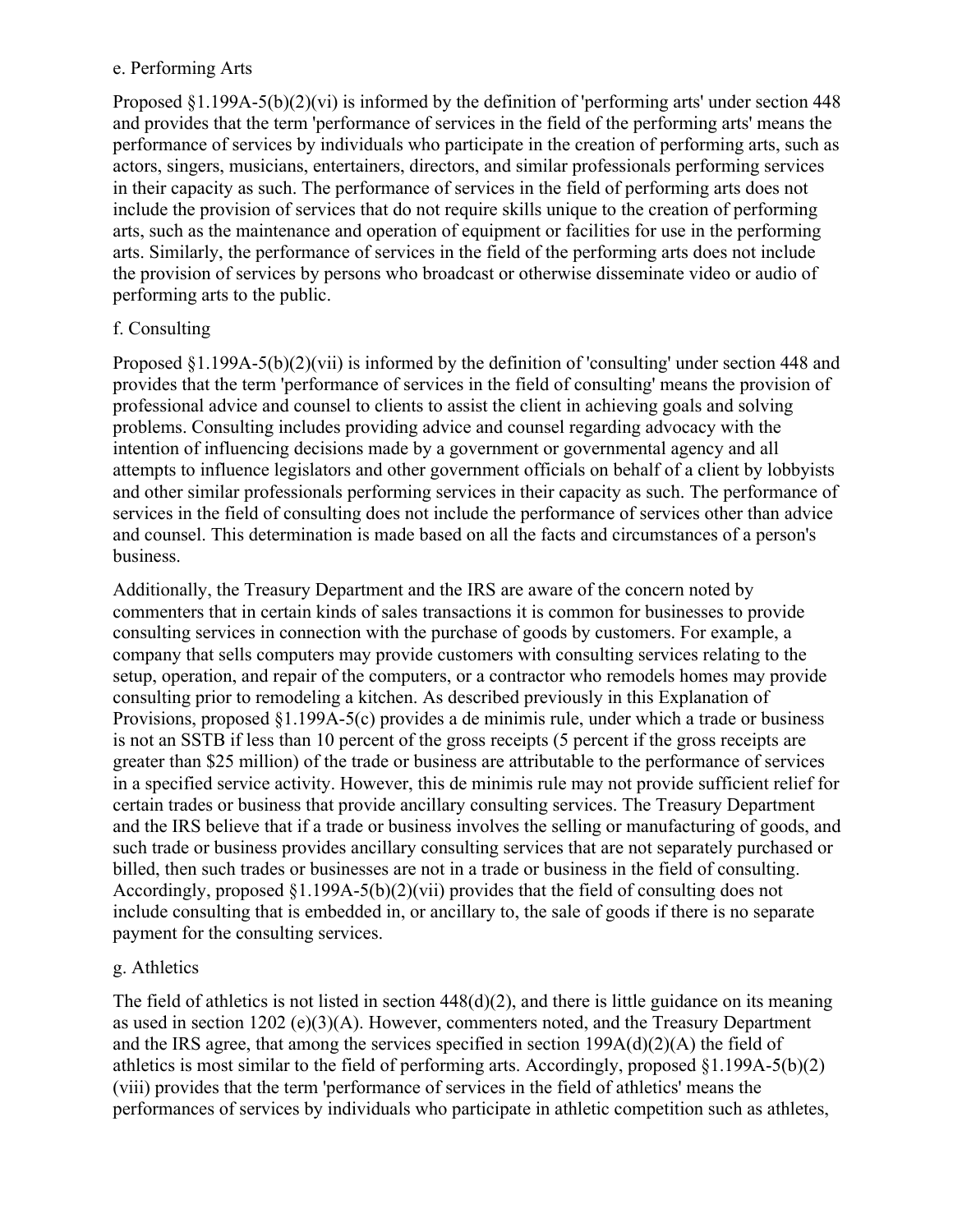### e. Performing Arts

Proposed §1.199A-5(b)(2)(vi) is informed by the definition of 'performing arts' under section 448 and provides that the term 'performance of services in the field of the performing arts' means the performance of services by individuals who participate in the creation of performing arts, such as actors, singers, musicians, entertainers, directors, and similar professionals performing services in their capacity as such. The performance of services in the field of performing arts does not include the provision of services that do not require skills unique to the creation of performing arts, such as the maintenance and operation of equipment or facilities for use in the performing arts. Similarly, the performance of services in the field of the performing arts does not include the provision of services by persons who broadcast or otherwise disseminate video or audio of performing arts to the public.

### f. Consulting

Proposed §1.199A-5(b)(2)(vii) is informed by the definition of 'consulting' under section 448 and provides that the term 'performance of services in the field of consulting' means the provision of professional advice and counsel to clients to assist the client in achieving goals and solving problems. Consulting includes providing advice and counsel regarding advocacy with the intention of influencing decisions made by a government or governmental agency and all attempts to influence legislators and other government officials on behalf of a client by lobbyists and other similar professionals performing services in their capacity as such. The performance of services in the field of consulting does not include the performance of services other than advice and counsel. This determination is made based on all the facts and circumstances of a person's business.

Additionally, the Treasury Department and the IRS are aware of the concern noted by commenters that in certain kinds of sales transactions it is common for businesses to provide consulting services in connection with the purchase of goods by customers. For example, a company that sells computers may provide customers with consulting services relating to the setup, operation, and repair of the computers, or a contractor who remodels homes may provide consulting prior to remodeling a kitchen. As described previously in this Explanation of Provisions, proposed §1.199A-5(c) provides a de minimis rule, under which a trade or business is not an SSTB if less than 10 percent of the gross receipts (5 percent if the gross receipts are greater than $25 million) of the trade or business are attributable to the performance of services in a specified service activity. However, this de minimis rule may not provide sufficient relief for certain trades or business that provide ancillary consulting services. The Treasury Department and the IRS believe that if a trade or business involves the selling or manufacturing of goods, and such trade or business provides ancillary consulting services that are not separately purchased or billed, then such trades or businesses are not in a trade or business in the field of consulting. Accordingly, proposed §1.199A-5(b)(2)(vii) provides that the field of consulting does not include consulting that is embedded in, or ancillary to, the sale of goods if there is no separate payment for the consulting services.

### g. Athletics

The field of athletics is not listed in section 448(d)(2), and there is little guidance on its meaning as used in section 1202 (e)(3)(A). However, commenters noted, and the Treasury Department and the IRS agree, that among the services specified in section 199A(d)(2)(A) the field of athletics is most similar to the field of performing arts. Accordingly, proposed §1.199A-5(b)(2)(viii) provides that the term 'performance of services in the field of athletics' means the performances of services by individuals who participate in athletic competition such as athletes,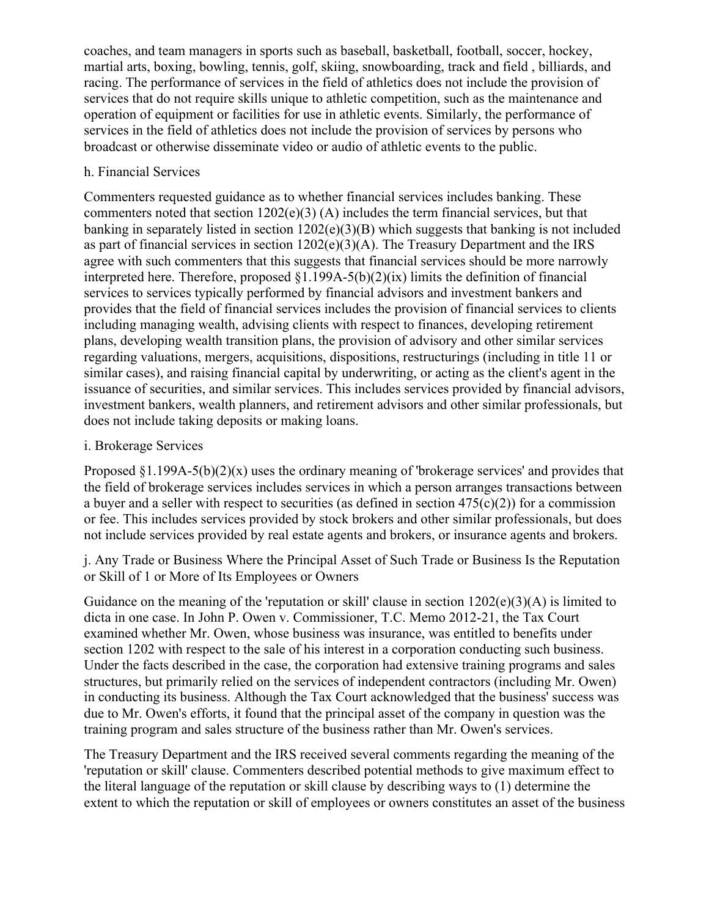coaches, and team managers in sports such as baseball, basketball, football, soccer, hockey, martial arts, boxing, bowling, tennis, golf, skiing, snowboarding, track and field , billiards, and racing. The performance of services in the field of athletics does not include the provision of services that do not require skills unique to athletic competition, such as the maintenance and operation of equipment or facilities for use in athletic events. Similarly, the performance of services in the field of athletics does not include the provision of services by persons who broadcast or otherwise disseminate video or audio of athletic events to the public.

h. Financial Services

Commenters requested guidance as to whether financial services includes banking. These commenters noted that section 1202(e)(3) (A) includes the term financial services, but that banking in separately listed in section 1202(e)(3)(B) which suggests that banking is not included as part of financial services in section 1202(e)(3)(A). The Treasury Department and the IRS agree with such commenters that this suggests that financial services should be more narrowly interpreted here. Therefore, proposed §1.199A-5(b)(2)(ix) limits the definition of financial services to services typically performed by financial advisors and investment bankers and provides that the field of financial services includes the provision of financial services to clients including managing wealth, advising clients with respect to finances, developing retirement plans, developing wealth transition plans, the provision of advisory and other similar services regarding valuations, mergers, acquisitions, dispositions, restructurings (including in title 11 or similar cases), and raising financial capital by underwriting, or acting as the client's agent in the issuance of securities, and similar services. This includes services provided by financial advisors, investment bankers, wealth planners, and retirement advisors and other similar professionals, but does not include taking deposits or making loans.

i. Brokerage Services

Proposed §1.199A-5(b)(2)(x) uses the ordinary meaning of 'brokerage services' and provides that the field of brokerage services includes services in which a person arranges transactions between a buyer and a seller with respect to securities (as defined in section 475(c)(2)) for a commission or fee. This includes services provided by stock brokers and other similar professionals, but does not include services provided by real estate agents and brokers, or insurance agents and brokers.

j. Any Trade or Business Where the Principal Asset of Such Trade or Business Is the Reputation or Skill of 1 or More of Its Employees or Owners

Guidance on the meaning of the 'reputation or skill' clause in section 1202(e)(3)(A) is limited to dicta in one case. In John P. Owen v. Commissioner, T.C. Memo 2012-21, the Tax Court examined whether Mr. Owen, whose business was insurance, was entitled to benefits under section 1202 with respect to the sale of his interest in a corporation conducting such business. Under the facts described in the case, the corporation had extensive training programs and sales structures, but primarily relied on the services of independent contractors (including Mr. Owen) in conducting its business. Although the Tax Court acknowledged that the business' success was due to Mr. Owen's efforts, it found that the principal asset of the company in question was the training program and sales structure of the business rather than Mr. Owen's services.

The Treasury Department and the IRS received several comments regarding the meaning of the 'reputation or skill' clause. Commenters described potential methods to give maximum effect to the literal language of the reputation or skill clause by describing ways to (1) determine the extent to which the reputation or skill of employees or owners constitutes an asset of the business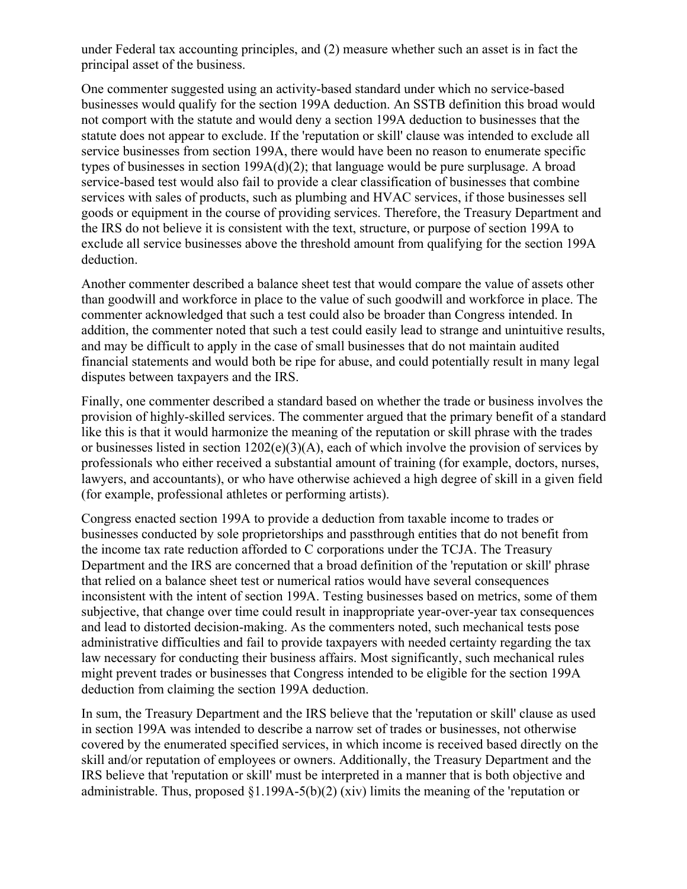under Federal tax accounting principles, and (2) measure whether such an asset is in fact the principal asset of the business.

One commenter suggested using an activity-based standard under which no service-based businesses would qualify for the section 199A deduction. An SSTB definition this broad would not comport with the statute and would deny a section 199A deduction to businesses that the statute does not appear to exclude. If the 'reputation or skill' clause was intended to exclude all service businesses from section 199A, there would have been no reason to enumerate specific types of businesses in section 199A(d)(2); that language would be pure surplusage. A broad service-based test would also fail to provide a clear classification of businesses that combine services with sales of products, such as plumbing and HVAC services, if those businesses sell goods or equipment in the course of providing services. Therefore, the Treasury Department and the IRS do not believe it is consistent with the text, structure, or purpose of section 199A to exclude all service businesses above the threshold amount from qualifying for the section 199A deduction.

Another commenter described a balance sheet test that would compare the value of assets other than goodwill and workforce in place to the value of such goodwill and workforce in place. The commenter acknowledged that such a test could also be broader than Congress intended. In addition, the commenter noted that such a test could easily lead to strange and unintuitive results, and may be difficult to apply in the case of small businesses that do not maintain audited financial statements and would both be ripe for abuse, and could potentially result in many legal disputes between taxpayers and the IRS.

Finally, one commenter described a standard based on whether the trade or business involves the provision of highly-skilled services. The commenter argued that the primary benefit of a standard like this is that it would harmonize the meaning of the reputation or skill phrase with the trades or businesses listed in section 1202(e)(3)(A), each of which involve the provision of services by professionals who either received a substantial amount of training (for example, doctors, nurses, lawyers, and accountants), or who have otherwise achieved a high degree of skill in a given field (for example, professional athletes or performing artists).

Congress enacted section 199A to provide a deduction from taxable income to trades or businesses conducted by sole proprietorships and passthrough entities that do not benefit from the income tax rate reduction afforded to C corporations under the TCJA. The Treasury Department and the IRS are concerned that a broad definition of the 'reputation or skill' phrase that relied on a balance sheet test or numerical ratios would have several consequences inconsistent with the intent of section 199A. Testing businesses based on metrics, some of them subjective, that change over time could result in inappropriate year-over-year tax consequences and lead to distorted decision-making. As the commenters noted, such mechanical tests pose administrative difficulties and fail to provide taxpayers with needed certainty regarding the tax law necessary for conducting their business affairs. Most significantly, such mechanical rules might prevent trades or businesses that Congress intended to be eligible for the section 199A deduction from claiming the section 199A deduction.

In sum, the Treasury Department and the IRS believe that the 'reputation or skill' clause as used in section 199A was intended to describe a narrow set of trades or businesses, not otherwise covered by the enumerated specified services, in which income is received based directly on the skill and/or reputation of employees or owners. Additionally, the Treasury Department and the IRS believe that 'reputation or skill' must be interpreted in a manner that is both objective and administrable. Thus, proposed §1.199A-5(b)(2) (xiv) limits the meaning of the 'reputation or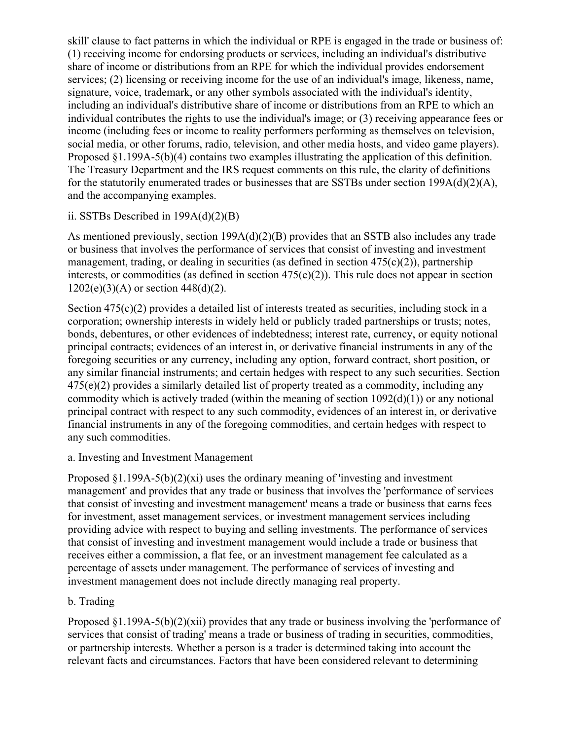skill' clause to fact patterns in which the individual or RPE is engaged in the trade or business of: (1) receiving income for endorsing products or services, including an individual's distributive share of income or distributions from an RPE for which the individual provides endorsement services; (2) licensing or receiving income for the use of an individual's image, likeness, name, signature, voice, trademark, or any other symbols associated with the individual's identity, including an individual's distributive share of income or distributions from an RPE to which an individual contributes the rights to use the individual's image; or (3) receiving appearance fees or income (including fees or income to reality performers performing as themselves on television, social media, or other forums, radio, television, and other media hosts, and video game players). Proposed §1.199A-5(b)(4) contains two examples illustrating the application of this definition. The Treasury Department and the IRS request comments on this rule, the clarity of definitions for the statutorily enumerated trades or businesses that are SSTBs under section 199A(d)(2)(A), and the accompanying examples.

ii. SSTBs Described in 199A(d)(2)(B)

As mentioned previously, section 199A(d)(2)(B) provides that an SSTB also includes any trade or business that involves the performance of services that consist of investing and investment management, trading, or dealing in securities (as defined in section 475(c)(2)), partnership interests, or commodities (as defined in section 475(e)(2)). This rule does not appear in section 1202(e)(3)(A) or section 448(d)(2).

Section 475(c)(2) provides a detailed list of interests treated as securities, including stock in a corporation; ownership interests in widely held or publicly traded partnerships or trusts; notes, bonds, debentures, or other evidences of indebtedness; interest rate, currency, or equity notional principal contracts; evidences of an interest in, or derivative financial instruments in any of the foregoing securities or any currency, including any option, forward contract, short position, or any similar financial instruments; and certain hedges with respect to any such securities. Section 475(e)(2) provides a similarly detailed list of property treated as a commodity, including any commodity which is actively traded (within the meaning of section 1092(d)(1)) or any notional principal contract with respect to any such commodity, evidences of an interest in, or derivative financial instruments in any of the foregoing commodities, and certain hedges with respect to any such commodities.

a. Investing and Investment Management

Proposed §1.199A-5(b)(2)(xi) uses the ordinary meaning of 'investing and investment management' and provides that any trade or business that involves the 'performance of services that consist of investing and investment management' means a trade or business that earns fees for investment, asset management services, or investment management services including providing advice with respect to buying and selling investments. The performance of services that consist of investing and investment management would include a trade or business that receives either a commission, a flat fee, or an investment management fee calculated as a percentage of assets under management. The performance of services of investing and investment management does not include directly managing real property.

b. Trading

Proposed §1.199A-5(b)(2)(xii) provides that any trade or business involving the 'performance of services that consist of trading' means a trade or business of trading in securities, commodities, or partnership interests. Whether a person is a trader is determined taking into account the relevant facts and circumstances. Factors that have been considered relevant to determining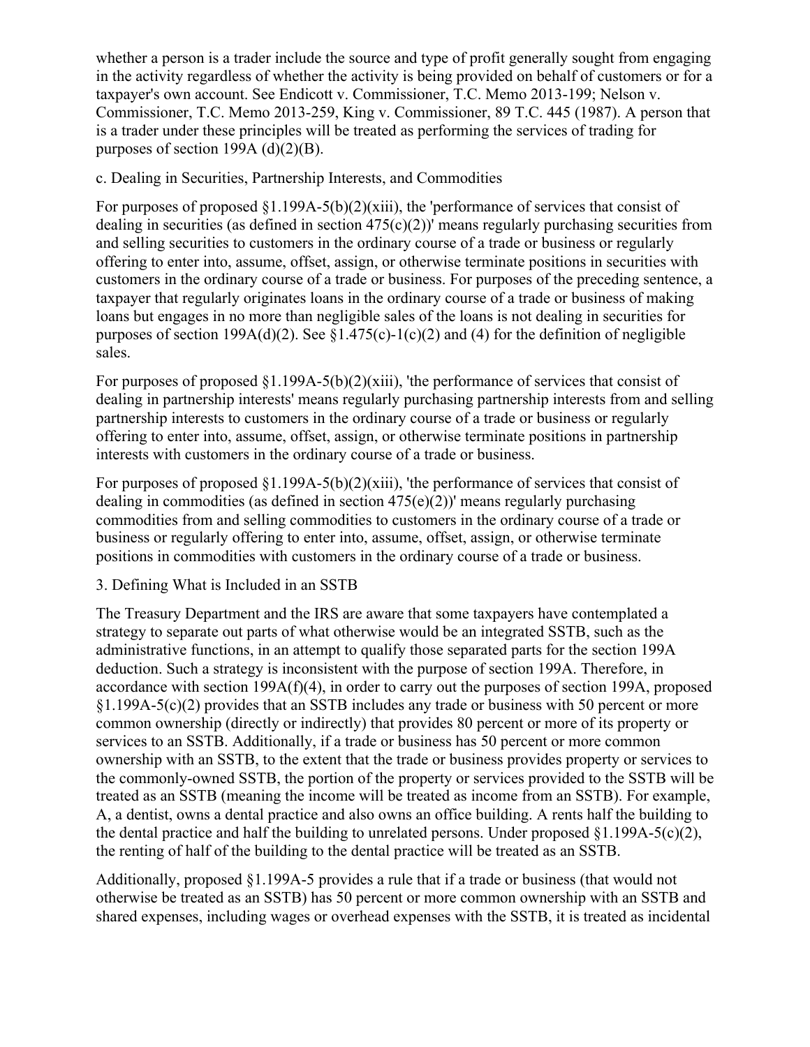whether a person is a trader include the source and type of profit generally sought from engaging in the activity regardless of whether the activity is being provided on behalf of customers or for a taxpayer's own account. See Endicott v. Commissioner, T.C. Memo 2013-199; Nelson v. Commissioner, T.C. Memo 2013-259, King v. Commissioner, 89 T.C. 445 (1987). A person that is a trader under these principles will be treated as performing the services of trading for purposes of section 199A (d)(2)(B).

c. Dealing in Securities, Partnership Interests, and Commodities

For purposes of proposed §1.199A-5(b)(2)(xiii), the 'performance of services that consist of dealing in securities (as defined in section 475(c)(2))' means regularly purchasing securities from and selling securities to customers in the ordinary course of a trade or business or regularly offering to enter into, assume, offset, assign, or otherwise terminate positions in securities with customers in the ordinary course of a trade or business. For purposes of the preceding sentence, a taxpayer that regularly originates loans in the ordinary course of a trade or business of making loans but engages in no more than negligible sales of the loans is not dealing in securities for purposes of section 199A(d)(2). See §1.475(c)-1(c)(2) and (4) for the definition of negligible sales.

For purposes of proposed §1.199A-5(b)(2)(xiii), 'the performance of services that consist of dealing in partnership interests' means regularly purchasing partnership interests from and selling partnership interests to customers in the ordinary course of a trade or business or regularly offering to enter into, assume, offset, assign, or otherwise terminate positions in partnership interests with customers in the ordinary course of a trade or business.

For purposes of proposed §1.199A-5(b)(2)(xiii), 'the performance of services that consist of dealing in commodities (as defined in section 475(e)(2))' means regularly purchasing commodities from and selling commodities to customers in the ordinary course of a trade or business or regularly offering to enter into, assume, offset, assign, or otherwise terminate positions in commodities with customers in the ordinary course of a trade or business.

3. Defining What is Included in an SSTB

The Treasury Department and the IRS are aware that some taxpayers have contemplated a strategy to separate out parts of what otherwise would be an integrated SSTB, such as the administrative functions, in an attempt to qualify those separated parts for the section 199A deduction. Such a strategy is inconsistent with the purpose of section 199A. Therefore, in accordance with section 199A(f)(4), in order to carry out the purposes of section 199A, proposed §1.199A-5(c)(2) provides that an SSTB includes any trade or business with 50 percent or more common ownership (directly or indirectly) that provides 80 percent or more of its property or services to an SSTB. Additionally, if a trade or business has 50 percent or more common ownership with an SSTB, to the extent that the trade or business provides property or services to the commonly-owned SSTB, the portion of the property or services provided to the SSTB will be treated as an SSTB (meaning the income will be treated as income from an SSTB). For example, A, a dentist, owns a dental practice and also owns an office building. A rents half the building to the dental practice and half the building to unrelated persons. Under proposed §1.199A-5(c)(2), the renting of half of the building to the dental practice will be treated as an SSTB.

Additionally, proposed §1.199A-5 provides a rule that if a trade or business (that would not otherwise be treated as an SSTB) has 50 percent or more common ownership with an SSTB and shared expenses, including wages or overhead expenses with the SSTB, it is treated as incidental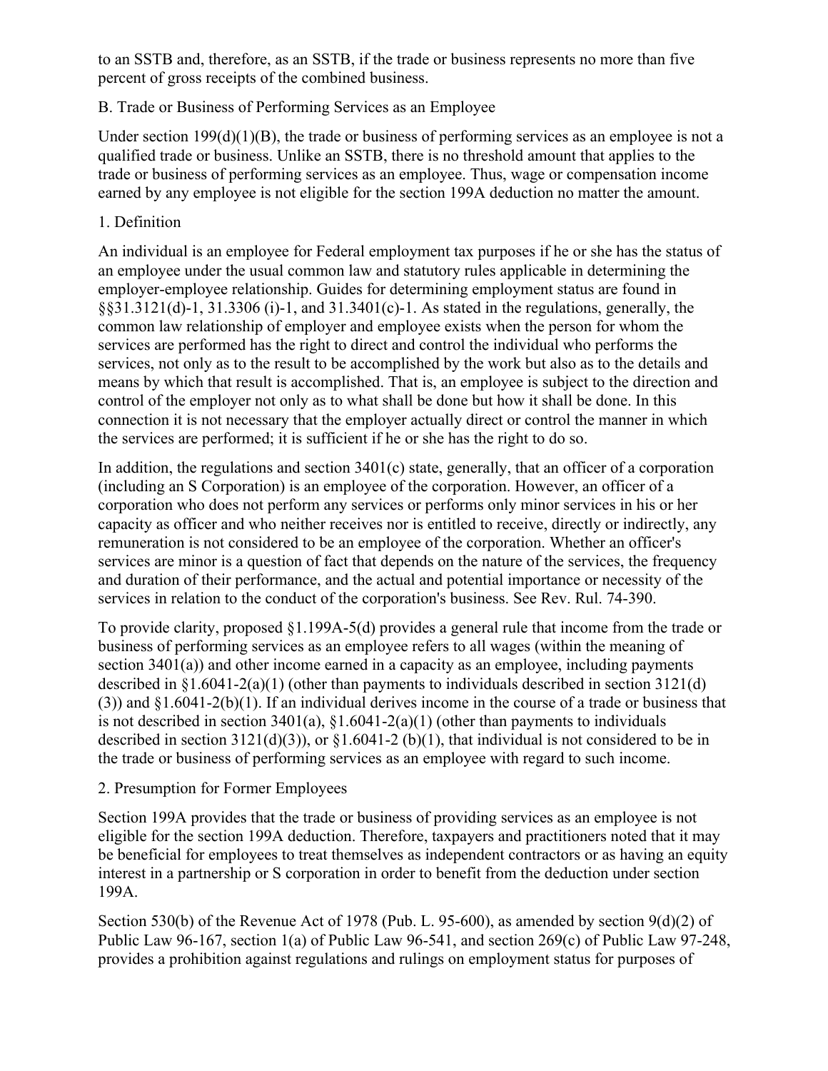to an SSTB and, therefore, as an SSTB, if the trade or business represents no more than five percent of gross receipts of the combined business.

### B. Trade or Business of Performing Services as an Employee

Under section 199(d)(1)(B), the trade or business of performing services as an employee is not a qualified trade or business. Unlike an SSTB, there is no threshold amount that applies to the trade or business of performing services as an employee. Thus, wage or compensation income earned by any employee is not eligible for the section 199A deduction no matter the amount.

#### 1. Definition

An individual is an employee for Federal employment tax purposes if he or she has the status of an employee under the usual common law and statutory rules applicable in determining the employer-employee relationship. Guides for determining employment status are found in §§31.3121(d)-1, 31.3306 (i)-1, and 31.3401(c)-1. As stated in the regulations, generally, the common law relationship of employer and employee exists when the person for whom the services are performed has the right to direct and control the individual who performs the services, not only as to the result to be accomplished by the work but also as to the details and means by which that result is accomplished. That is, an employee is subject to the direction and control of the employer not only as to what shall be done but how it shall be done. In this connection it is not necessary that the employer actually direct or control the manner in which the services are performed; it is sufficient if he or she has the right to do so.

In addition, the regulations and section 3401(c) state, generally, that an officer of a corporation (including an S Corporation) is an employee of the corporation. However, an officer of a corporation who does not perform any services or performs only minor services in his or her capacity as officer and who neither receives nor is entitled to receive, directly or indirectly, any remuneration is not considered to be an employee of the corporation. Whether an officer's services are minor is a question of fact that depends on the nature of the services, the frequency and duration of their performance, and the actual and potential importance or necessity of the services in relation to the conduct of the corporation's business. See Rev. Rul. 74-390.

To provide clarity, proposed §1.199A-5(d) provides a general rule that income from the trade or business of performing services as an employee refers to all wages (within the meaning of section 3401(a)) and other income earned in a capacity as an employee, including payments described in §1.6041-2(a)(1) (other than payments to individuals described in section 3121(d)(3)) and §1.6041-2(b)(1). If an individual derives income in the course of a trade or business that is not described in section 3401(a), §1.6041-2(a)(1) (other than payments to individuals described in section 3121(d)(3)), or §1.6041-2 (b)(1), that individual is not considered to be in the trade or business of performing services as an employee with regard to such income.

#### 2. Presumption for Former Employees

Section 199A provides that the trade or business of providing services as an employee is not eligible for the section 199A deduction. Therefore, taxpayers and practitioners noted that it may be beneficial for employees to treat themselves as independent contractors or as having an equity interest in a partnership or S corporation in order to benefit from the deduction under section 199A.

Section 530(b) of the Revenue Act of 1978 (Pub. L. 95-600), as amended by section 9(d)(2) of Public Law 96-167, section 1(a) of Public Law 96-541, and section 269(c) of Public Law 97-248, provides a prohibition against regulations and rulings on employment status for purposes of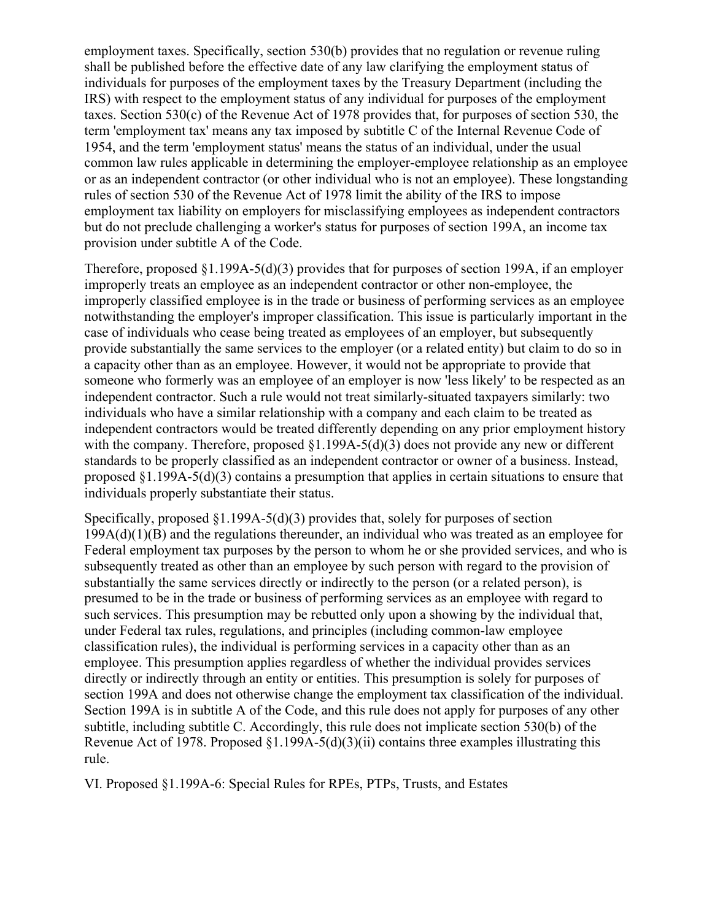employment taxes. Specifically, section 530(b) provides that no regulation or revenue ruling shall be published before the effective date of any law clarifying the employment status of individuals for purposes of the employment taxes by the Treasury Department (including the IRS) with respect to the employment status of any individual for purposes of the employment taxes. Section 530(c) of the Revenue Act of 1978 provides that, for purposes of section 530, the term 'employment tax' means any tax imposed by subtitle C of the Internal Revenue Code of 1954, and the term 'employment status' means the status of an individual, under the usual common law rules applicable in determining the employer-employee relationship as an employee or as an independent contractor (or other individual who is not an employee). These longstanding rules of section 530 of the Revenue Act of 1978 limit the ability of the IRS to impose employment tax liability on employers for misclassifying employees as independent contractors but do not preclude challenging a worker's status for purposes of section 199A, an income tax provision under subtitle A of the Code.

Therefore, proposed §1.199A-5(d)(3) provides that for purposes of section 199A, if an employer improperly treats an employee as an independent contractor or other non-employee, the improperly classified employee is in the trade or business of performing services as an employee notwithstanding the employer's improper classification. This issue is particularly important in the case of individuals who cease being treated as employees of an employer, but subsequently provide substantially the same services to the employer (or a related entity) but claim to do so in a capacity other than as an employee. However, it would not be appropriate to provide that someone who formerly was an employee of an employer is now 'less likely' to be respected as an independent contractor. Such a rule would not treat similarly-situated taxpayers similarly: two individuals who have a similar relationship with a company and each claim to be treated as independent contractors would be treated differently depending on any prior employment history with the company. Therefore, proposed §1.199A-5(d)(3) does not provide any new or different standards to be properly classified as an independent contractor or owner of a business. Instead, proposed §1.199A-5(d)(3) contains a presumption that applies in certain situations to ensure that individuals properly substantiate their status.

Specifically, proposed §1.199A-5(d)(3) provides that, solely for purposes of section 199A(d)(1)(B) and the regulations thereunder, an individual who was treated as an employee for Federal employment tax purposes by the person to whom he or she provided services, and who is subsequently treated as other than an employee by such person with regard to the provision of substantially the same services directly or indirectly to the person (or a related person), is presumed to be in the trade or business of performing services as an employee with regard to such services. This presumption may be rebutted only upon a showing by the individual that, under Federal tax rules, regulations, and principles (including common-law employee classification rules), the individual is performing services in a capacity other than as an employee. This presumption applies regardless of whether the individual provides services directly or indirectly through an entity or entities. This presumption is solely for purposes of section 199A and does not otherwise change the employment tax classification of the individual. Section 199A is in subtitle A of the Code, and this rule does not apply for purposes of any other subtitle, including subtitle C. Accordingly, this rule does not implicate section 530(b) of the Revenue Act of 1978. Proposed §1.199A-5(d)(3)(ii) contains three examples illustrating this rule.

## VI. Proposed §1.199A-6: Special Rules for RPEs, PTPs, Trusts, and Estates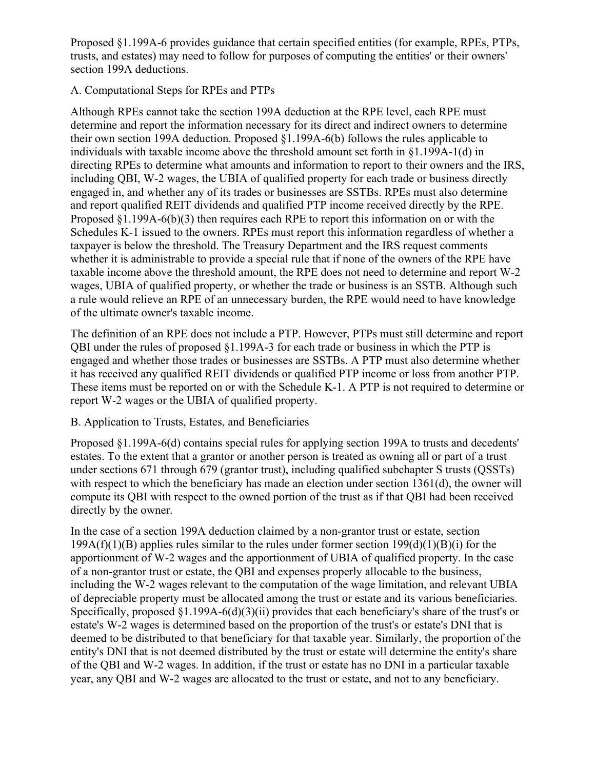Proposed §1.199A-6 provides guidance that certain specified entities (for example, RPEs, PTPs, trusts, and estates) may need to follow for purposes of computing the entities' or their owners' section 199A deductions.

A. Computational Steps for RPEs and PTPs

Although RPEs cannot take the section 199A deduction at the RPE level, each RPE must determine and report the information necessary for its direct and indirect owners to determine their own section 199A deduction. Proposed §1.199A-6(b) follows the rules applicable to individuals with taxable income above the threshold amount set forth in §1.199A-1(d) in directing RPEs to determine what amounts and information to report to their owners and the IRS, including QBI, W-2 wages, the UBIA of qualified property for each trade or business directly engaged in, and whether any of its trades or businesses are SSTBs. RPEs must also determine and report qualified REIT dividends and qualified PTP income received directly by the RPE. Proposed §1.199A-6(b)(3) then requires each RPE to report this information on or with the Schedules K-1 issued to the owners. RPEs must report this information regardless of whether a taxpayer is below the threshold. The Treasury Department and the IRS request comments whether it is administrable to provide a special rule that if none of the owners of the RPE have taxable income above the threshold amount, the RPE does not need to determine and report W-2 wages, UBIA of qualified property, or whether the trade or business is an SSTB. Although such a rule would relieve an RPE of an unnecessary burden, the RPE would need to have knowledge of the ultimate owner's taxable income.

The definition of an RPE does not include a PTP. However, PTPs must still determine and report QBI under the rules of proposed §1.199A-3 for each trade or business in which the PTP is engaged and whether those trades or businesses are SSTBs. A PTP must also determine whether it has received any qualified REIT dividends or qualified PTP income or loss from another PTP. These items must be reported on or with the Schedule K-1. A PTP is not required to determine or report W-2 wages or the UBIA of qualified property.

B. Application to Trusts, Estates, and Beneficiaries

Proposed §1.199A-6(d) contains special rules for applying section 199A to trusts and decedents' estates. To the extent that a grantor or another person is treated as owning all or part of a trust under sections 671 through 679 (grantor trust), including qualified subchapter S trusts (QSSTs) with respect to which the beneficiary has made an election under section 1361(d), the owner will compute its QBI with respect to the owned portion of the trust as if that QBI had been received directly by the owner.

In the case of a section 199A deduction claimed by a non-grantor trust or estate, section 199A(f)(1)(B) applies rules similar to the rules under former section 199(d)(1)(B)(i) for the apportionment of W-2 wages and the apportionment of UBIA of qualified property. In the case of a non-grantor trust or estate, the QBI and expenses properly allocable to the business, including the W-2 wages relevant to the computation of the wage limitation, and relevant UBIA of depreciable property must be allocated among the trust or estate and its various beneficiaries. Specifically, proposed §1.199A-6(d)(3)(ii) provides that each beneficiary's share of the trust's or estate's W-2 wages is determined based on the proportion of the trust's or estate's DNI that is deemed to be distributed to that beneficiary for that taxable year. Similarly, the proportion of the entity's DNI that is not deemed distributed by the trust or estate will determine the entity's share of the QBI and W-2 wages. In addition, if the trust or estate has no DNI in a particular taxable year, any QBI and W-2 wages are allocated to the trust or estate, and not to any beneficiary.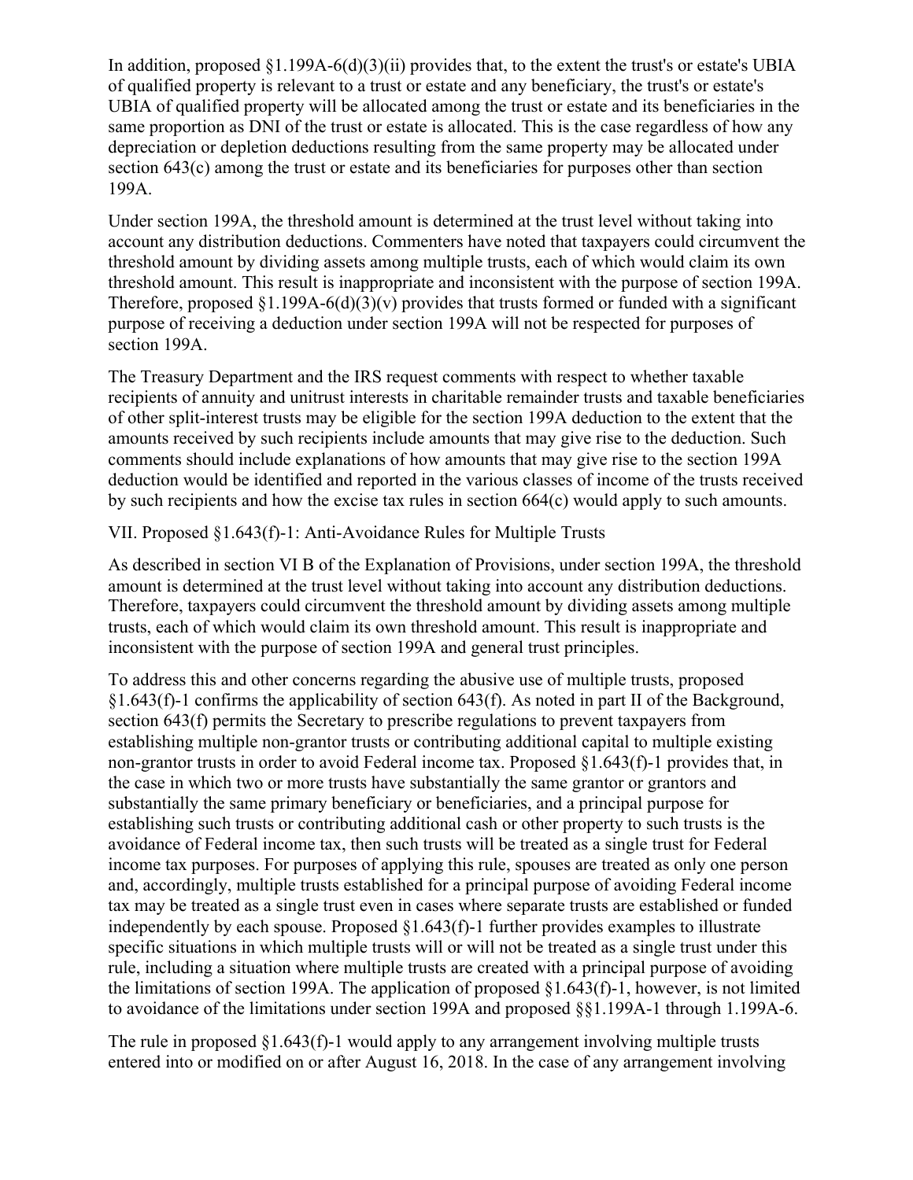In addition, proposed §1.199A-6(d)(3)(ii) provides that, to the extent the trust's or estate's UBIA of qualified property is relevant to a trust or estate and any beneficiary, the trust's or estate's UBIA of qualified property will be allocated among the trust or estate and its beneficiaries in the same proportion as DNI of the trust or estate is allocated. This is the case regardless of how any depreciation or depletion deductions resulting from the same property may be allocated under section 643(c) among the trust or estate and its beneficiaries for purposes other than section 199A.

Under section 199A, the threshold amount is determined at the trust level without taking into account any distribution deductions. Commenters have noted that taxpayers could circumvent the threshold amount by dividing assets among multiple trusts, each of which would claim its own threshold amount. This result is inappropriate and inconsistent with the purpose of section 199A. Therefore, proposed §1.199A-6(d)(3)(v) provides that trusts formed or funded with a significant purpose of receiving a deduction under section 199A will not be respected for purposes of section 199A.

The Treasury Department and the IRS request comments with respect to whether taxable recipients of annuity and unitrust interests in charitable remainder trusts and taxable beneficiaries of other split-interest trusts may be eligible for the section 199A deduction to the extent that the amounts received by such recipients include amounts that may give rise to the deduction. Such comments should include explanations of how amounts that may give rise to the section 199A deduction would be identified and reported in the various classes of income of the trusts received by such recipients and how the excise tax rules in section 664(c) would apply to such amounts.

## VII. Proposed §1.643(f)-1: Anti-Avoidance Rules for Multiple Trusts

As described in section VI B of the Explanation of Provisions, under section 199A, the threshold amount is determined at the trust level without taking into account any distribution deductions. Therefore, taxpayers could circumvent the threshold amount by dividing assets among multiple trusts, each of which would claim its own threshold amount. This result is inappropriate and inconsistent with the purpose of section 199A and general trust principles.

To address this and other concerns regarding the abusive use of multiple trusts, proposed §1.643(f)-1 confirms the applicability of section 643(f). As noted in part II of the Background, section 643(f) permits the Secretary to prescribe regulations to prevent taxpayers from establishing multiple non-grantor trusts or contributing additional capital to multiple existing non-grantor trusts in order to avoid Federal income tax. Proposed §1.643(f)-1 provides that, in the case in which two or more trusts have substantially the same grantor or grantors and substantially the same primary beneficiary or beneficiaries, and a principal purpose for establishing such trusts or contributing additional cash or other property to such trusts is the avoidance of Federal income tax, then such trusts will be treated as a single trust for Federal income tax purposes. For purposes of applying this rule, spouses are treated as only one person and, accordingly, multiple trusts established for a principal purpose of avoiding Federal income tax may be treated as a single trust even in cases where separate trusts are established or funded independently by each spouse. Proposed §1.643(f)-1 further provides examples to illustrate specific situations in which multiple trusts will or will not be treated as a single trust under this rule, including a situation where multiple trusts are created with a principal purpose of avoiding the limitations of section 199A. The application of proposed §1.643(f)-1, however, is not limited to avoidance of the limitations under section 199A and proposed §§1.199A-1 through 1.199A-6.

The rule in proposed §1.643(f)-1 would apply to any arrangement involving multiple trusts entered into or modified on or after August 16, 2018. In the case of any arrangement involving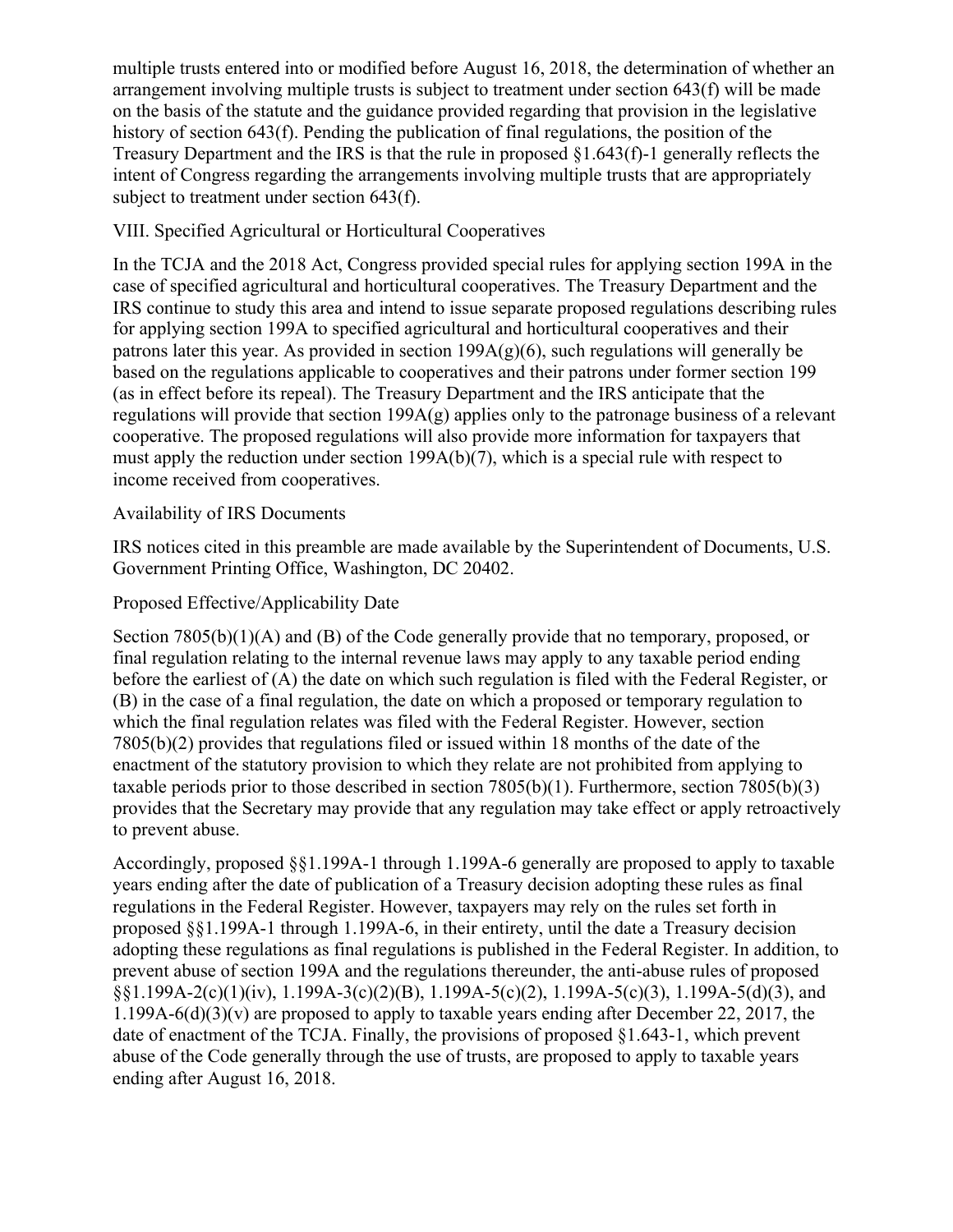multiple trusts entered into or modified before August 16, 2018, the determination of whether an arrangement involving multiple trusts is subject to treatment under section 643(f) will be made on the basis of the statute and the guidance provided regarding that provision in the legislative history of section 643(f). Pending the publication of final regulations, the position of the Treasury Department and the IRS is that the rule in proposed §1.643(f)-1 generally reflects the intent of Congress regarding the arrangements involving multiple trusts that are appropriately subject to treatment under section 643(f).

VIII. Specified Agricultural or Horticultural Cooperatives

In the TCJA and the 2018 Act, Congress provided special rules for applying section 199A in the case of specified agricultural and horticultural cooperatives. The Treasury Department and the IRS continue to study this area and intend to issue separate proposed regulations describing rules for applying section 199A to specified agricultural and horticultural cooperatives and their patrons later this year. As provided in section 199A(g)(6), such regulations will generally be based on the regulations applicable to cooperatives and their patrons under former section 199 (as in effect before its repeal). The Treasury Department and the IRS anticipate that the regulations will provide that section 199A(g) applies only to the patronage business of a relevant cooperative. The proposed regulations will also provide more information for taxpayers that must apply the reduction under section 199A(b)(7), which is a special rule with respect to income received from cooperatives.

Availability of IRS Documents

IRS notices cited in this preamble are made available by the Superintendent of Documents, U.S. Government Printing Office, Washington, DC 20402.

Proposed Effective/Applicability Date

Section 7805(b)(1)(A) and (B) of the Code generally provide that no temporary, proposed, or final regulation relating to the internal revenue laws may apply to any taxable period ending before the earliest of (A) the date on which such regulation is filed with the Federal Register, or (B) in the case of a final regulation, the date on which a proposed or temporary regulation to which the final regulation relates was filed with the Federal Register. However, section 7805(b)(2) provides that regulations filed or issued within 18 months of the date of the enactment of the statutory provision to which they relate are not prohibited from applying to taxable periods prior to those described in section 7805(b)(1). Furthermore, section 7805(b)(3) provides that the Secretary may provide that any regulation may take effect or apply retroactively to prevent abuse.

Accordingly, proposed §§1.199A-1 through 1.199A-6 generally are proposed to apply to taxable years ending after the date of publication of a Treasury decision adopting these rules as final regulations in the Federal Register. However, taxpayers may rely on the rules set forth in proposed §§1.199A-1 through 1.199A-6, in their entirety, until the date a Treasury decision adopting these regulations as final regulations is published in the Federal Register. In addition, to prevent abuse of section 199A and the regulations thereunder, the anti-abuse rules of proposed §§1.199A-2(c)(1)(iv), 1.199A-3(c)(2)(B), 1.199A-5(c)(2), 1.199A-5(c)(3), 1.199A-5(d)(3), and 1.199A-6(d)(3)(v) are proposed to apply to taxable years ending after December 22, 2017, the date of enactment of the TCJA. Finally, the provisions of proposed §1.643-1, which prevent abuse of the Code generally through the use of trusts, are proposed to apply to taxable years ending after August 16, 2018.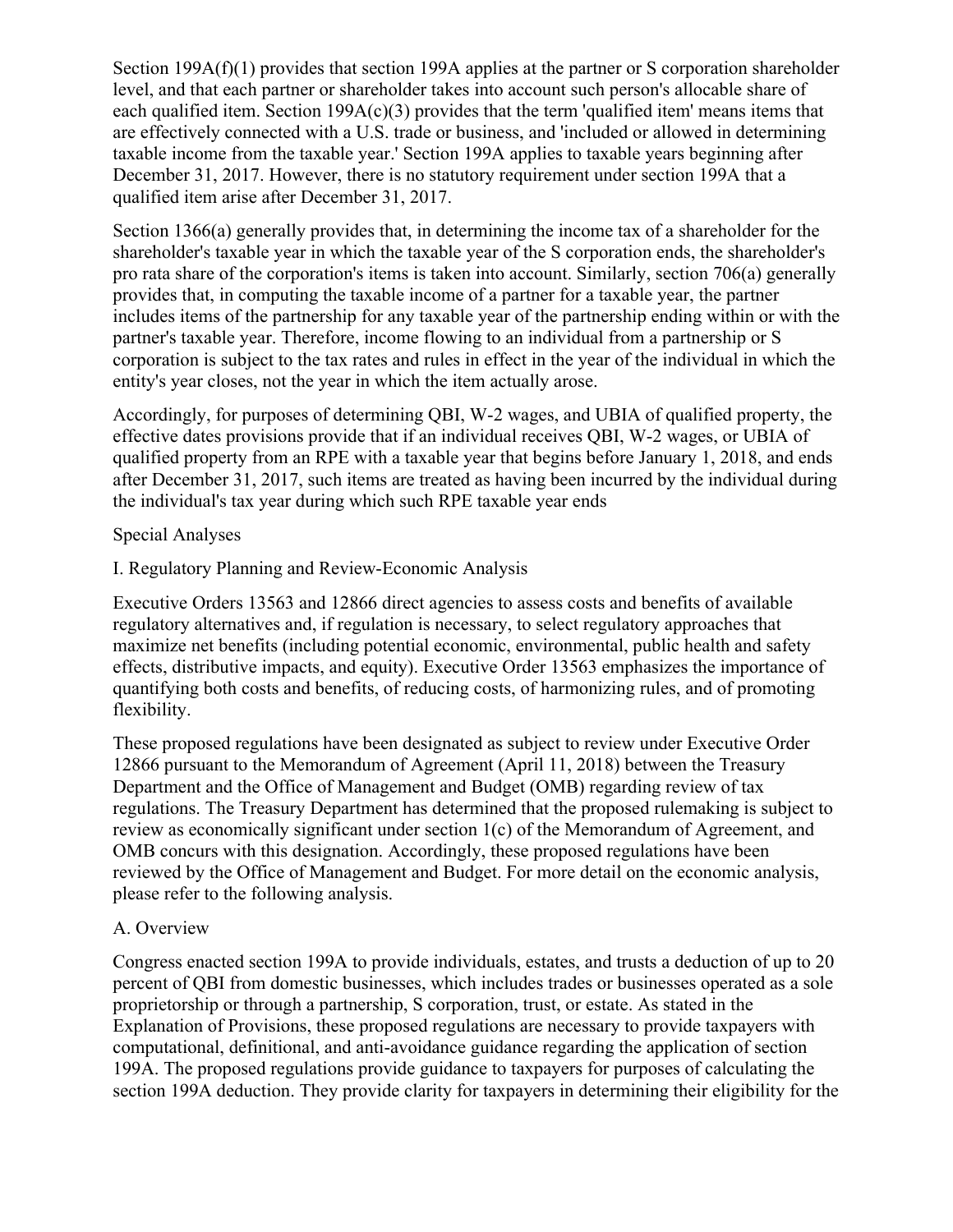Section 199A(f)(1) provides that section 199A applies at the partner or S corporation shareholder level, and that each partner or shareholder takes into account such person's allocable share of each qualified item. Section 199A(c)(3) provides that the term 'qualified item' means items that are effectively connected with a U.S. trade or business, and 'included or allowed in determining taxable income from the taxable year.' Section 199A applies to taxable years beginning after December 31, 2017. However, there is no statutory requirement under section 199A that a qualified item arise after December 31, 2017.

Section 1366(a) generally provides that, in determining the income tax of a shareholder for the shareholder's taxable year in which the taxable year of the S corporation ends, the shareholder's pro rata share of the corporation's items is taken into account. Similarly, section 706(a) generally provides that, in computing the taxable income of a partner for a taxable year, the partner includes items of the partnership for any taxable year of the partnership ending within or with the partner's taxable year. Therefore, income flowing to an individual from a partnership or S corporation is subject to the tax rates and rules in effect in the year of the individual in which the entity's year closes, not the year in which the item actually arose.

Accordingly, for purposes of determining QBI, W-2 wages, and UBIA of qualified property, the effective dates provisions provide that if an individual receives QBI, W-2 wages, or UBIA of qualified property from an RPE with a taxable year that begins before January 1, 2018, and ends after December 31, 2017, such items are treated as having been incurred by the individual during the individual's tax year during which such RPE taxable year ends

## Special Analyses

### I. Regulatory Planning and Review-Economic Analysis

Executive Orders 13563 and 12866 direct agencies to assess costs and benefits of available regulatory alternatives and, if regulation is necessary, to select regulatory approaches that maximize net benefits (including potential economic, environmental, public health and safety effects, distributive impacts, and equity). Executive Order 13563 emphasizes the importance of quantifying both costs and benefits, of reducing costs, of harmonizing rules, and of promoting flexibility.

These proposed regulations have been designated as subject to review under Executive Order 12866 pursuant to the Memorandum of Agreement (April 11, 2018) between the Treasury Department and the Office of Management and Budget (OMB) regarding review of tax regulations. The Treasury Department has determined that the proposed rulemaking is subject to review as economically significant under section 1(c) of the Memorandum of Agreement, and OMB concurs with this designation. Accordingly, these proposed regulations have been reviewed by the Office of Management and Budget. For more detail on the economic analysis, please refer to the following analysis.

#### A. Overview

Congress enacted section 199A to provide individuals, estates, and trusts a deduction of up to 20 percent of QBI from domestic businesses, which includes trades or businesses operated as a sole proprietorship or through a partnership, S corporation, trust, or estate. As stated in the Explanation of Provisions, these proposed regulations are necessary to provide taxpayers with computational, definitional, and anti-avoidance guidance regarding the application of section 199A. The proposed regulations provide guidance to taxpayers for purposes of calculating the section 199A deduction. They provide clarity for taxpayers in determining their eligibility for the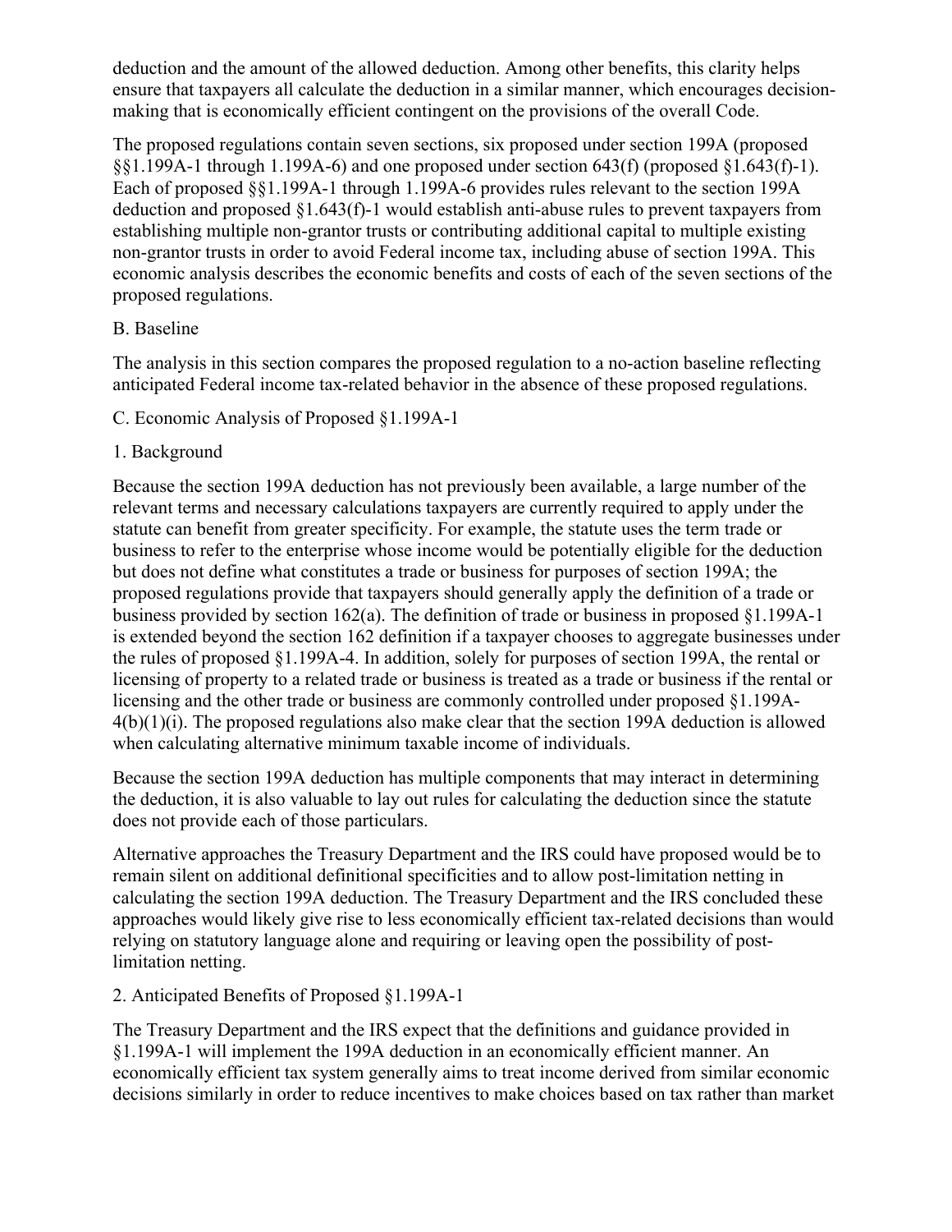deduction and the amount of the allowed deduction. Among other benefits, this clarity helps ensure that taxpayers all calculate the deduction in a similar manner, which encourages decision-making that is economically efficient contingent on the provisions of the overall Code.

The proposed regulations contain seven sections, six proposed under section 199A (proposed §§1.199A-1 through 1.199A-6) and one proposed under section 643(f) (proposed §1.643(f)-1). Each of proposed §§1.199A-1 through 1.199A-6 provides rules relevant to the section 199A deduction and proposed §1.643(f)-1 would establish anti-abuse rules to prevent taxpayers from establishing multiple non-grantor trusts or contributing additional capital to multiple existing non-grantor trusts in order to avoid Federal income tax, including abuse of section 199A. This economic analysis describes the economic benefits and costs of each of the seven sections of the proposed regulations.

B. Baseline

The analysis in this section compares the proposed regulation to a no-action baseline reflecting anticipated Federal income tax-related behavior in the absence of these proposed regulations.

C. Economic Analysis of Proposed §1.199A-1

1. Background

Because the section 199A deduction has not previously been available, a large number of the relevant terms and necessary calculations taxpayers are currently required to apply under the statute can benefit from greater specificity. For example, the statute uses the term trade or business to refer to the enterprise whose income would be potentially eligible for the deduction but does not define what constitutes a trade or business for purposes of section 199A; the proposed regulations provide that taxpayers should generally apply the definition of a trade or business provided by section 162(a). The definition of trade or business in proposed §1.199A-1 is extended beyond the section 162 definition if a taxpayer chooses to aggregate businesses under the rules of proposed §1.199A-4. In addition, solely for purposes of section 199A, the rental or licensing of property to a related trade or business is treated as a trade or business if the rental or licensing and the other trade or business are commonly controlled under proposed §1.199A-4(b)(1)(i). The proposed regulations also make clear that the section 199A deduction is allowed when calculating alternative minimum taxable income of individuals.

Because the section 199A deduction has multiple components that may interact in determining the deduction, it is also valuable to lay out rules for calculating the deduction since the statute does not provide each of those particulars.

Alternative approaches the Treasury Department and the IRS could have proposed would be to remain silent on additional definitional specificities and to allow post-limitation netting in calculating the section 199A deduction. The Treasury Department and the IRS concluded these approaches would likely give rise to less economically efficient tax-related decisions than would relying on statutory language alone and requiring or leaving open the possibility of post-limitation netting.

2. Anticipated Benefits of Proposed §1.199A-1

The Treasury Department and the IRS expect that the definitions and guidance provided in §1.199A-1 will implement the 199A deduction in an economically efficient manner. An economically efficient tax system generally aims to treat income derived from similar economic decisions similarly in order to reduce incentives to make choices based on tax rather than market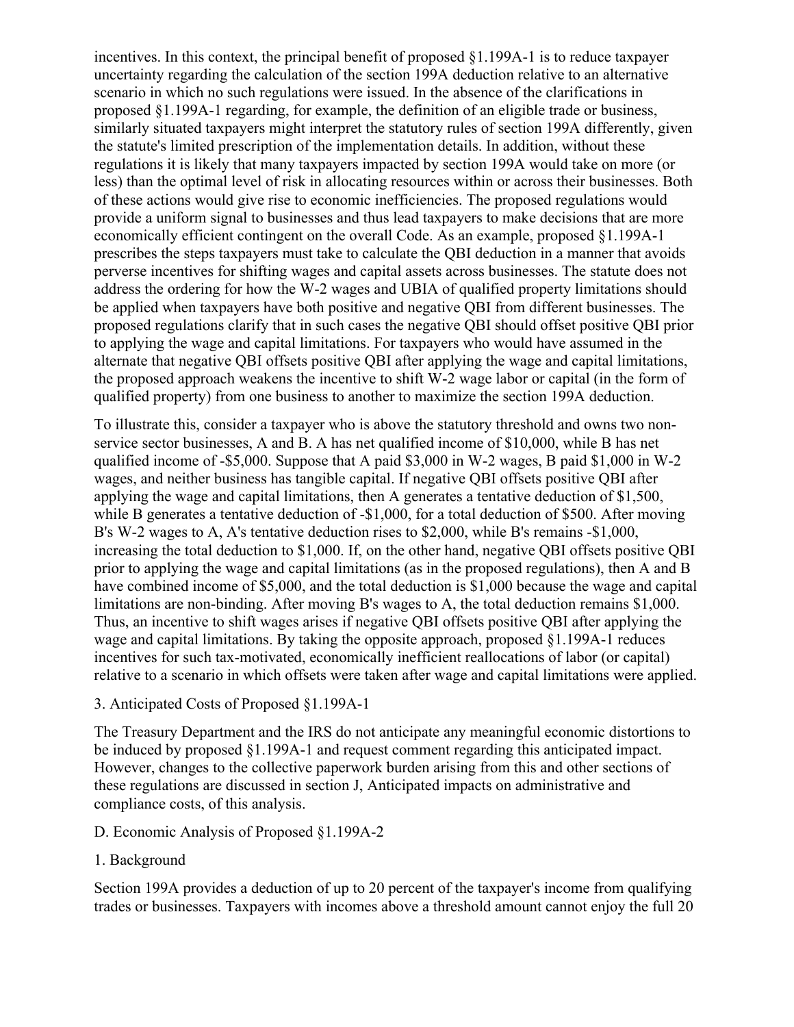incentives. In this context, the principal benefit of proposed §1.199A-1 is to reduce taxpayer uncertainty regarding the calculation of the section 199A deduction relative to an alternative scenario in which no such regulations were issued. In the absence of the clarifications in proposed §1.199A-1 regarding, for example, the definition of an eligible trade or business, similarly situated taxpayers might interpret the statutory rules of section 199A differently, given the statute's limited prescription of the implementation details. In addition, without these regulations it is likely that many taxpayers impacted by section 199A would take on more (or less) than the optimal level of risk in allocating resources within or across their businesses. Both of these actions would give rise to economic inefficiencies. The proposed regulations would provide a uniform signal to businesses and thus lead taxpayers to make decisions that are more economically efficient contingent on the overall Code. As an example, proposed §1.199A-1 prescribes the steps taxpayers must take to calculate the QBI deduction in a manner that avoids perverse incentives for shifting wages and capital assets across businesses. The statute does not address the ordering for how the W-2 wages and UBIA of qualified property limitations should be applied when taxpayers have both positive and negative QBI from different businesses. The proposed regulations clarify that in such cases the negative QBI should offset positive QBI prior to applying the wage and capital limitations. For taxpayers who would have assumed in the alternate that negative QBI offsets positive QBI after applying the wage and capital limitations, the proposed approach weakens the incentive to shift W-2 wage labor or capital (in the form of qualified property) from one business to another to maximize the section 199A deduction.

To illustrate this, consider a taxpayer who is above the statutory threshold and owns two non-service sector businesses, A and B. A has net qualified income of $10,000, while B has net qualified income of -$5,000. Suppose that A paid $3,000 in W-2 wages, B paid $1,000 in W-2 wages, and neither business has tangible capital. If negative QBI offsets positive QBI after applying the wage and capital limitations, then A generates a tentative deduction of $1,500, while B generates a tentative deduction of -$1,000, for a total deduction of $500. After moving B's W-2 wages to A, A's tentative deduction rises to $2,000, while B's remains -$1,000, increasing the total deduction to $1,000. If, on the other hand, negative QBI offsets positive QBI prior to applying the wage and capital limitations (as in the proposed regulations), then A and B have combined income of $5,000, and the total deduction is $1,000 because the wage and capital limitations are non-binding. After moving B's wages to A, the total deduction remains $1,000. Thus, an incentive to shift wages arises if negative QBI offsets positive QBI after applying the wage and capital limitations. By taking the opposite approach, proposed §1.199A-1 reduces incentives for such tax-motivated, economically inefficient reallocations of labor (or capital) relative to a scenario in which offsets were taken after wage and capital limitations were applied.

3. Anticipated Costs of Proposed §1.199A-1

The Treasury Department and the IRS do not anticipate any meaningful economic distortions to be induced by proposed §1.199A-1 and request comment regarding this anticipated impact. However, changes to the collective paperwork burden arising from this and other sections of these regulations are discussed in section J, Anticipated impacts on administrative and compliance costs, of this analysis.

D. Economic Analysis of Proposed §1.199A-2

1. Background

Section 199A provides a deduction of up to 20 percent of the taxpayer's income from qualifying trades or businesses. Taxpayers with incomes above a threshold amount cannot enjoy the full 20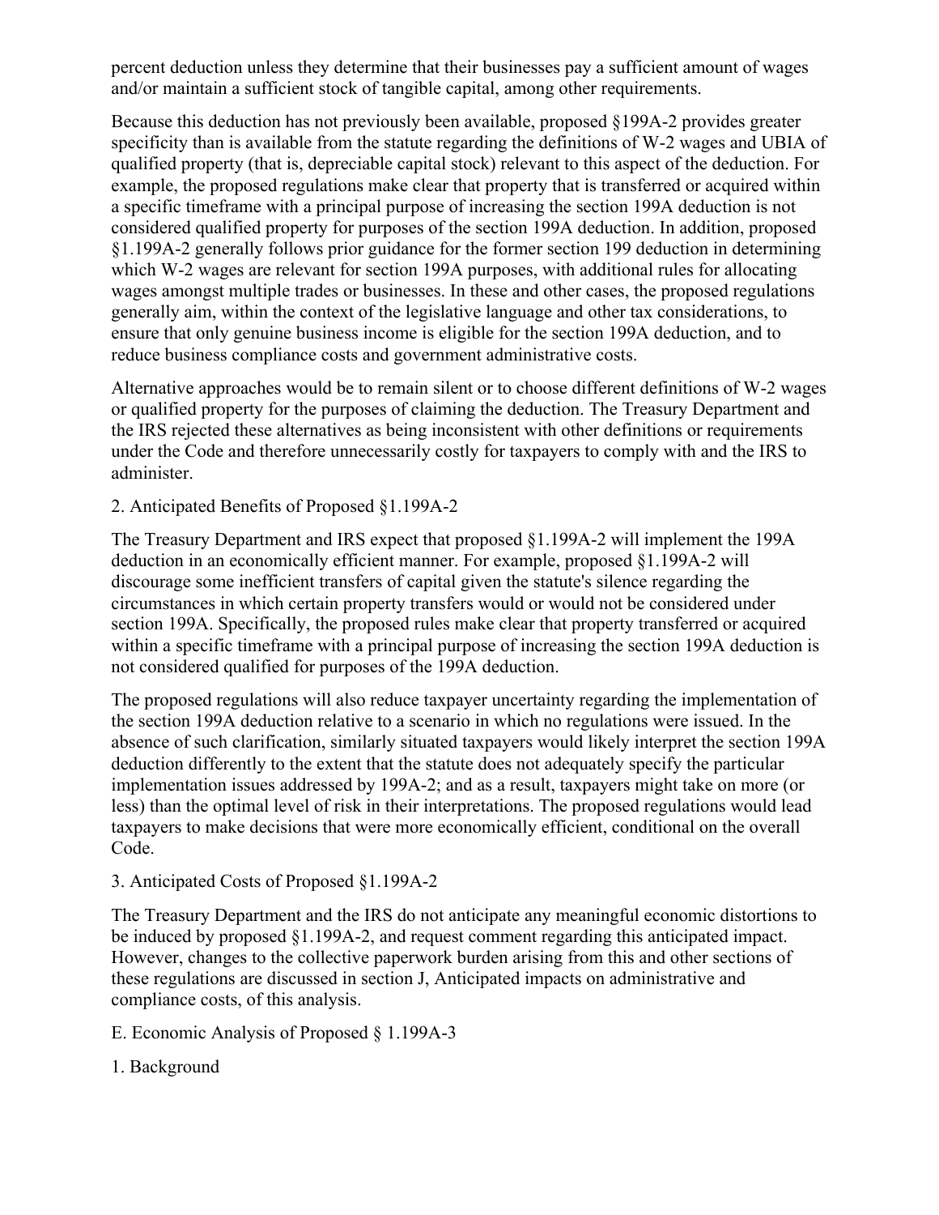percent deduction unless they determine that their businesses pay a sufficient amount of wages and/or maintain a sufficient stock of tangible capital, among other requirements.

Because this deduction has not previously been available, proposed §199A-2 provides greater specificity than is available from the statute regarding the definitions of W-2 wages and UBIA of qualified property (that is, depreciable capital stock) relevant to this aspect of the deduction. For example, the proposed regulations make clear that property that is transferred or acquired within a specific timeframe with a principal purpose of increasing the section 199A deduction is not considered qualified property for purposes of the section 199A deduction. In addition, proposed §1.199A-2 generally follows prior guidance for the former section 199 deduction in determining which W-2 wages are relevant for section 199A purposes, with additional rules for allocating wages amongst multiple trades or businesses. In these and other cases, the proposed regulations generally aim, within the context of the legislative language and other tax considerations, to ensure that only genuine business income is eligible for the section 199A deduction, and to reduce business compliance costs and government administrative costs.

Alternative approaches would be to remain silent or to choose different definitions of W-2 wages or qualified property for the purposes of claiming the deduction. The Treasury Department and the IRS rejected these alternatives as being inconsistent with other definitions or requirements under the Code and therefore unnecessarily costly for taxpayers to comply with and the IRS to administer.

2. Anticipated Benefits of Proposed §1.199A-2

The Treasury Department and IRS expect that proposed §1.199A-2 will implement the 199A deduction in an economically efficient manner. For example, proposed §1.199A-2 will discourage some inefficient transfers of capital given the statute's silence regarding the circumstances in which certain property transfers would or would not be considered under section 199A. Specifically, the proposed rules make clear that property transferred or acquired within a specific timeframe with a principal purpose of increasing the section 199A deduction is not considered qualified for purposes of the 199A deduction.

The proposed regulations will also reduce taxpayer uncertainty regarding the implementation of the section 199A deduction relative to a scenario in which no regulations were issued. In the absence of such clarification, similarly situated taxpayers would likely interpret the section 199A deduction differently to the extent that the statute does not adequately specify the particular implementation issues addressed by 199A-2; and as a result, taxpayers might take on more (or less) than the optimal level of risk in their interpretations. The proposed regulations would lead taxpayers to make decisions that were more economically efficient, conditional on the overall Code.

3. Anticipated Costs of Proposed §1.199A-2

The Treasury Department and the IRS do not anticipate any meaningful economic distortions to be induced by proposed §1.199A-2, and request comment regarding this anticipated impact. However, changes to the collective paperwork burden arising from this and other sections of these regulations are discussed in section J, Anticipated impacts on administrative and compliance costs, of this analysis.

E. Economic Analysis of Proposed § 1.199A-3

1. Background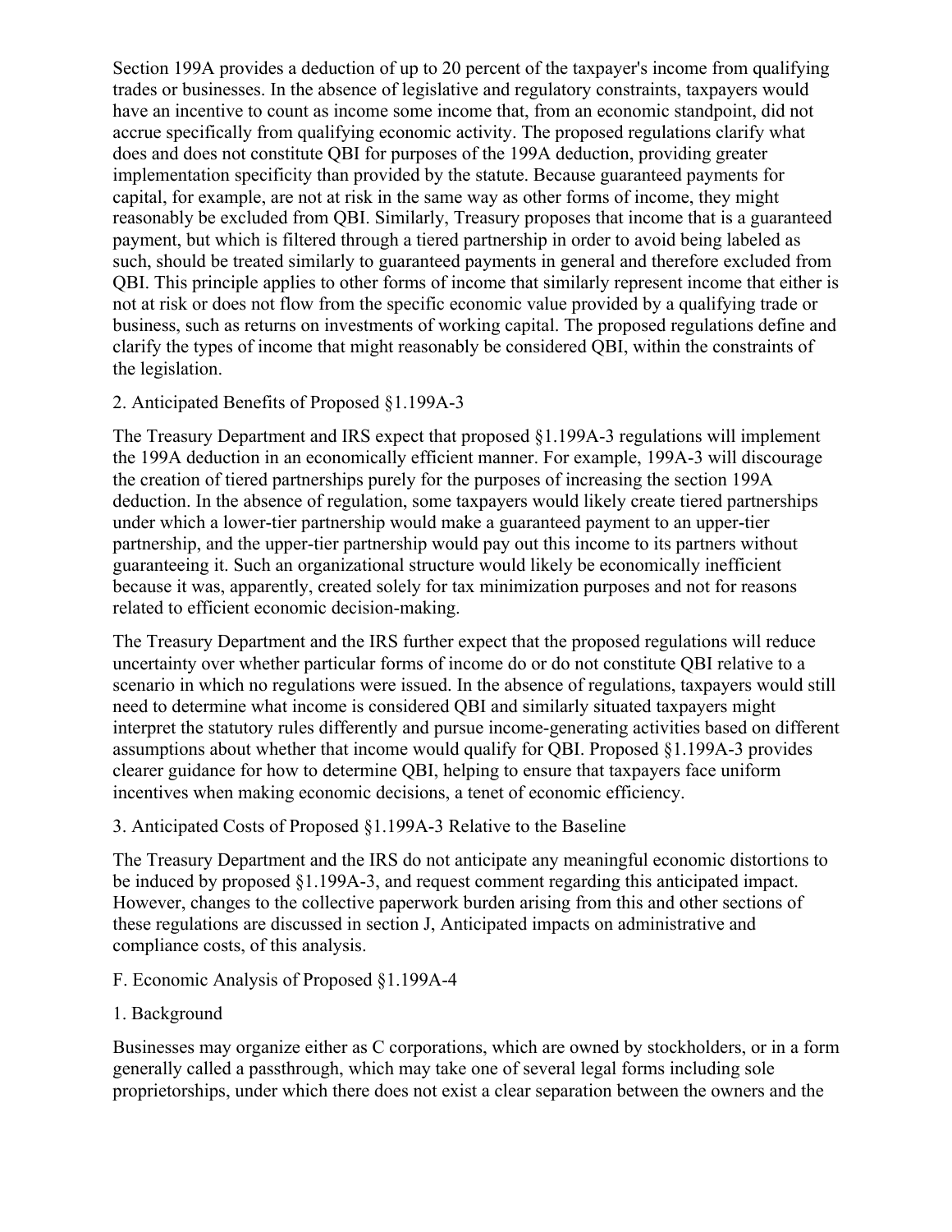Section 199A provides a deduction of up to 20 percent of the taxpayer's income from qualifying trades or businesses. In the absence of legislative and regulatory constraints, taxpayers would have an incentive to count as income some income that, from an economic standpoint, did not accrue specifically from qualifying economic activity. The proposed regulations clarify what does and does not constitute QBI for purposes of the 199A deduction, providing greater implementation specificity than provided by the statute. Because guaranteed payments for capital, for example, are not at risk in the same way as other forms of income, they might reasonably be excluded from QBI. Similarly, Treasury proposes that income that is a guaranteed payment, but which is filtered through a tiered partnership in order to avoid being labeled as such, should be treated similarly to guaranteed payments in general and therefore excluded from QBI. This principle applies to other forms of income that similarly represent income that either is not at risk or does not flow from the specific economic value provided by a qualifying trade or business, such as returns on investments of working capital. The proposed regulations define and clarify the types of income that might reasonably be considered QBI, within the constraints of the legislation.

2. Anticipated Benefits of Proposed §1.199A-3

The Treasury Department and IRS expect that proposed §1.199A-3 regulations will implement the 199A deduction in an economically efficient manner. For example, 199A-3 will discourage the creation of tiered partnerships purely for the purposes of increasing the section 199A deduction. In the absence of regulation, some taxpayers would likely create tiered partnerships under which a lower-tier partnership would make a guaranteed payment to an upper-tier partnership, and the upper-tier partnership would pay out this income to its partners without guaranteeing it. Such an organizational structure would likely be economically inefficient because it was, apparently, created solely for tax minimization purposes and not for reasons related to efficient economic decision-making.

The Treasury Department and the IRS further expect that the proposed regulations will reduce uncertainty over whether particular forms of income do or do not constitute QBI relative to a scenario in which no regulations were issued. In the absence of regulations, taxpayers would still need to determine what income is considered QBI and similarly situated taxpayers might interpret the statutory rules differently and pursue income-generating activities based on different assumptions about whether that income would qualify for QBI. Proposed §1.199A-3 provides clearer guidance for how to determine QBI, helping to ensure that taxpayers face uniform incentives when making economic decisions, a tenet of economic efficiency.

3. Anticipated Costs of Proposed §1.199A-3 Relative to the Baseline

The Treasury Department and the IRS do not anticipate any meaningful economic distortions to be induced by proposed §1.199A-3, and request comment regarding this anticipated impact. However, changes to the collective paperwork burden arising from this and other sections of these regulations are discussed in section J, Anticipated impacts on administrative and compliance costs, of this analysis.

F. Economic Analysis of Proposed §1.199A-4

1. Background

Businesses may organize either as C corporations, which are owned by stockholders, or in a form generally called a passthrough, which may take one of several legal forms including sole proprietorships, under which there does not exist a clear separation between the owners and the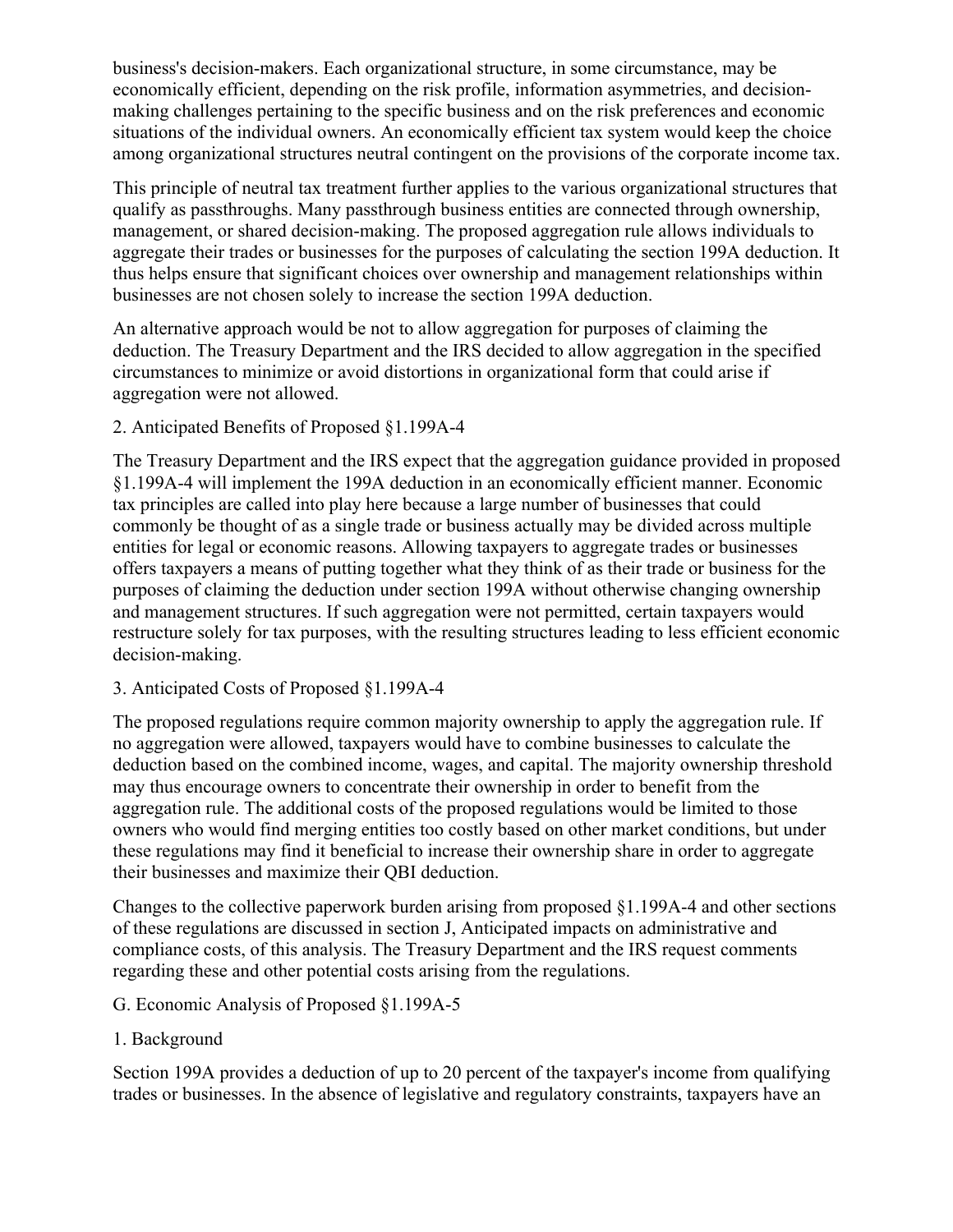business's decision-makers. Each organizational structure, in some circumstance, may be economically efficient, depending on the risk profile, information asymmetries, and decision-making challenges pertaining to the specific business and on the risk preferences and economic situations of the individual owners. An economically efficient tax system would keep the choice among organizational structures neutral contingent on the provisions of the corporate income tax.

This principle of neutral tax treatment further applies to the various organizational structures that qualify as passthroughs. Many passthrough business entities are connected through ownership, management, or shared decision-making. The proposed aggregation rule allows individuals to aggregate their trades or businesses for the purposes of calculating the section 199A deduction. It thus helps ensure that significant choices over ownership and management relationships within businesses are not chosen solely to increase the section 199A deduction.

An alternative approach would be not to allow aggregation for purposes of claiming the deduction. The Treasury Department and the IRS decided to allow aggregation in the specified circumstances to minimize or avoid distortions in organizational form that could arise if aggregation were not allowed.

2. Anticipated Benefits of Proposed §1.199A-4

The Treasury Department and the IRS expect that the aggregation guidance provided in proposed §1.199A-4 will implement the 199A deduction in an economically efficient manner. Economic tax principles are called into play here because a large number of businesses that could commonly be thought of as a single trade or business actually may be divided across multiple entities for legal or economic reasons. Allowing taxpayers to aggregate trades or businesses offers taxpayers a means of putting together what they think of as their trade or business for the purposes of claiming the deduction under section 199A without otherwise changing ownership and management structures. If such aggregation were not permitted, certain taxpayers would restructure solely for tax purposes, with the resulting structures leading to less efficient economic decision-making.

3. Anticipated Costs of Proposed §1.199A-4

The proposed regulations require common majority ownership to apply the aggregation rule. If no aggregation were allowed, taxpayers would have to combine businesses to calculate the deduction based on the combined income, wages, and capital. The majority ownership threshold may thus encourage owners to concentrate their ownership in order to benefit from the aggregation rule. The additional costs of the proposed regulations would be limited to those owners who would find merging entities too costly based on other market conditions, but under these regulations may find it beneficial to increase their ownership share in order to aggregate their businesses and maximize their QBI deduction.

Changes to the collective paperwork burden arising from proposed §1.199A-4 and other sections of these regulations are discussed in section J, Anticipated impacts on administrative and compliance costs, of this analysis. The Treasury Department and the IRS request comments regarding these and other potential costs arising from the regulations.

G. Economic Analysis of Proposed §1.199A-5

1. Background

Section 199A provides a deduction of up to 20 percent of the taxpayer's income from qualifying trades or businesses. In the absence of legislative and regulatory constraints, taxpayers have an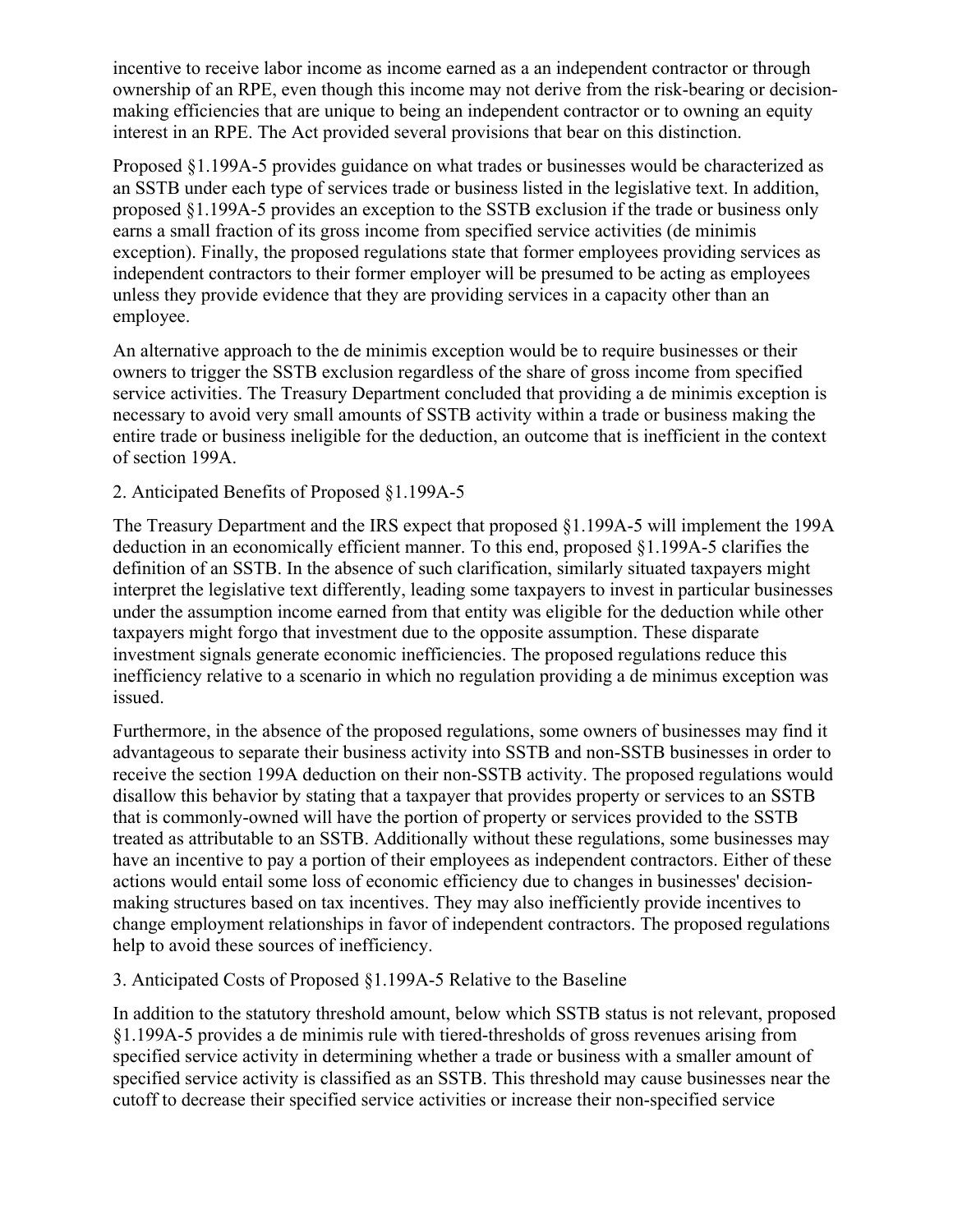incentive to receive labor income as income earned as a an independent contractor or through ownership of an RPE, even though this income may not derive from the risk-bearing or decision-making efficiencies that are unique to being an independent contractor or to owning an equity interest in an RPE. The Act provided several provisions that bear on this distinction.

Proposed §1.199A-5 provides guidance on what trades or businesses would be characterized as an SSTB under each type of services trade or business listed in the legislative text. In addition, proposed §1.199A-5 provides an exception to the SSTB exclusion if the trade or business only earns a small fraction of its gross income from specified service activities (de minimis exception). Finally, the proposed regulations state that former employees providing services as independent contractors to their former employer will be presumed to be acting as employees unless they provide evidence that they are providing services in a capacity other than an employee.

An alternative approach to the de minimis exception would be to require businesses or their owners to trigger the SSTB exclusion regardless of the share of gross income from specified service activities. The Treasury Department concluded that providing a de minimis exception is necessary to avoid very small amounts of SSTB activity within a trade or business making the entire trade or business ineligible for the deduction, an outcome that is inefficient in the context of section 199A.

2. Anticipated Benefits of Proposed §1.199A-5

The Treasury Department and the IRS expect that proposed §1.199A-5 will implement the 199A deduction in an economically efficient manner. To this end, proposed §1.199A-5 clarifies the definition of an SSTB. In the absence of such clarification, similarly situated taxpayers might interpret the legislative text differently, leading some taxpayers to invest in particular businesses under the assumption income earned from that entity was eligible for the deduction while other taxpayers might forgo that investment due to the opposite assumption. These disparate investment signals generate economic inefficiencies. The proposed regulations reduce this inefficiency relative to a scenario in which no regulation providing a de minimus exception was issued.

Furthermore, in the absence of the proposed regulations, some owners of businesses may find it advantageous to separate their business activity into SSTB and non-SSTB businesses in order to receive the section 199A deduction on their non-SSTB activity. The proposed regulations would disallow this behavior by stating that a taxpayer that provides property or services to an SSTB that is commonly-owned will have the portion of property or services provided to the SSTB treated as attributable to an SSTB. Additionally without these regulations, some businesses may have an incentive to pay a portion of their employees as independent contractors. Either of these actions would entail some loss of economic efficiency due to changes in businesses' decision-making structures based on tax incentives. They may also inefficiently provide incentives to change employment relationships in favor of independent contractors. The proposed regulations help to avoid these sources of inefficiency.

3. Anticipated Costs of Proposed §1.199A-5 Relative to the Baseline

In addition to the statutory threshold amount, below which SSTB status is not relevant, proposed §1.199A-5 provides a de minimis rule with tiered-thresholds of gross revenues arising from specified service activity in determining whether a trade or business with a smaller amount of specified service activity is classified as an SSTB. This threshold may cause businesses near the cutoff to decrease their specified service activities or increase their non-specified service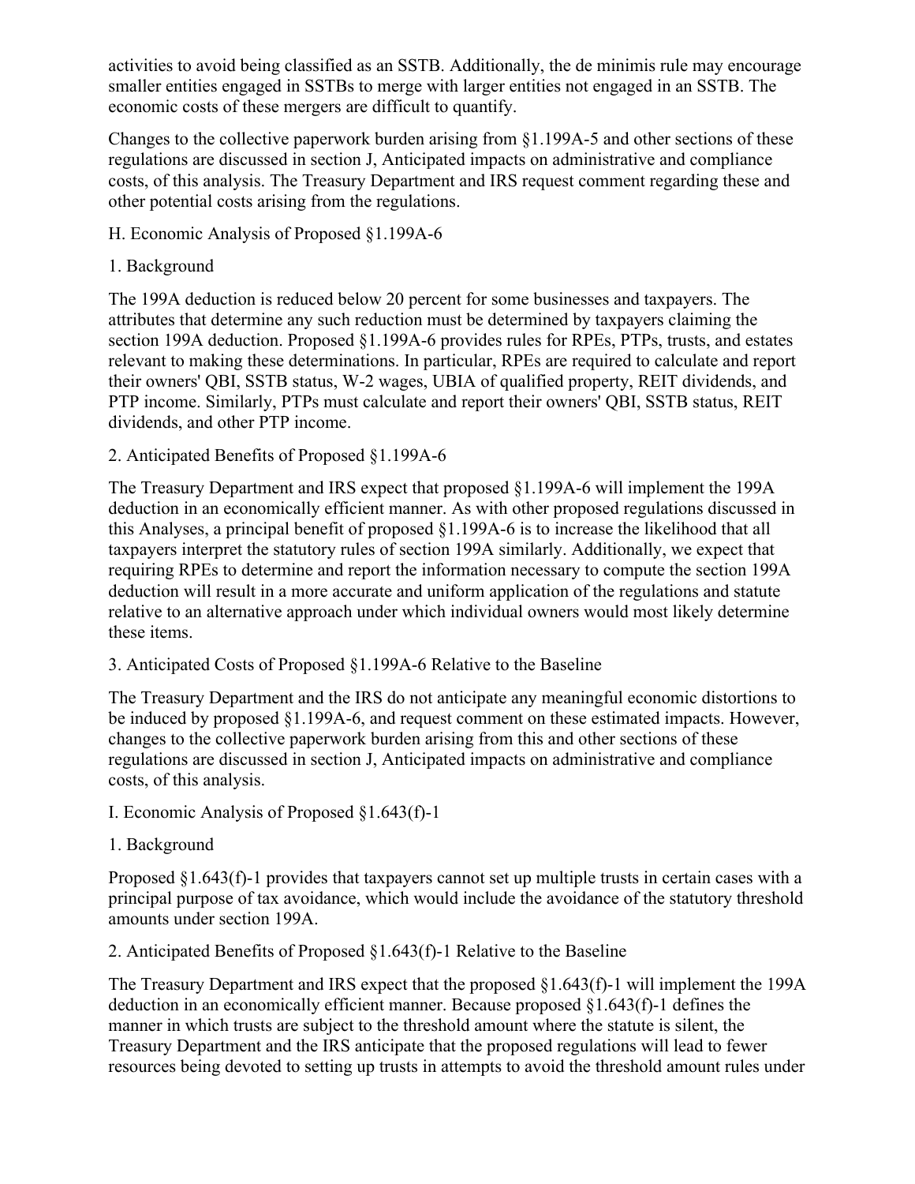activities to avoid being classified as an SSTB. Additionally, the de minimis rule may encourage smaller entities engaged in SSTBs to merge with larger entities not engaged in an SSTB. The economic costs of these mergers are difficult to quantify.

Changes to the collective paperwork burden arising from §1.199A-5 and other sections of these regulations are discussed in section J, Anticipated impacts on administrative and compliance costs, of this analysis. The Treasury Department and IRS request comment regarding these and other potential costs arising from the regulations.

H. Economic Analysis of Proposed §1.199A-6

1. Background

The 199A deduction is reduced below 20 percent for some businesses and taxpayers. The attributes that determine any such reduction must be determined by taxpayers claiming the section 199A deduction. Proposed §1.199A-6 provides rules for RPEs, PTPs, trusts, and estates relevant to making these determinations. In particular, RPEs are required to calculate and report their owners' QBI, SSTB status, W-2 wages, UBIA of qualified property, REIT dividends, and PTP income. Similarly, PTPs must calculate and report their owners' QBI, SSTB status, REIT dividends, and other PTP income.

2. Anticipated Benefits of Proposed §1.199A-6

The Treasury Department and IRS expect that proposed §1.199A-6 will implement the 199A deduction in an economically efficient manner. As with other proposed regulations discussed in this Analyses, a principal benefit of proposed §1.199A-6 is to increase the likelihood that all taxpayers interpret the statutory rules of section 199A similarly. Additionally, we expect that requiring RPEs to determine and report the information necessary to compute the section 199A deduction will result in a more accurate and uniform application of the regulations and statute relative to an alternative approach under which individual owners would most likely determine these items.

3. Anticipated Costs of Proposed §1.199A-6 Relative to the Baseline

The Treasury Department and the IRS do not anticipate any meaningful economic distortions to be induced by proposed §1.199A-6, and request comment on these estimated impacts. However, changes to the collective paperwork burden arising from this and other sections of these regulations are discussed in section J, Anticipated impacts on administrative and compliance costs, of this analysis.

I. Economic Analysis of Proposed §1.643(f)-1

1. Background

Proposed §1.643(f)-1 provides that taxpayers cannot set up multiple trusts in certain cases with a principal purpose of tax avoidance, which would include the avoidance of the statutory threshold amounts under section 199A.

2. Anticipated Benefits of Proposed §1.643(f)-1 Relative to the Baseline

The Treasury Department and IRS expect that the proposed §1.643(f)-1 will implement the 199A deduction in an economically efficient manner. Because proposed §1.643(f)-1 defines the manner in which trusts are subject to the threshold amount where the statute is silent, the Treasury Department and the IRS anticipate that the proposed regulations will lead to fewer resources being devoted to setting up trusts in attempts to avoid the threshold amount rules under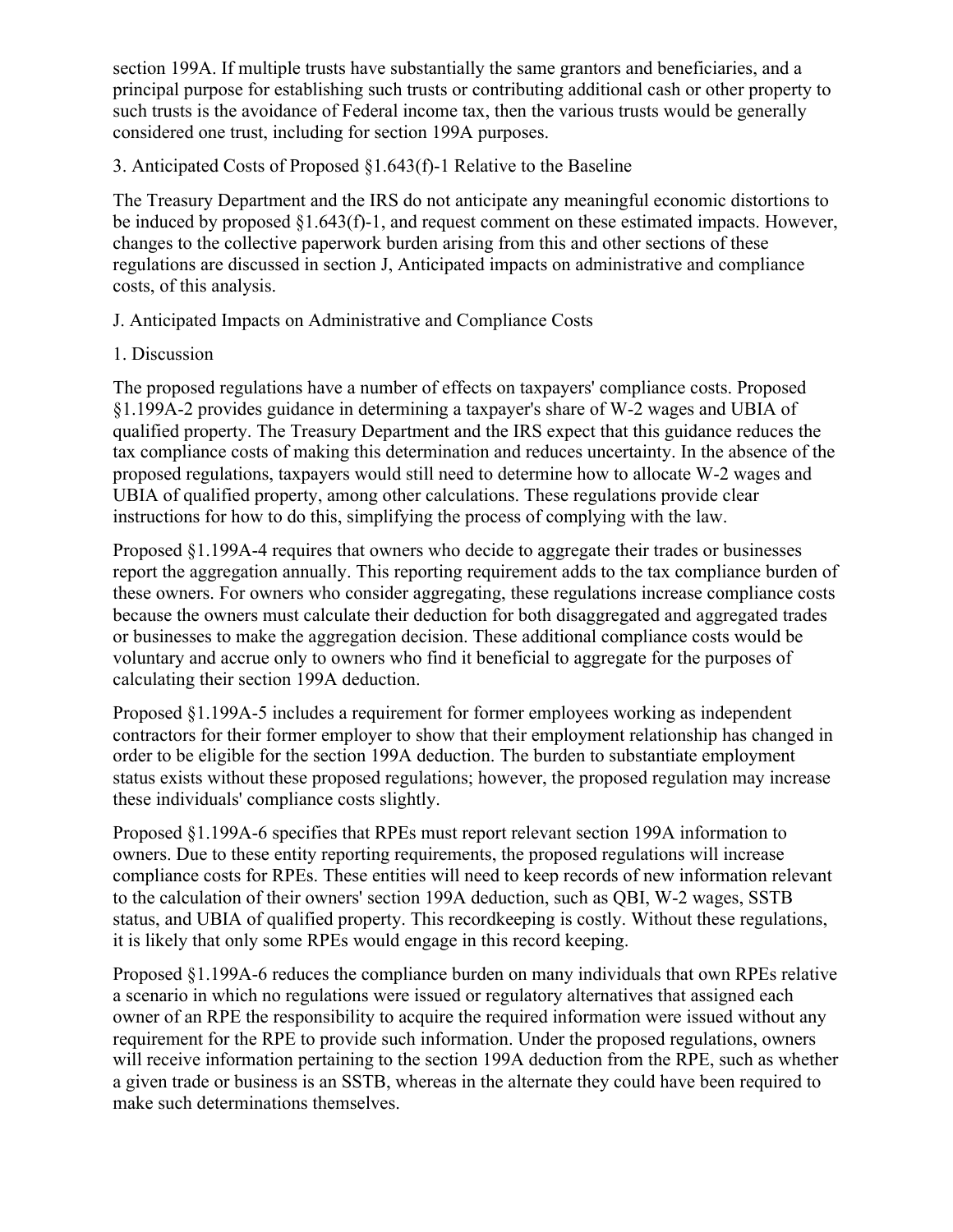section 199A. If multiple trusts have substantially the same grantors and beneficiaries, and a principal purpose for establishing such trusts or contributing additional cash or other property to such trusts is the avoidance of Federal income tax, then the various trusts would be generally considered one trust, including for section 199A purposes.

3. Anticipated Costs of Proposed §1.643(f)-1 Relative to the Baseline

The Treasury Department and the IRS do not anticipate any meaningful economic distortions to be induced by proposed §1.643(f)-1, and request comment on these estimated impacts. However, changes to the collective paperwork burden arising from this and other sections of these regulations are discussed in section J, Anticipated impacts on administrative and compliance costs, of this analysis.

J. Anticipated Impacts on Administrative and Compliance Costs

1. Discussion

The proposed regulations have a number of effects on taxpayers' compliance costs. Proposed §1.199A-2 provides guidance in determining a taxpayer's share of W-2 wages and UBIA of qualified property. The Treasury Department and the IRS expect that this guidance reduces the tax compliance costs of making this determination and reduces uncertainty. In the absence of the proposed regulations, taxpayers would still need to determine how to allocate W-2 wages and UBIA of qualified property, among other calculations. These regulations provide clear instructions for how to do this, simplifying the process of complying with the law.

Proposed §1.199A-4 requires that owners who decide to aggregate their trades or businesses report the aggregation annually. This reporting requirement adds to the tax compliance burden of these owners. For owners who consider aggregating, these regulations increase compliance costs because the owners must calculate their deduction for both disaggregated and aggregated trades or businesses to make the aggregation decision. These additional compliance costs would be voluntary and accrue only to owners who find it beneficial to aggregate for the purposes of calculating their section 199A deduction.

Proposed §1.199A-5 includes a requirement for former employees working as independent contractors for their former employer to show that their employment relationship has changed in order to be eligible for the section 199A deduction. The burden to substantiate employment status exists without these proposed regulations; however, the proposed regulation may increase these individuals' compliance costs slightly.

Proposed §1.199A-6 specifies that RPEs must report relevant section 199A information to owners. Due to these entity reporting requirements, the proposed regulations will increase compliance costs for RPEs. These entities will need to keep records of new information relevant to the calculation of their owners' section 199A deduction, such as QBI, W-2 wages, SSTB status, and UBIA of qualified property. This recordkeeping is costly. Without these regulations, it is likely that only some RPEs would engage in this record keeping.

Proposed §1.199A-6 reduces the compliance burden on many individuals that own RPEs relative a scenario in which no regulations were issued or regulatory alternatives that assigned each owner of an RPE the responsibility to acquire the required information were issued without any requirement for the RPE to provide such information. Under the proposed regulations, owners will receive information pertaining to the section 199A deduction from the RPE, such as whether a given trade or business is an SSTB, whereas in the alternate they could have been required to make such determinations themselves.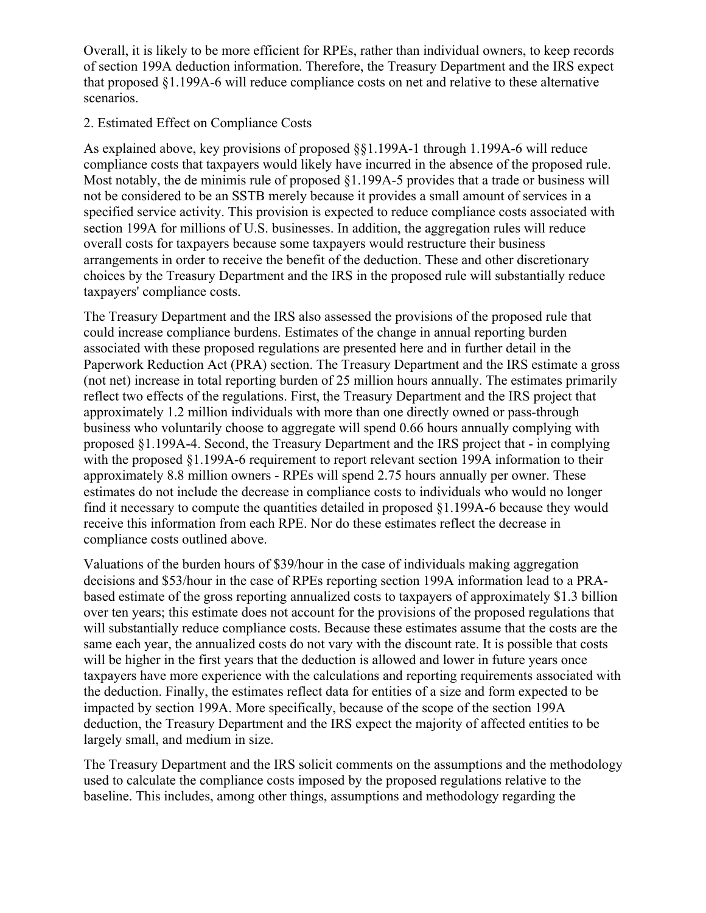Overall, it is likely to be more efficient for RPEs, rather than individual owners, to keep records of section 199A deduction information. Therefore, the Treasury Department and the IRS expect that proposed §1.199A-6 will reduce compliance costs on net and relative to these alternative scenarios.

2. Estimated Effect on Compliance Costs

As explained above, key provisions of proposed §§1.199A-1 through 1.199A-6 will reduce compliance costs that taxpayers would likely have incurred in the absence of the proposed rule. Most notably, the de minimis rule of proposed §1.199A-5 provides that a trade or business will not be considered to be an SSTB merely because it provides a small amount of services in a specified service activity. This provision is expected to reduce compliance costs associated with section 199A for millions of U.S. businesses. In addition, the aggregation rules will reduce overall costs for taxpayers because some taxpayers would restructure their business arrangements in order to receive the benefit of the deduction. These and other discretionary choices by the Treasury Department and the IRS in the proposed rule will substantially reduce taxpayers' compliance costs.

The Treasury Department and the IRS also assessed the provisions of the proposed rule that could increase compliance burdens. Estimates of the change in annual reporting burden associated with these proposed regulations are presented here and in further detail in the Paperwork Reduction Act (PRA) section. The Treasury Department and the IRS estimate a gross (not net) increase in total reporting burden of 25 million hours annually. The estimates primarily reflect two effects of the regulations. First, the Treasury Department and the IRS project that approximately 1.2 million individuals with more than one directly owned or pass-through business who voluntarily choose to aggregate will spend 0.66 hours annually complying with proposed §1.199A-4. Second, the Treasury Department and the IRS project that - in complying with the proposed §1.199A-6 requirement to report relevant section 199A information to their approximately 8.8 million owners - RPEs will spend 2.75 hours annually per owner. These estimates do not include the decrease in compliance costs to individuals who would no longer find it necessary to compute the quantities detailed in proposed §1.199A-6 because they would receive this information from each RPE. Nor do these estimates reflect the decrease in compliance costs outlined above.

Valuations of the burden hours of $39/hour in the case of individuals making aggregation decisions and $53/hour in the case of RPEs reporting section 199A information lead to a PRA-based estimate of the gross reporting annualized costs to taxpayers of approximately $1.3 billion over ten years; this estimate does not account for the provisions of the proposed regulations that will substantially reduce compliance costs. Because these estimates assume that the costs are the same each year, the annualized costs do not vary with the discount rate. It is possible that costs will be higher in the first years that the deduction is allowed and lower in future years once taxpayers have more experience with the calculations and reporting requirements associated with the deduction. Finally, the estimates reflect data for entities of a size and form expected to be impacted by section 199A. More specifically, because of the scope of the section 199A deduction, the Treasury Department and the IRS expect the majority of affected entities to be largely small, and medium in size.

The Treasury Department and the IRS solicit comments on the assumptions and the methodology used to calculate the compliance costs imposed by the proposed regulations relative to the baseline. This includes, among other things, assumptions and methodology regarding the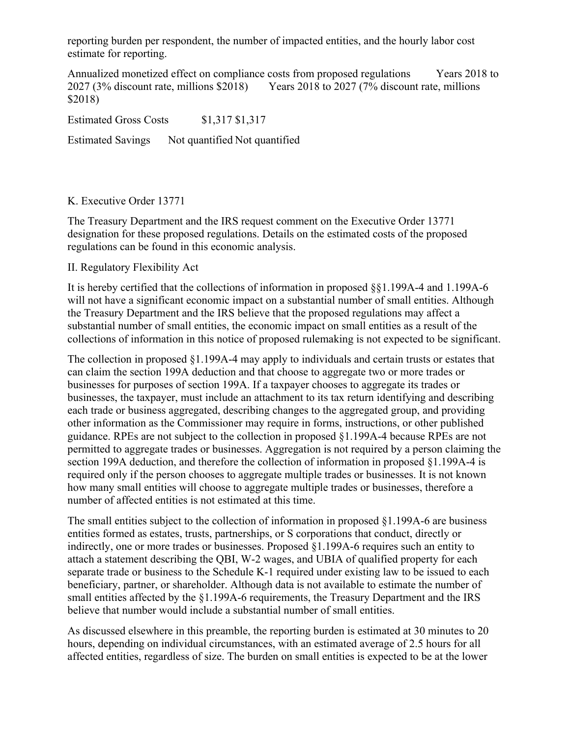reporting burden per respondent, the number of impacted entities, and the hourly labor cost estimate for reporting.

| Annualized monetized effect on compliance costs from proposed regulations | Years 2018 to 2027 (3% discount rate, millions $2018) | Years 2018 to 2027 (7% discount rate, millions $2018) |
|---|---|---|
| Estimated Gross Costs | $1,317 | $1,317 |
| Estimated Savings | Not quantified | Not quantified |

K. Executive Order 13771

The Treasury Department and the IRS request comment on the Executive Order 13771 designation for these proposed regulations. Details on the estimated costs of the proposed regulations can be found in this economic analysis.

II. Regulatory Flexibility Act

It is hereby certified that the collections of information in proposed §§1.199A-4 and 1.199A-6 will not have a significant economic impact on a substantial number of small entities. Although the Treasury Department and the IRS believe that the proposed regulations may affect a substantial number of small entities, the economic impact on small entities as a result of the collections of information in this notice of proposed rulemaking is not expected to be significant.

The collection in proposed §1.199A-4 may apply to individuals and certain trusts or estates that can claim the section 199A deduction and that choose to aggregate two or more trades or businesses for purposes of section 199A. If a taxpayer chooses to aggregate its trades or businesses, the taxpayer, must include an attachment to its tax return identifying and describing each trade or business aggregated, describing changes to the aggregated group, and providing other information as the Commissioner may require in forms, instructions, or other published guidance. RPEs are not subject to the collection in proposed §1.199A-4 because RPEs are not permitted to aggregate trades or businesses. Aggregation is not required by a person claiming the section 199A deduction, and therefore the collection of information in proposed §1.199A-4 is required only if the person chooses to aggregate multiple trades or businesses. It is not known how many small entities will choose to aggregate multiple trades or businesses, therefore a number of affected entities is not estimated at this time.

The small entities subject to the collection of information in proposed §1.199A-6 are business entities formed as estates, trusts, partnerships, or S corporations that conduct, directly or indirectly, one or more trades or businesses. Proposed §1.199A-6 requires such an entity to attach a statement describing the QBI, W-2 wages, and UBIA of qualified property for each separate trade or business to the Schedule K-1 required under existing law to be issued to each beneficiary, partner, or shareholder. Although data is not available to estimate the number of small entities affected by the §1.199A-6 requirements, the Treasury Department and the IRS believe that number would include a substantial number of small entities.

As discussed elsewhere in this preamble, the reporting burden is estimated at 30 minutes to 20 hours, depending on individual circumstances, with an estimated average of 2.5 hours for all affected entities, regardless of size. The burden on small entities is expected to be at the lower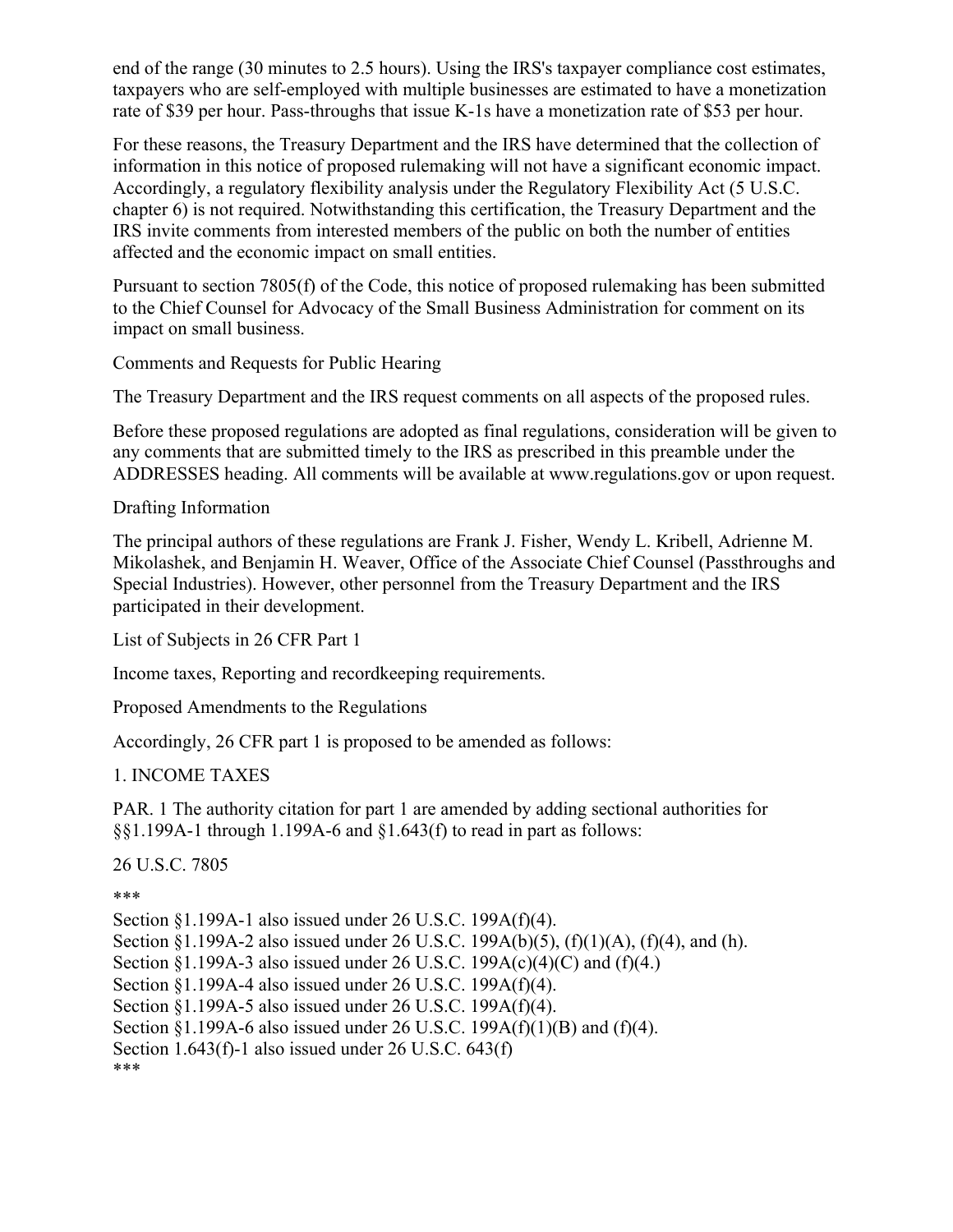end of the range (30 minutes to 2.5 hours). Using the IRS's taxpayer compliance cost estimates, taxpayers who are self-employed with multiple businesses are estimated to have a monetization rate of $39 per hour. Pass-throughs that issue K-1s have a monetization rate of $53 per hour.

For these reasons, the Treasury Department and the IRS have determined that the collection of information in this notice of proposed rulemaking will not have a significant economic impact. Accordingly, a regulatory flexibility analysis under the Regulatory Flexibility Act (5 U.S.C. chapter 6) is not required. Notwithstanding this certification, the Treasury Department and the IRS invite comments from interested members of the public on both the number of entities affected and the economic impact on small entities.

Pursuant to section 7805(f) of the Code, this notice of proposed rulemaking has been submitted to the Chief Counsel for Advocacy of the Small Business Administration for comment on its impact on small business.

Comments and Requests for Public Hearing

The Treasury Department and the IRS request comments on all aspects of the proposed rules.

Before these proposed regulations are adopted as final regulations, consideration will be given to any comments that are submitted timely to the IRS as prescribed in this preamble under the ADDRESSES heading. All comments will be available at www.regulations.gov or upon request.

Drafting Information

The principal authors of these regulations are Frank J. Fisher, Wendy L. Kribell, Adrienne M. Mikolashek, and Benjamin H. Weaver, Office of the Associate Chief Counsel (Passthroughs and Special Industries). However, other personnel from the Treasury Department and the IRS participated in their development.

List of Subjects in 26 CFR Part 1

Income taxes, Reporting and recordkeeping requirements.

Proposed Amendments to the Regulations

Accordingly, 26 CFR part 1 is proposed to be amended as follows:

1. INCOME TAXES

PAR. 1 The authority citation for part 1 are amended by adding sectional authorities for §§1.199A-1 through 1.199A-6 and §1.643(f) to read in part as follows:

26 U.S.C. 7805

***

Section §1.199A-1 also issued under 26 U.S.C. 199A(f)(4).
Section §1.199A-2 also issued under 26 U.S.C. 199A(b)(5), (f)(1)(A), (f)(4), and (h).
Section §1.199A-3 also issued under 26 U.S.C. 199A(c)(4)(C) and (f)(4.)
Section §1.199A-4 also issued under 26 U.S.C. 199A(f)(4).
Section §1.199A-5 also issued under 26 U.S.C. 199A(f)(4).
Section §1.199A-6 also issued under 26 U.S.C. 199A(f)(1)(B) and (f)(4).
Section 1.643(f)-1 also issued under 26 U.S.C. 643(f)
***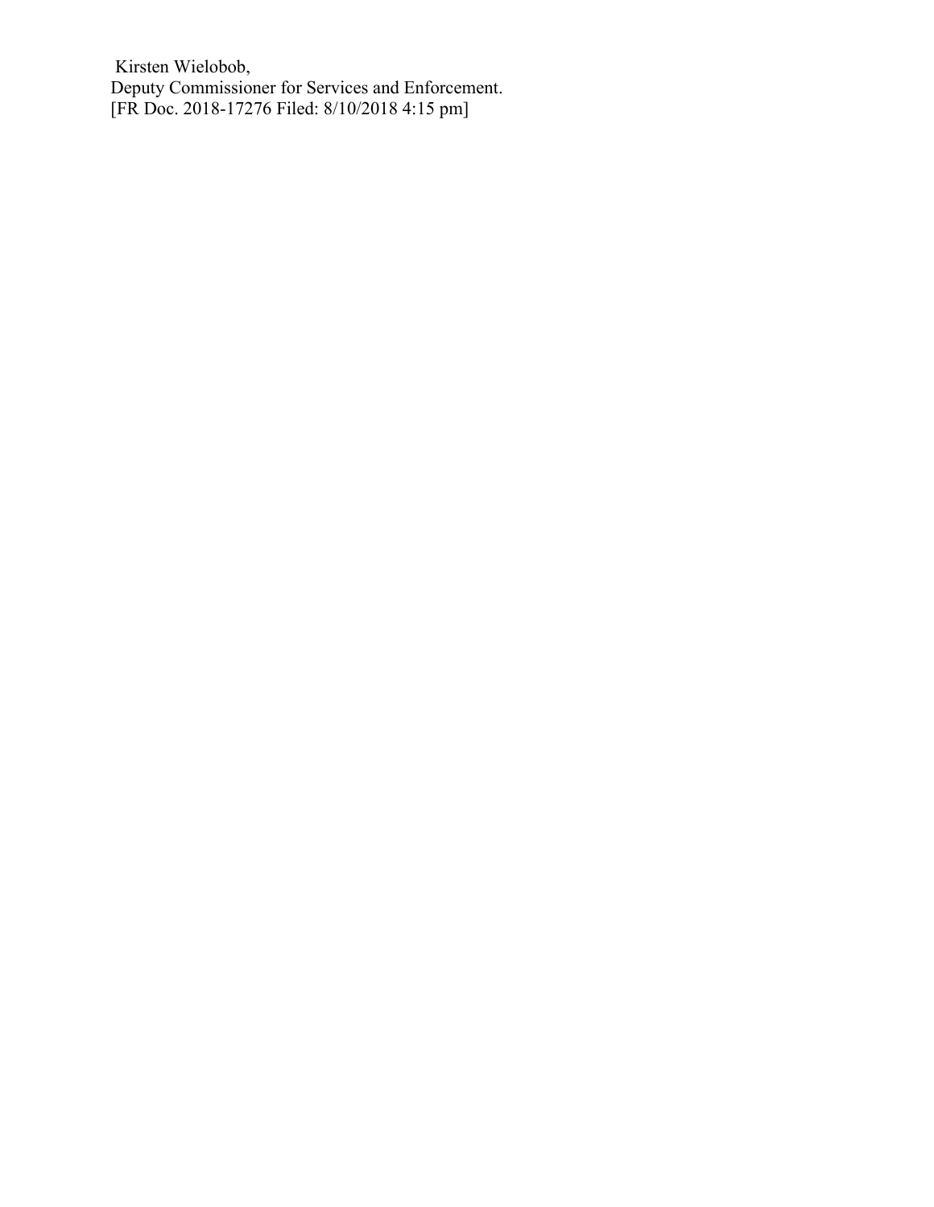Kirsten Wielobob,

Deputy Commissioner for Services and Enforcement.

[FR Doc. 2018-17276 Filed: 8/10/2018 4:15 pm]